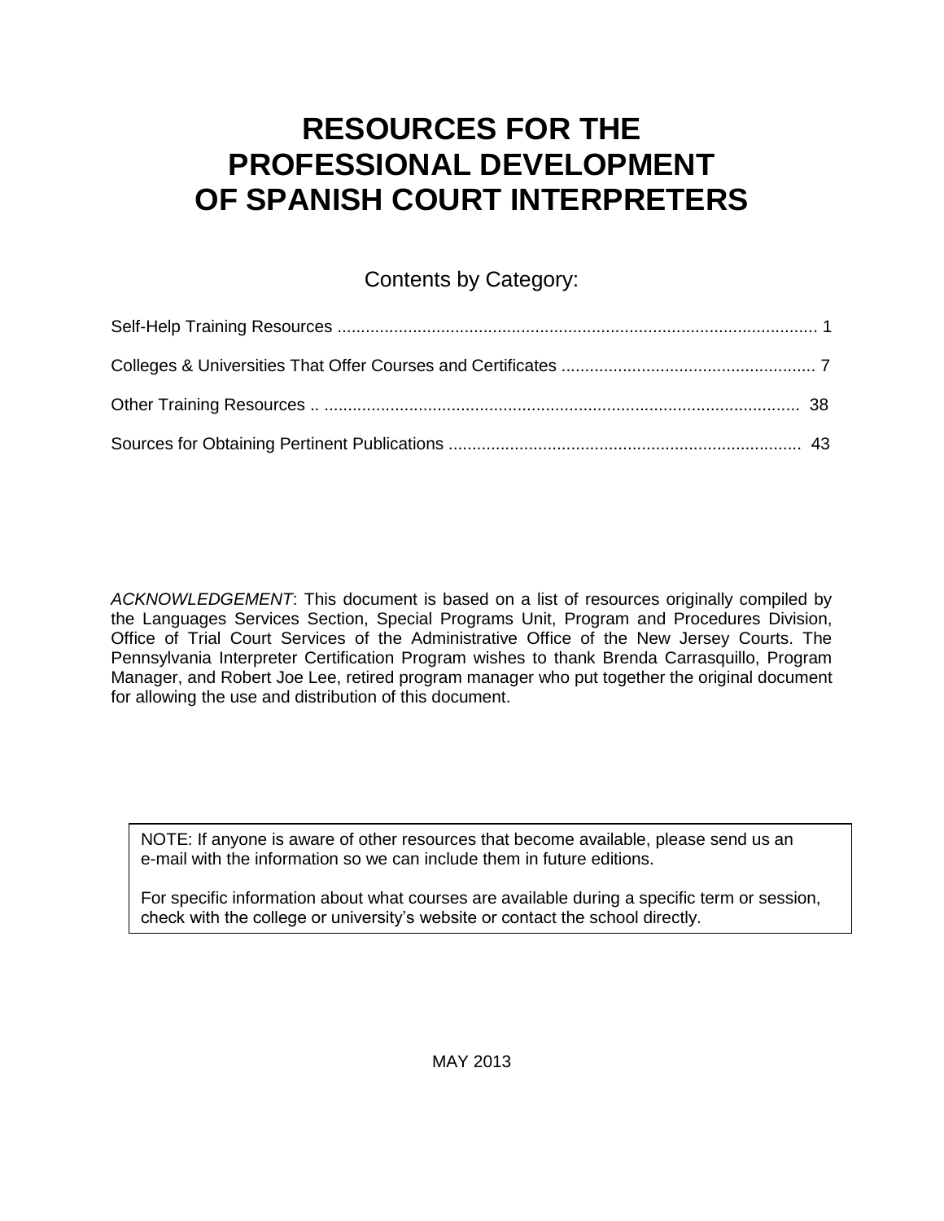# RESOURCES FOR THE PROFESSIONAL DEVELOPMENT OF SPANISH COURT INTERPRETERS

## Contents by Category:

Self-Help Training Resources ..................................................................................................... 1

Colleges & Universities That Offer Courses and Certificates ...................................................... 7

Other Training Resources .. .................................................................................................... 38

Sources for Obtaining Pertinent Publications .......................................................................... 43

*ACKNOWLEDGEMENT*: This document is based on a list of resources originally compiled by the Languages Services Section, Special Programs Unit, Program and Procedures Division, Office of Trial Court Services of the Administrative Office of the New Jersey Courts. The Pennsylvania Interpreter Certification Program wishes to thank Brenda Carrasquillo, Program Manager, and Robert Joe Lee, retired program manager who put together the original document for allowing the use and distribution of this document.

> NOTE: If anyone is aware of other resources that become available, please send us an e-mail with the information so we can include them in future editions.
>
> For specific information about what courses are available during a specific term or session, check with the college or university's website or contact the school directly.

MAY 2013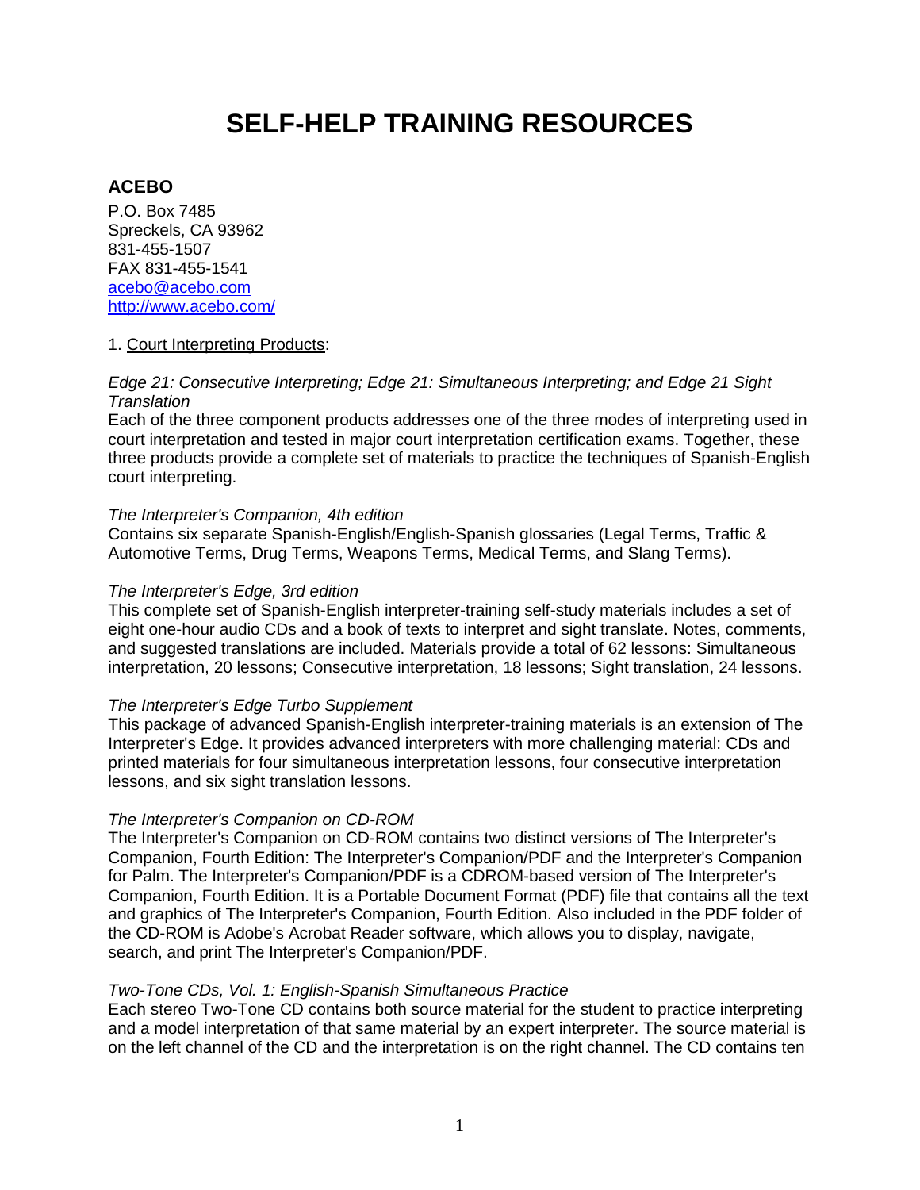# SELF-HELP TRAINING RESOURCES

## ACEBO

P.O. Box 7485
Spreckels, CA 93962
831-455-1507
FAX 831-455-1541
[acebo@acebo.com](mailto:acebo@acebo.com)
[http://www.acebo.com/](http://www.acebo.com/)

1. Court Interpreting Products:

*Edge 21: Consecutive Interpreting; Edge 21: Simultaneous Interpreting; and Edge 21 Sight Translation*
Each of the three component products addresses one of the three modes of interpreting used in court interpretation and tested in major court interpretation certification exams. Together, these three products provide a complete set of materials to practice the techniques of Spanish-English court interpreting.

*The Interpreter's Companion, 4th edition*
Contains six separate Spanish-English/English-Spanish glossaries (Legal Terms, Traffic & Automotive Terms, Drug Terms, Weapons Terms, Medical Terms, and Slang Terms).

*The Interpreter's Edge, 3rd edition*
This complete set of Spanish-English interpreter-training self-study materials includes a set of eight one-hour audio CDs and a book of texts to interpret and sight translate. Notes, comments, and suggested translations are included. Materials provide a total of 62 lessons: Simultaneous interpretation, 20 lessons; Consecutive interpretation, 18 lessons; Sight translation, 24 lessons.

*The Interpreter's Edge Turbo Supplement*
This package of advanced Spanish-English interpreter-training materials is an extension of The Interpreter's Edge. It provides advanced interpreters with more challenging material: CDs and printed materials for four simultaneous interpretation lessons, four consecutive interpretation lessons, and six sight translation lessons.

*The Interpreter's Companion on CD-ROM*
The Interpreter's Companion on CD-ROM contains two distinct versions of The Interpreter's Companion, Fourth Edition: The Interpreter's Companion/PDF and the Interpreter's Companion for Palm. The Interpreter's Companion/PDF is a CDROM-based version of The Interpreter's Companion, Fourth Edition. It is a Portable Document Format (PDF) file that contains all the text and graphics of The Interpreter's Companion, Fourth Edition. Also included in the PDF folder of the CD-ROM is Adobe's Acrobat Reader software, which allows you to display, navigate, search, and print The Interpreter's Companion/PDF.

*Two-Tone CDs, Vol. 1: English-Spanish Simultaneous Practice*
Each stereo Two-Tone CD contains both source material for the student to practice interpreting and a model interpretation of that same material by an expert interpreter. The source material is on the left channel of the CD and the interpretation is on the right channel. The CD contains ten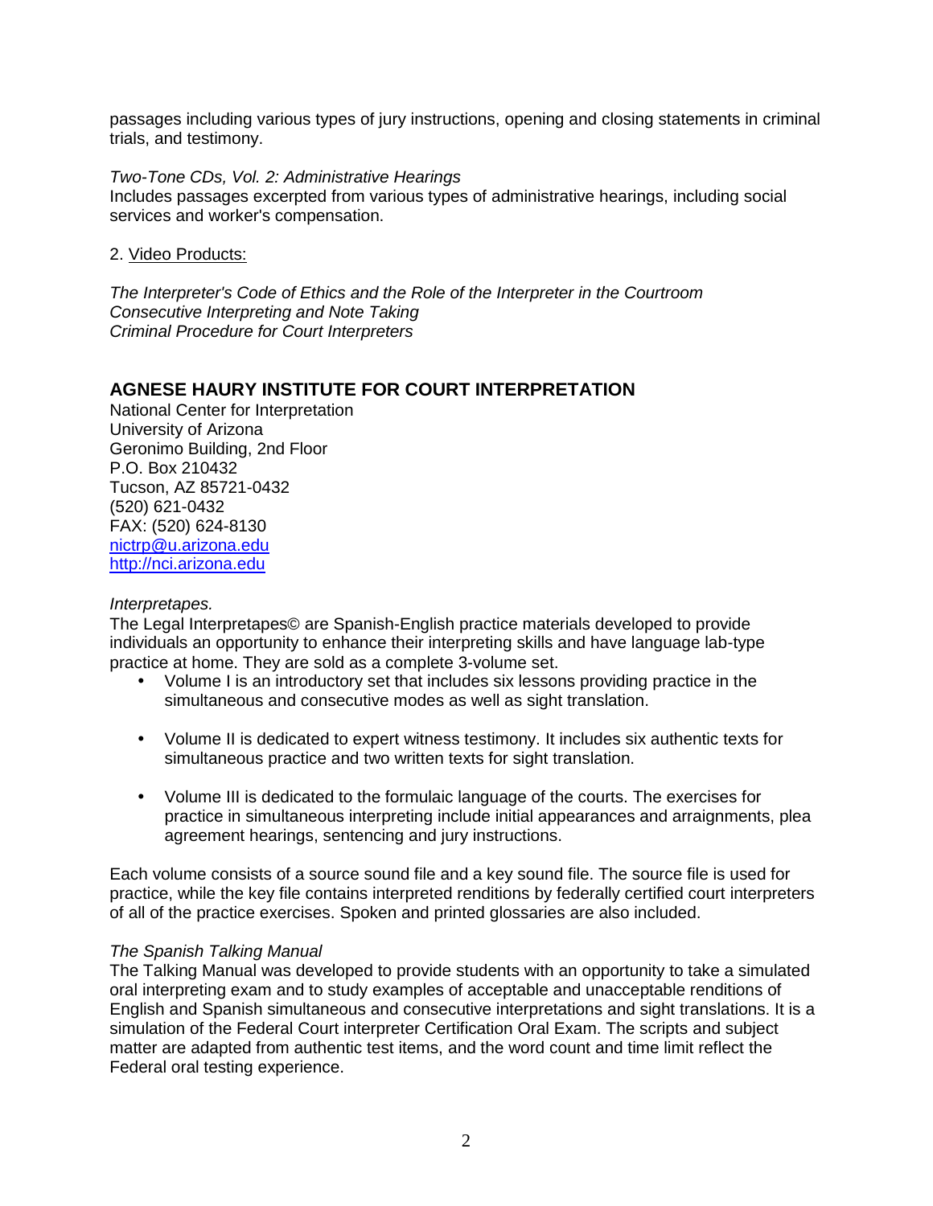passages including various types of jury instructions, opening and closing statements in criminal trials, and testimony.

*Two-Tone CDs, Vol. 2: Administrative Hearings*
Includes passages excerpted from various types of administrative hearings, including social services and worker's compensation.

2. Video Products:

*The Interpreter's Code of Ethics and the Role of the Interpreter in the Courtroom*
*Consecutive Interpreting and Note Taking*
*Criminal Procedure for Court Interpreters*

## AGNESE HAURY INSTITUTE FOR COURT INTERPRETATION

National Center for Interpretation
University of Arizona
Geronimo Building, 2nd Floor
P.O. Box 210432
Tucson, AZ 85721-0432
(520) 621-0432
FAX: (520) 624-8130
nictrp@u.arizona.edu
http://nci.arizona.edu

*Interpretapes.*
The Legal Interpretapes© are Spanish-English practice materials developed to provide individuals an opportunity to enhance their interpreting skills and have language lab-type practice at home. They are sold as a complete 3-volume set.

- Volume I is an introductory set that includes six lessons providing practice in the simultaneous and consecutive modes as well as sight translation.
- Volume II is dedicated to expert witness testimony. It includes six authentic texts for simultaneous practice and two written texts for sight translation.
- Volume III is dedicated to the formulaic language of the courts. The exercises for practice in simultaneous interpreting include initial appearances and arraignments, plea agreement hearings, sentencing and jury instructions.

Each volume consists of a source sound file and a key sound file. The source file is used for practice, while the key file contains interpreted renditions by federally certified court interpreters of all of the practice exercises. Spoken and printed glossaries are also included.

*The Spanish Talking Manual*
The Talking Manual was developed to provide students with an opportunity to take a simulated oral interpreting exam and to study examples of acceptable and unacceptable renditions of English and Spanish simultaneous and consecutive interpretations and sight translations. It is a simulation of the Federal Court interpreter Certification Oral Exam. The scripts and subject matter are adapted from authentic test items, and the word count and time limit reflect the Federal oral testing experience.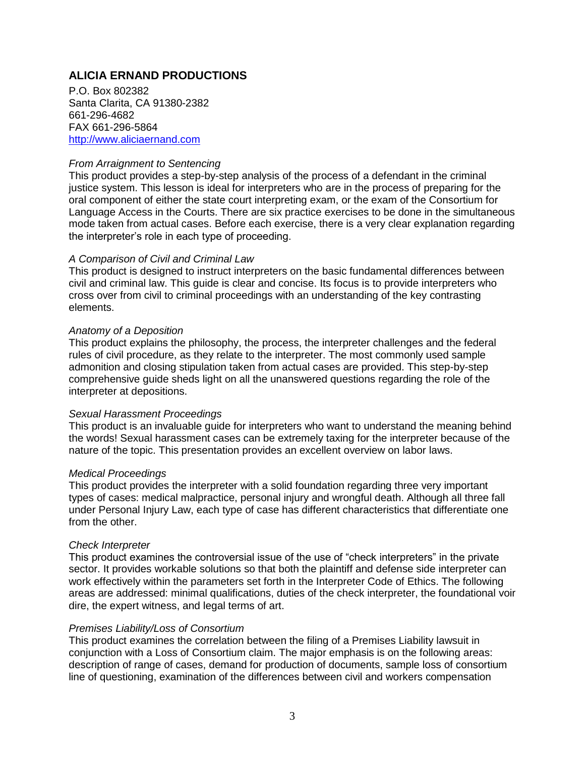## ALICIA ERNAND PRODUCTIONS

P.O. Box 802382
Santa Clarita, CA 91380-2382
661-296-4682
FAX 661-296-5864
[http://www.aliciaernand.com](http://www.aliciaernand.com)

*From Arraignment to Sentencing*
This product provides a step-by-step analysis of the process of a defendant in the criminal justice system. This lesson is ideal for interpreters who are in the process of preparing for the oral component of either the state court interpreting exam, or the exam of the Consortium for Language Access in the Courts. There are six practice exercises to be done in the simultaneous mode taken from actual cases. Before each exercise, there is a very clear explanation regarding the interpreter's role in each type of proceeding.

*A Comparison of Civil and Criminal Law*
This product is designed to instruct interpreters on the basic fundamental differences between civil and criminal law. This guide is clear and concise. Its focus is to provide interpreters who cross over from civil to criminal proceedings with an understanding of the key contrasting elements.

*Anatomy of a Deposition*
This product explains the philosophy, the process, the interpreter challenges and the federal rules of civil procedure, as they relate to the interpreter. The most commonly used sample admonition and closing stipulation taken from actual cases are provided. This step-by-step comprehensive guide sheds light on all the unanswered questions regarding the role of the interpreter at depositions.

*Sexual Harassment Proceedings*
This product is an invaluable guide for interpreters who want to understand the meaning behind the words! Sexual harassment cases can be extremely taxing for the interpreter because of the nature of the topic. This presentation provides an excellent overview on labor laws.

*Medical Proceedings*
This product provides the interpreter with a solid foundation regarding three very important types of cases: medical malpractice, personal injury and wrongful death. Although all three fall under Personal Injury Law, each type of case has different characteristics that differentiate one from the other.

*Check Interpreter*
This product examines the controversial issue of the use of "check interpreters" in the private sector. It provides workable solutions so that both the plaintiff and defense side interpreter can work effectively within the parameters set forth in the Interpreter Code of Ethics. The following areas are addressed: minimal qualifications, duties of the check interpreter, the foundational voir dire, the expert witness, and legal terms of art.

*Premises Liability/Loss of Consortium*
This product examines the correlation between the filing of a Premises Liability lawsuit in conjunction with a Loss of Consortium claim. The major emphasis is on the following areas: description of range of cases, demand for production of documents, sample loss of consortium line of questioning, examination of the differences between civil and workers compensation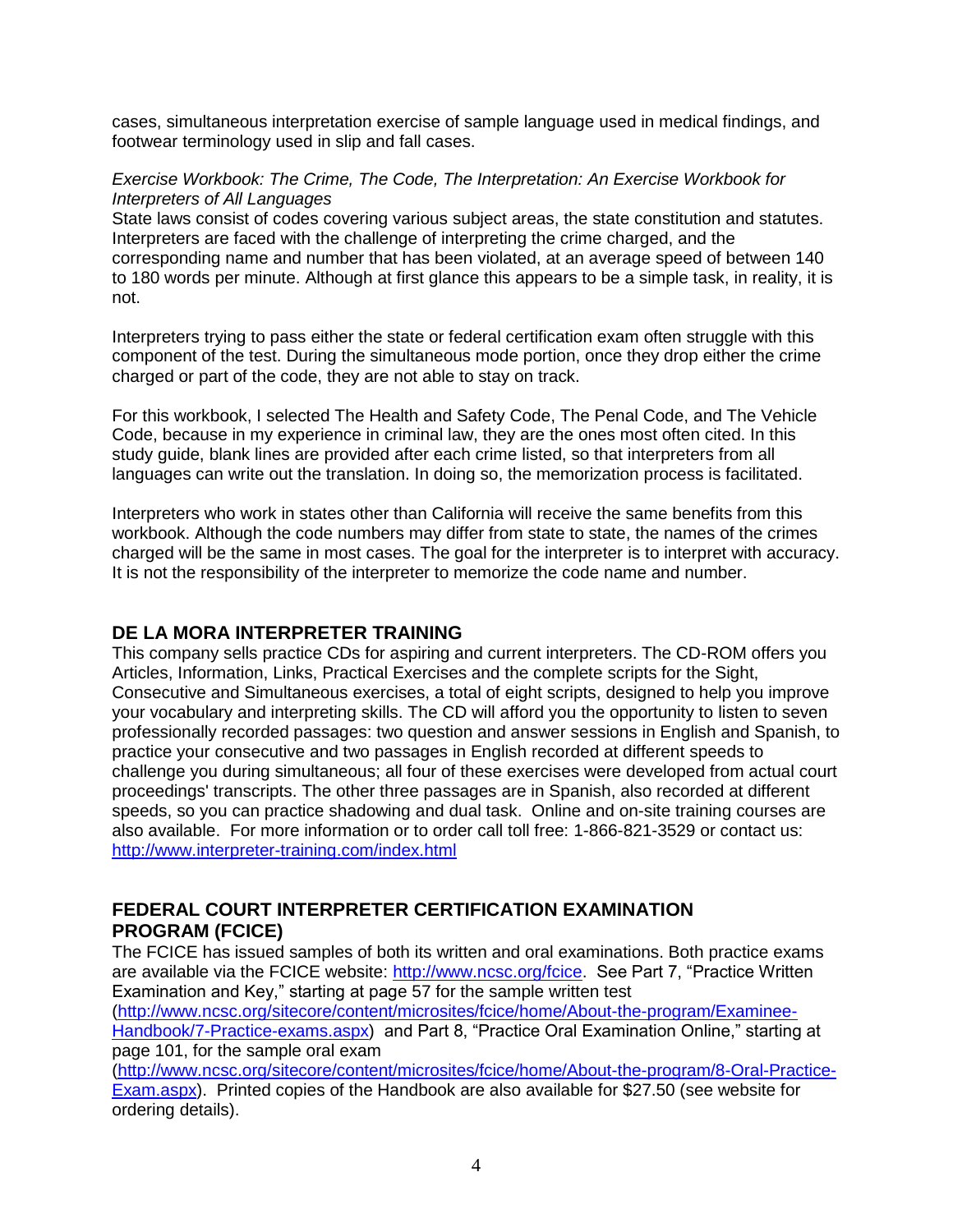cases, simultaneous interpretation exercise of sample language used in medical findings, and footwear terminology used in slip and fall cases.

*Exercise Workbook: The Crime, The Code, The Interpretation: An Exercise Workbook for Interpreters of All Languages*
State laws consist of codes covering various subject areas, the state constitution and statutes. Interpreters are faced with the challenge of interpreting the crime charged, and the corresponding name and number that has been violated, at an average speed of between 140 to 180 words per minute. Although at first glance this appears to be a simple task, in reality, it is not.

Interpreters trying to pass either the state or federal certification exam often struggle with this component of the test. During the simultaneous mode portion, once they drop either the crime charged or part of the code, they are not able to stay on track.

For this workbook, I selected The Health and Safety Code, The Penal Code, and The Vehicle Code, because in my experience in criminal law, they are the ones most often cited. In this study guide, blank lines are provided after each crime listed, so that interpreters from all languages can write out the translation. In doing so, the memorization process is facilitated.

Interpreters who work in states other than California will receive the same benefits from this workbook. Although the code numbers may differ from state to state, the names of the crimes charged will be the same in most cases. The goal for the interpreter is to interpret with accuracy. It is not the responsibility of the interpreter to memorize the code name and number.

## DE LA MORA INTERPRETER TRAINING

This company sells practice CDs for aspiring and current interpreters. The CD-ROM offers you Articles, Information, Links, Practical Exercises and the complete scripts for the Sight, Consecutive and Simultaneous exercises, a total of eight scripts, designed to help you improve your vocabulary and interpreting skills. The CD will afford you the opportunity to listen to seven professionally recorded passages: two question and answer sessions in English and Spanish, to practice your consecutive and two passages in English recorded at different speeds to challenge you during simultaneous; all four of these exercises were developed from actual court proceedings' transcripts. The other three passages are in Spanish, also recorded at different speeds, so you can practice shadowing and dual task. Online and on-site training courses are also available. For more information or to order call toll free: 1-866-821-3529 or contact us: http://www.interpreter-training.com/index.html

## FEDERAL COURT INTERPRETER CERTIFICATION EXAMINATION PROGRAM (FCICE)

The FCICE has issued samples of both its written and oral examinations. Both practice exams are available via the FCICE website: http://www.ncsc.org/fcice. See Part 7, "Practice Written Examination and Key," starting at page 57 for the sample written test (http://www.ncsc.org/sitecore/content/microsites/fcice/home/About-the-program/Examinee-Handbook/7-Practice-exams.aspx) and Part 8, "Practice Oral Examination Online," starting at page 101, for the sample oral exam (http://www.ncsc.org/sitecore/content/microsites/fcice/home/About-the-program/8-Oral-Practice-Exam.aspx). Printed copies of the Handbook are also available for $27.50 (see website for ordering details).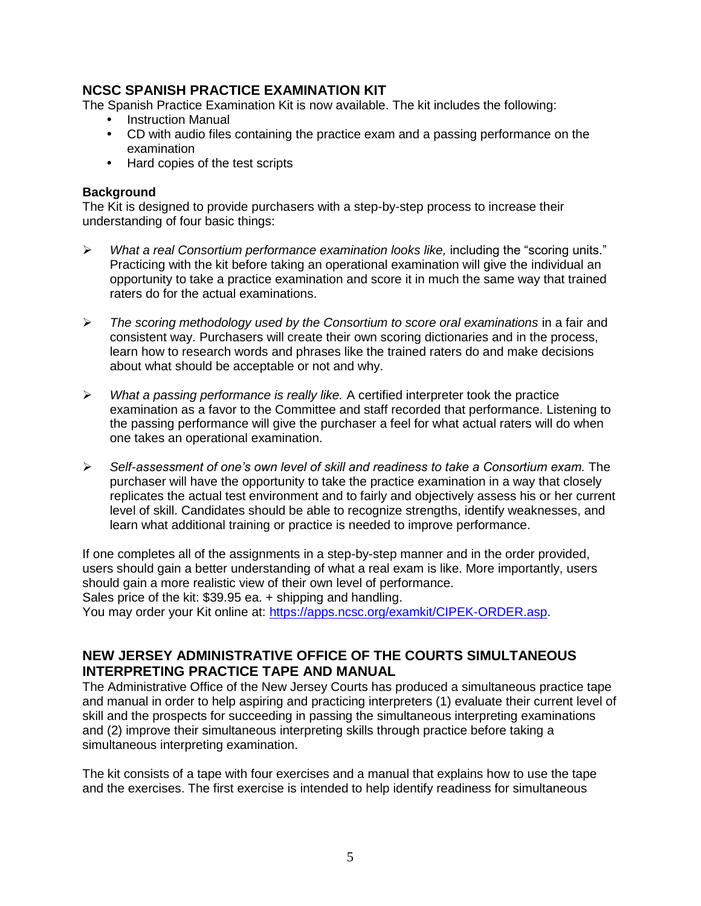## NCSC SPANISH PRACTICE EXAMINATION KIT

The Spanish Practice Examination Kit is now available. The kit includes the following:

- Instruction Manual
- CD with audio files containing the practice exam and a passing performance on the examination
- Hard copies of the test scripts

**Background**

The Kit is designed to provide purchasers with a step-by-step process to increase their understanding of four basic things:

- *What a real Consortium performance examination looks like,* including the "scoring units." Practicing with the kit before taking an operational examination will give the individual an opportunity to take a practice examination and score it in much the same way that trained raters do for the actual examinations.
- *The scoring methodology used by the Consortium to score oral examinations* in a fair and consistent way. Purchasers will create their own scoring dictionaries and in the process, learn how to research words and phrases like the trained raters do and make decisions about what should be acceptable or not and why.
- *What a passing performance is really like.* A certified interpreter took the practice examination as a favor to the Committee and staff recorded that performance. Listening to the passing performance will give the purchaser a feel for what actual raters will do when one takes an operational examination.
- *Self-assessment of one's own level of skill and readiness to take a Consortium exam.* The purchaser will have the opportunity to take the practice examination in a way that closely replicates the actual test environment and to fairly and objectively assess his or her current level of skill. Candidates should be able to recognize strengths, identify weaknesses, and learn what additional training or practice is needed to improve performance.

If one completes all of the assignments in a step-by-step manner and in the order provided, users should gain a better understanding of what a real exam is like. More importantly, users should gain a more realistic view of their own level of performance.
Sales price of the kit: $39.95 ea. + shipping and handling.
You may order your Kit online at: https://apps.ncsc.org/examkit/CIPEK-ORDER.asp.

## NEW JERSEY ADMINISTRATIVE OFFICE OF THE COURTS SIMULTANEOUS INTERPRETING PRACTICE TAPE AND MANUAL

The Administrative Office of the New Jersey Courts has produced a simultaneous practice tape and manual in order to help aspiring and practicing interpreters (1) evaluate their current level of skill and the prospects for succeeding in passing the simultaneous interpreting examinations and (2) improve their simultaneous interpreting skills through practice before taking a simultaneous interpreting examination.

The kit consists of a tape with four exercises and a manual that explains how to use the tape and the exercises. The first exercise is intended to help identify readiness for simultaneous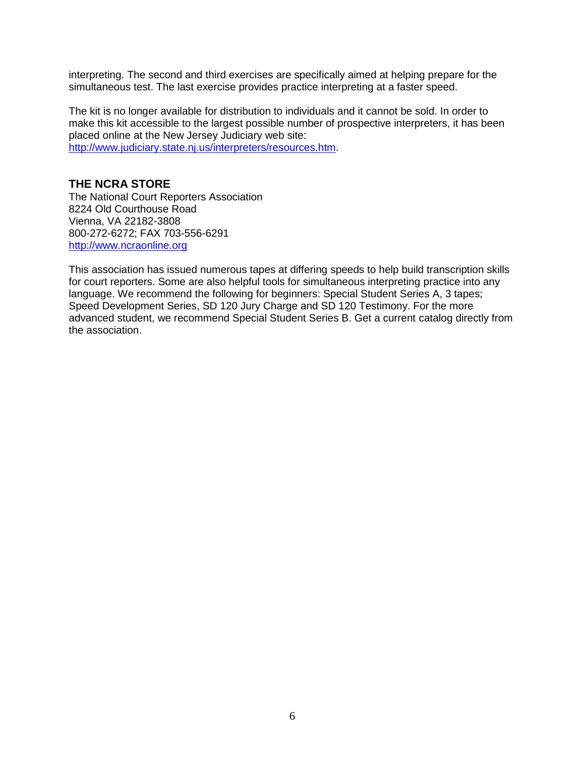interpreting. The second and third exercises are specifically aimed at helping prepare for the simultaneous test. The last exercise provides practice interpreting at a faster speed.

The kit is no longer available for distribution to individuals and it cannot be sold. In order to make this kit accessible to the largest possible number of prospective interpreters, it has been placed online at the New Jersey Judiciary web site: [http://www.judiciary.state.nj.us/interpreters/resources.htm](http://www.judiciary.state.nj.us/interpreters/resources.htm).

### THE NCRA STORE

The National Court Reporters Association
8224 Old Courthouse Road
Vienna, VA 22182-3808
800-272-6272; FAX 703-556-6291
[http://www.ncraonline.org](http://www.ncraonline.org)

This association has issued numerous tapes at differing speeds to help build transcription skills for court reporters. Some are also helpful tools for simultaneous interpreting practice into any language. We recommend the following for beginners: Special Student Series A, 3 tapes; Speed Development Series, SD 120 Jury Charge and SD 120 Testimony. For the more advanced student, we recommend Special Student Series B. Get a current catalog directly from the association.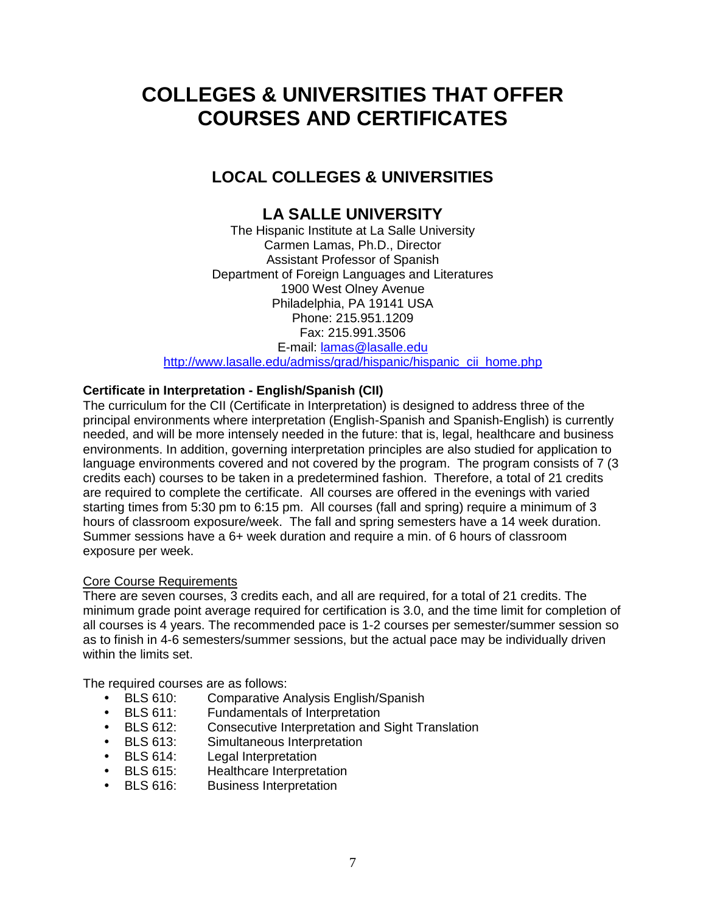# COLLEGES & UNIVERSITIES THAT OFFER COURSES AND CERTIFICATES

## LOCAL COLLEGES & UNIVERSITIES

### LA SALLE UNIVERSITY

The Hispanic Institute at La Salle University
Carmen Lamas, Ph.D., Director
Assistant Professor of Spanish
Department of Foreign Languages and Literatures
1900 West Olney Avenue
Philadelphia, PA 19141 USA
Phone: 215.951.1209
Fax: 215.991.3506
E-mail: lamas@lasalle.edu
http://www.lasalle.edu/admiss/grad/hispanic/hispanic_cii_home.php

**Certificate in Interpretation - English/Spanish (CII)**

The curriculum for the CII (Certificate in Interpretation) is designed to address three of the principal environments where interpretation (English-Spanish and Spanish-English) is currently needed, and will be more intensely needed in the future: that is, legal, healthcare and business environments. In addition, governing interpretation principles are also studied for application to language environments covered and not covered by the program. The program consists of 7 (3 credits each) courses to be taken in a predetermined fashion. Therefore, a total of 21 credits are required to complete the certificate. All courses are offered in the evenings with varied starting times from 5:30 pm to 6:15 pm. All courses (fall and spring) require a minimum of 3 hours of classroom exposure/week. The fall and spring semesters have a 14 week duration. Summer sessions have a 6+ week duration and require a min. of 6 hours of classroom exposure per week.

Core Course Requirements

There are seven courses, 3 credits each, and all are required, for a total of 21 credits. The minimum grade point average required for certification is 3.0, and the time limit for completion of all courses is 4 years. The recommended pace is 1-2 courses per semester/summer session so as to finish in 4-6 semesters/summer sessions, but the actual pace may be individually driven within the limits set.

The required courses are as follows:

- BLS 610: Comparative Analysis English/Spanish
- BLS 611: Fundamentals of Interpretation
- BLS 612: Consecutive Interpretation and Sight Translation
- BLS 613: Simultaneous Interpretation
- BLS 614: Legal Interpretation
- BLS 615: Healthcare Interpretation
- BLS 616: Business Interpretation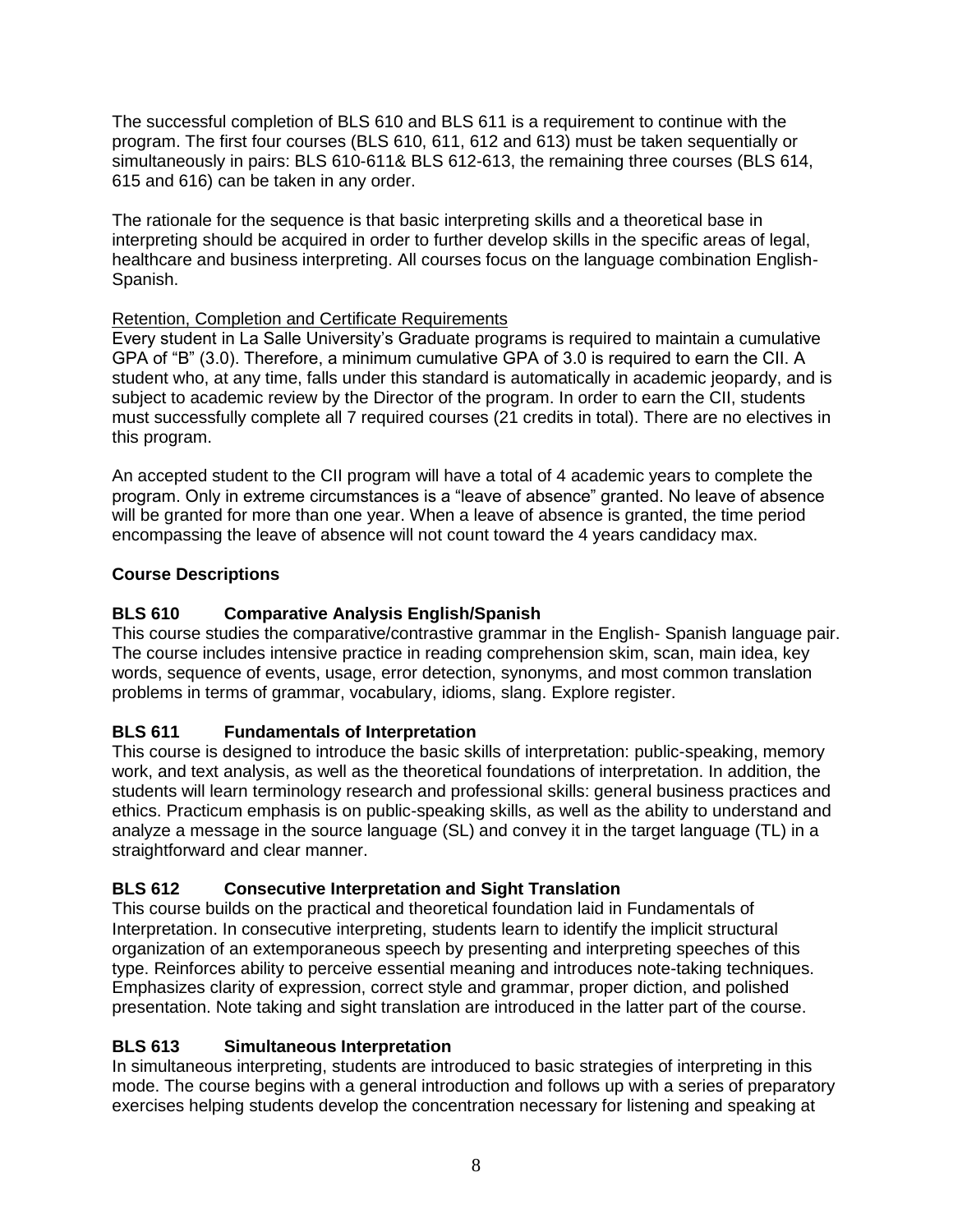The successful completion of BLS 610 and BLS 611 is a requirement to continue with the program. The first four courses (BLS 610, 611, 612 and 613) must be taken sequentially or simultaneously in pairs: BLS 610-611& BLS 612-613, the remaining three courses (BLS 614, 615 and 616) can be taken in any order.

The rationale for the sequence is that basic interpreting skills and a theoretical base in interpreting should be acquired in order to further develop skills in the specific areas of legal, healthcare and business interpreting. All courses focus on the language combination English-Spanish.

Retention, Completion and Certificate Requirements

Every student in La Salle University's Graduate programs is required to maintain a cumulative GPA of "B" (3.0). Therefore, a minimum cumulative GPA of 3.0 is required to earn the CII. A student who, at any time, falls under this standard is automatically in academic jeopardy, and is subject to academic review by the Director of the program. In order to earn the CII, students must successfully complete all 7 required courses (21 credits in total). There are no electives in this program.

An accepted student to the CII program will have a total of 4 academic years to complete the program. Only in extreme circumstances is a "leave of absence" granted. No leave of absence will be granted for more than one year. When a leave of absence is granted, the time period encompassing the leave of absence will not count toward the 4 years candidacy max.

## Course Descriptions

### BLS 610 Comparative Analysis English/Spanish

This course studies the comparative/contrastive grammar in the English- Spanish language pair. The course includes intensive practice in reading comprehension skim, scan, main idea, key words, sequence of events, usage, error detection, synonyms, and most common translation problems in terms of grammar, vocabulary, idioms, slang. Explore register.

### BLS 611 Fundamentals of Interpretation

This course is designed to introduce the basic skills of interpretation: public-speaking, memory work, and text analysis, as well as the theoretical foundations of interpretation. In addition, the students will learn terminology research and professional skills: general business practices and ethics. Practicum emphasis is on public-speaking skills, as well as the ability to understand and analyze a message in the source language (SL) and convey it in the target language (TL) in a straightforward and clear manner.

### BLS 612 Consecutive Interpretation and Sight Translation

This course builds on the practical and theoretical foundation laid in Fundamentals of Interpretation. In consecutive interpreting, students learn to identify the implicit structural organization of an extemporaneous speech by presenting and interpreting speeches of this type. Reinforces ability to perceive essential meaning and introduces note-taking techniques. Emphasizes clarity of expression, correct style and grammar, proper diction, and polished presentation. Note taking and sight translation are introduced in the latter part of the course.

### BLS 613 Simultaneous Interpretation

In simultaneous interpreting, students are introduced to basic strategies of interpreting in this mode. The course begins with a general introduction and follows up with a series of preparatory exercises helping students develop the concentration necessary for listening and speaking at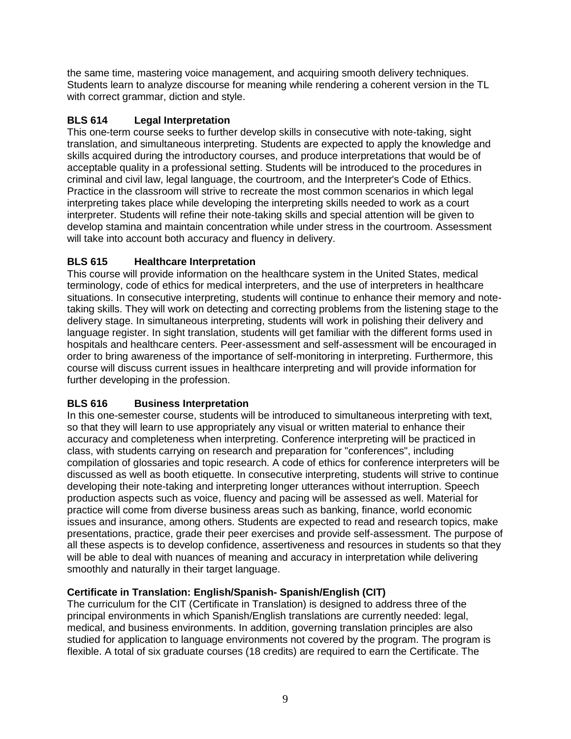the same time, mastering voice management, and acquiring smooth delivery techniques. Students learn to analyze discourse for meaning while rendering a coherent version in the TL with correct grammar, diction and style.

**BLS 614 Legal Interpretation**

This one-term course seeks to further develop skills in consecutive with note-taking, sight translation, and simultaneous interpreting. Students are expected to apply the knowledge and skills acquired during the introductory courses, and produce interpretations that would be of acceptable quality in a professional setting. Students will be introduced to the procedures in criminal and civil law, legal language, the courtroom, and the Interpreter's Code of Ethics. Practice in the classroom will strive to recreate the most common scenarios in which legal interpreting takes place while developing the interpreting skills needed to work as a court interpreter. Students will refine their note-taking skills and special attention will be given to develop stamina and maintain concentration while under stress in the courtroom. Assessment will take into account both accuracy and fluency in delivery.

**BLS 615 Healthcare Interpretation**

This course will provide information on the healthcare system in the United States, medical terminology, code of ethics for medical interpreters, and the use of interpreters in healthcare situations. In consecutive interpreting, students will continue to enhance their memory and note-taking skills. They will work on detecting and correcting problems from the listening stage to the delivery stage. In simultaneous interpreting, students will work in polishing their delivery and language register. In sight translation, students will get familiar with the different forms used in hospitals and healthcare centers. Peer-assessment and self-assessment will be encouraged in order to bring awareness of the importance of self-monitoring in interpreting. Furthermore, this course will discuss current issues in healthcare interpreting and will provide information for further developing in the profession.

**BLS 616 Business Interpretation**

In this one-semester course, students will be introduced to simultaneous interpreting with text, so that they will learn to use appropriately any visual or written material to enhance their accuracy and completeness when interpreting. Conference interpreting will be practiced in class, with students carrying on research and preparation for "conferences", including compilation of glossaries and topic research. A code of ethics for conference interpreters will be discussed as well as booth etiquette. In consecutive interpreting, students will strive to continue developing their note-taking and interpreting longer utterances without interruption. Speech production aspects such as voice, fluency and pacing will be assessed as well. Material for practice will come from diverse business areas such as banking, finance, world economic issues and insurance, among others. Students are expected to read and research topics, make presentations, practice, grade their peer exercises and provide self-assessment. The purpose of all these aspects is to develop confidence, assertiveness and resources in students so that they will be able to deal with nuances of meaning and accuracy in interpretation while delivering smoothly and naturally in their target language.

**Certificate in Translation: English/Spanish- Spanish/English (CIT)**

The curriculum for the CIT (Certificate in Translation) is designed to address three of the principal environments in which Spanish/English translations are currently needed: legal, medical, and business environments. In addition, governing translation principles are also studied for application to language environments not covered by the program. The program is flexible. A total of six graduate courses (18 credits) are required to earn the Certificate. The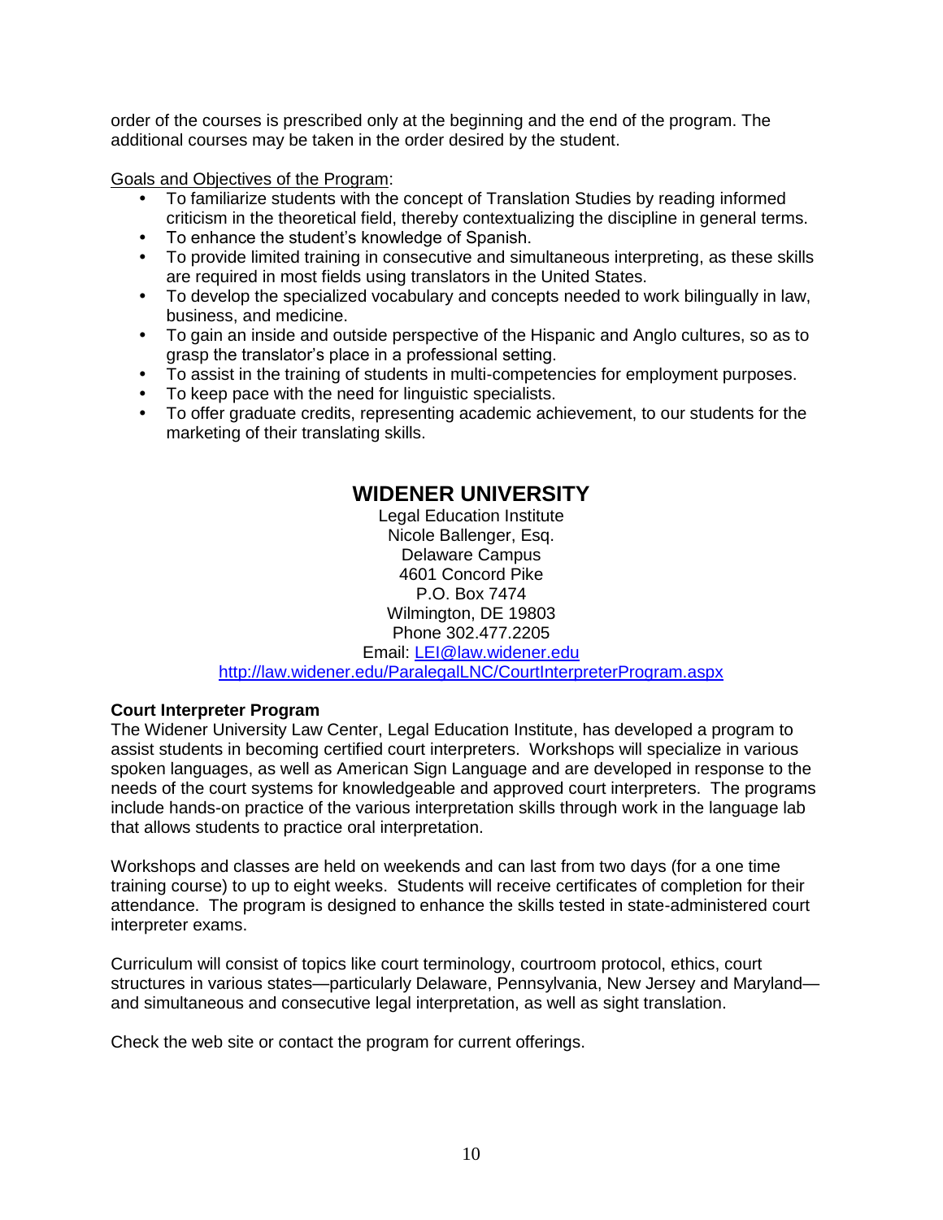order of the courses is prescribed only at the beginning and the end of the program. The additional courses may be taken in the order desired by the student.

Goals and Objectives of the Program:

- To familiarize students with the concept of Translation Studies by reading informed criticism in the theoretical field, thereby contextualizing the discipline in general terms.
- To enhance the student's knowledge of Spanish.
- To provide limited training in consecutive and simultaneous interpreting, as these skills are required in most fields using translators in the United States.
- To develop the specialized vocabulary and concepts needed to work bilingually in law, business, and medicine.
- To gain an inside and outside perspective of the Hispanic and Anglo cultures, so as to grasp the translator's place in a professional setting.
- To assist in the training of students in multi-competencies for employment purposes.
- To keep pace with the need for linguistic specialists.
- To offer graduate credits, representing academic achievement, to our students for the marketing of their translating skills.

## WIDENER UNIVERSITY

Legal Education Institute
Nicole Ballenger, Esq.
Delaware Campus
4601 Concord Pike
P.O. Box 7474
Wilmington, DE 19803
Phone 302.477.2205
Email: LEI@law.widener.edu
http://law.widener.edu/ParalegalLNC/CourtInterpreterProgram.aspx

**Court Interpreter Program**

The Widener University Law Center, Legal Education Institute, has developed a program to assist students in becoming certified court interpreters. Workshops will specialize in various spoken languages, as well as American Sign Language and are developed in response to the needs of the court systems for knowledgeable and approved court interpreters. The programs include hands-on practice of the various interpretation skills through work in the language lab that allows students to practice oral interpretation.

Workshops and classes are held on weekends and can last from two days (for a one time training course) to up to eight weeks. Students will receive certificates of completion for their attendance. The program is designed to enhance the skills tested in state-administered court interpreter exams.

Curriculum will consist of topics like court terminology, courtroom protocol, ethics, court structures in various states—particularly Delaware, Pennsylvania, New Jersey and Maryland—and simultaneous and consecutive legal interpretation, as well as sight translation.

Check the web site or contact the program for current offerings.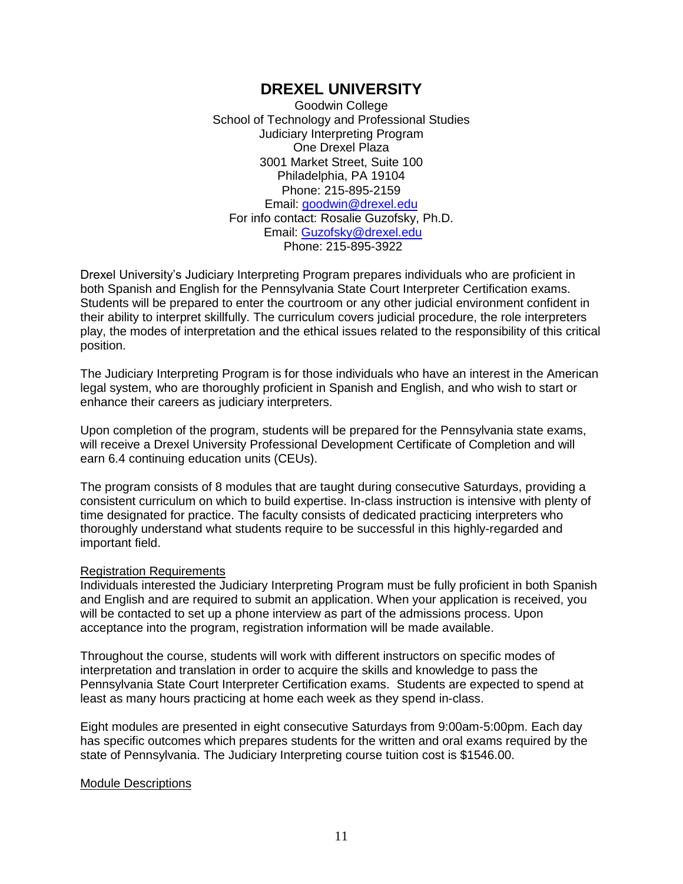# DREXEL UNIVERSITY

Goodwin College
School of Technology and Professional Studies
Judiciary Interpreting Program
One Drexel Plaza
3001 Market Street, Suite 100
Philadelphia, PA 19104
Phone: 215-895-2159
Email: goodwin@drexel.edu
For info contact: Rosalie Guzofsky, Ph.D.
Email: Guzofsky@drexel.edu
Phone: 215-895-3922

Drexel University's Judiciary Interpreting Program prepares individuals who are proficient in both Spanish and English for the Pennsylvania State Court Interpreter Certification exams. Students will be prepared to enter the courtroom or any other judicial environment confident in their ability to interpret skillfully. The curriculum covers judicial procedure, the role interpreters play, the modes of interpretation and the ethical issues related to the responsibility of this critical position.

The Judiciary Interpreting Program is for those individuals who have an interest in the American legal system, who are thoroughly proficient in Spanish and English, and who wish to start or enhance their careers as judiciary interpreters.

Upon completion of the program, students will be prepared for the Pennsylvania state exams, will receive a Drexel University Professional Development Certificate of Completion and will earn 6.4 continuing education units (CEUs).

The program consists of 8 modules that are taught during consecutive Saturdays, providing a consistent curriculum on which to build expertise. In-class instruction is intensive with plenty of time designated for practice. The faculty consists of dedicated practicing interpreters who thoroughly understand what students require to be successful in this highly-regarded and important field.

<u>Registration Requirements</u>

Individuals interested the Judiciary Interpreting Program must be fully proficient in both Spanish and English and are required to submit an application. When your application is received, you will be contacted to set up a phone interview as part of the admissions process. Upon acceptance into the program, registration information will be made available.

Throughout the course, students will work with different instructors on specific modes of interpretation and translation in order to acquire the skills and knowledge to pass the Pennsylvania State Court Interpreter Certification exams. Students are expected to spend at least as many hours practicing at home each week as they spend in-class.

Eight modules are presented in eight consecutive Saturdays from 9:00am-5:00pm. Each day has specific outcomes which prepares students for the written and oral exams required by the state of Pennsylvania. The Judiciary Interpreting course tuition cost is $1546.00.

<u>Module Descriptions</u>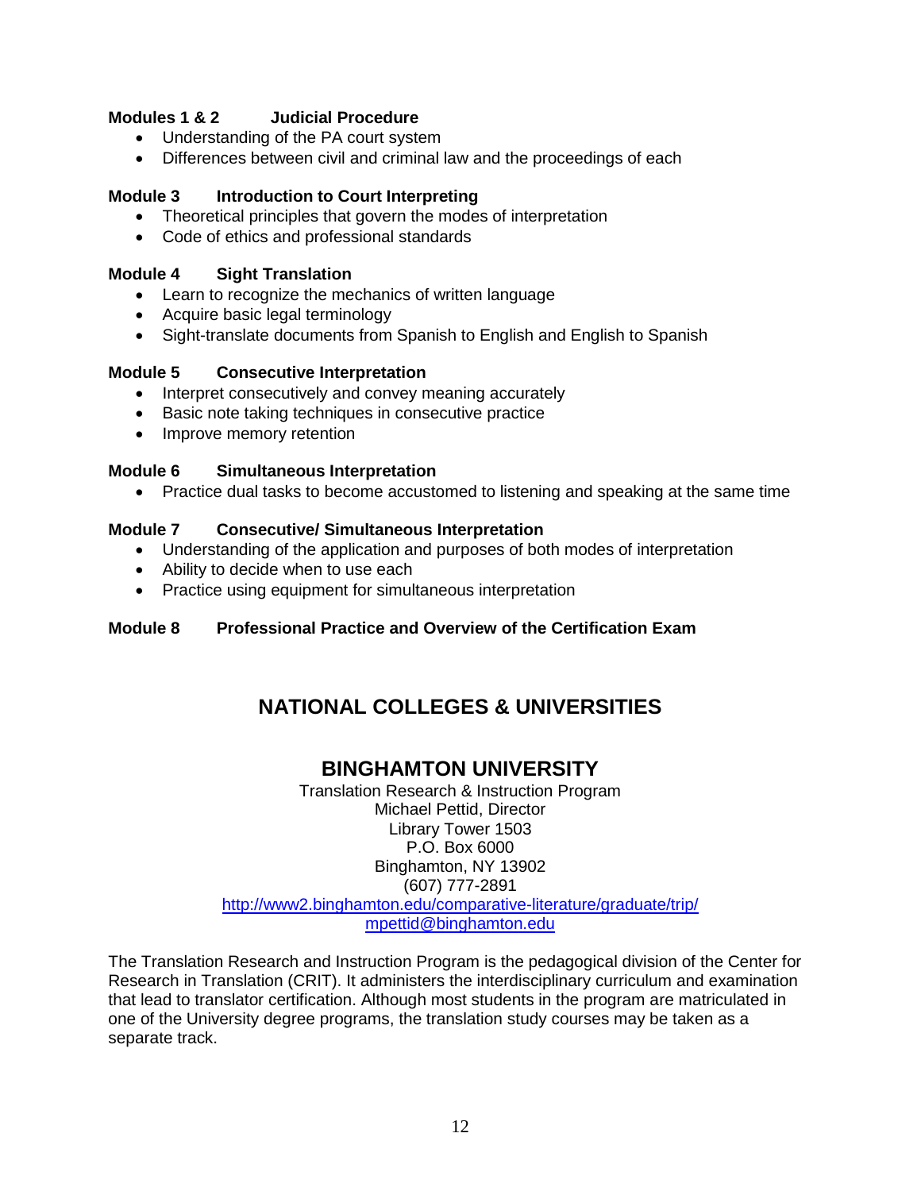**Modules 1 & 2 Judicial Procedure**

- Understanding of the PA court system
- Differences between civil and criminal law and the proceedings of each

**Module 3 Introduction to Court Interpreting**

- Theoretical principles that govern the modes of interpretation
- Code of ethics and professional standards

**Module 4 Sight Translation**

- Learn to recognize the mechanics of written language
- Acquire basic legal terminology
- Sight-translate documents from Spanish to English and English to Spanish

**Module 5 Consecutive Interpretation**

- Interpret consecutively and convey meaning accurately
- Basic note taking techniques in consecutive practice
- Improve memory retention

**Module 6 Simultaneous Interpretation**

- Practice dual tasks to become accustomed to listening and speaking at the same time

**Module 7 Consecutive/ Simultaneous Interpretation**

- Understanding of the application and purposes of both modes of interpretation
- Ability to decide when to use each
- Practice using equipment for simultaneous interpretation

**Module 8 Professional Practice and Overview of the Certification Exam**

# NATIONAL COLLEGES & UNIVERSITIES

## BINGHAMTON UNIVERSITY

Translation Research & Instruction Program
Michael Pettid, Director
Library Tower 1503
P.O. Box 6000
Binghamton, NY 13902
(607) 777-2891
http://www2.binghamton.edu/comparative-literature/graduate/trip/
mpettid@binghamton.edu

The Translation Research and Instruction Program is the pedagogical division of the Center for Research in Translation (CRIT). It administers the interdisciplinary curriculum and examination that lead to translator certification. Although most students in the program are matriculated in one of the University degree programs, the translation study courses may be taken as a separate track.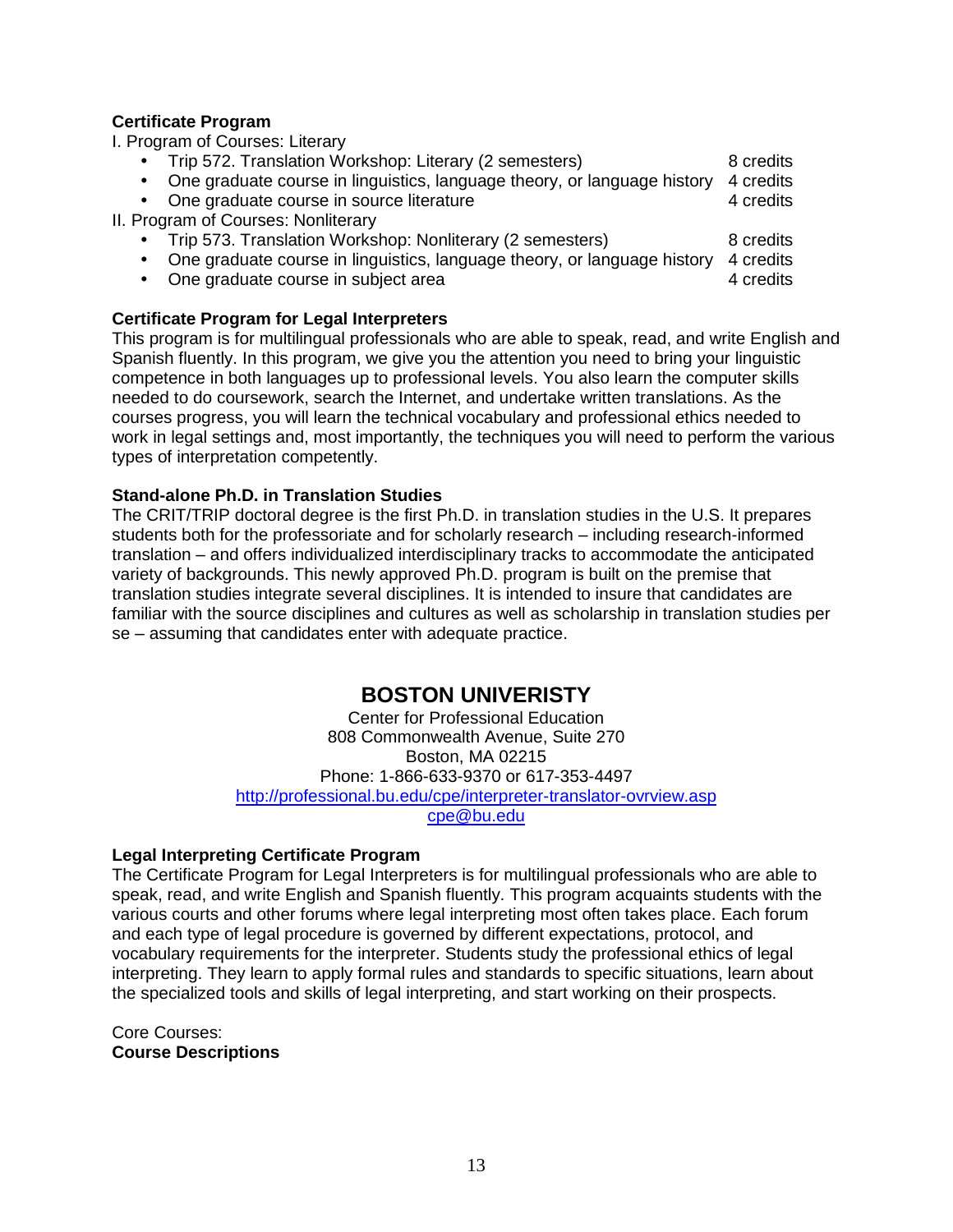**Certificate Program**

I. Program of Courses: Literary

- Trip 572. Translation Workshop: Literary (2 semesters) 8 credits
- One graduate course in linguistics, language theory, or language history 4 credits
- One graduate course in source literature 4 credits

II. Program of Courses: Nonliterary

- Trip 573. Translation Workshop: Nonliterary (2 semesters) 8 credits
- One graduate course in linguistics, language theory, or language history 4 credits
- One graduate course in subject area 4 credits

**Certificate Program for Legal Interpreters**

This program is for multilingual professionals who are able to speak, read, and write English and Spanish fluently. In this program, we give you the attention you need to bring your linguistic competence in both languages up to professional levels. You also learn the computer skills needed to do coursework, search the Internet, and undertake written translations. As the courses progress, you will learn the technical vocabulary and professional ethics needed to work in legal settings and, most importantly, the techniques you will need to perform the various types of interpretation competently.

**Stand-alone Ph.D. in Translation Studies**

The CRIT/TRIP doctoral degree is the first Ph.D. in translation studies in the U.S. It prepares students both for the professoriate and for scholarly research – including research-informed translation – and offers individualized interdisciplinary tracks to accommodate the anticipated variety of backgrounds. This newly approved Ph.D. program is built on the premise that translation studies integrate several disciplines. It is intended to insure that candidates are familiar with the source disciplines and cultures as well as scholarship in translation studies per se – assuming that candidates enter with adequate practice.

## BOSTON UNIVERISTY

Center for Professional Education
808 Commonwealth Avenue, Suite 270
Boston, MA 02215
Phone: 1-866-633-9370 or 617-353-4497
http://professional.bu.edu/cpe/interpreter-translator-ovrview.asp
cpe@bu.edu

**Legal Interpreting Certificate Program**

The Certificate Program for Legal Interpreters is for multilingual professionals who are able to speak, read, and write English and Spanish fluently. This program acquaints students with the various courts and other forums where legal interpreting most often takes place. Each forum and each type of legal procedure is governed by different expectations, protocol, and vocabulary requirements for the interpreter. Students study the professional ethics of legal interpreting. They learn to apply formal rules and standards to specific situations, learn about the specialized tools and skills of legal interpreting, and start working on their prospects.

Core Courses:

**Course Descriptions**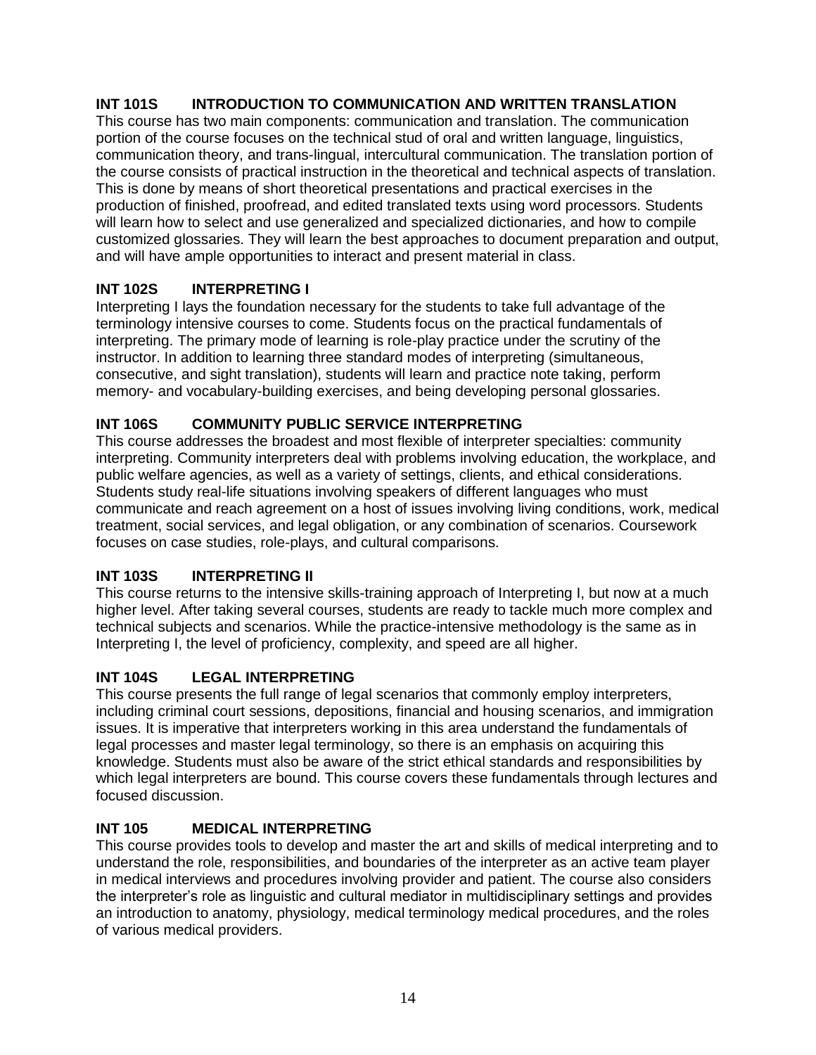### INT 101S INTRODUCTION TO COMMUNICATION AND WRITTEN TRANSLATION

This course has two main components: communication and translation. The communication portion of the course focuses on the technical stud of oral and written language, linguistics, communication theory, and trans-lingual, intercultural communication. The translation portion of the course consists of practical instruction in the theoretical and technical aspects of translation. This is done by means of short theoretical presentations and practical exercises in the production of finished, proofread, and edited translated texts using word processors. Students will learn how to select and use generalized and specialized dictionaries, and how to compile customized glossaries. They will learn the best approaches to document preparation and output, and will have ample opportunities to interact and present material in class.

### INT 102S INTERPRETING I

Interpreting I lays the foundation necessary for the students to take full advantage of the terminology intensive courses to come. Students focus on the practical fundamentals of interpreting. The primary mode of learning is role-play practice under the scrutiny of the instructor. In addition to learning three standard modes of interpreting (simultaneous, consecutive, and sight translation), students will learn and practice note taking, perform memory- and vocabulary-building exercises, and being developing personal glossaries.

### INT 106S COMMUNITY PUBLIC SERVICE INTERPRETING

This course addresses the broadest and most flexible of interpreter specialties: community interpreting. Community interpreters deal with problems involving education, the workplace, and public welfare agencies, as well as a variety of settings, clients, and ethical considerations. Students study real-life situations involving speakers of different languages who must communicate and reach agreement on a host of issues involving living conditions, work, medical treatment, social services, and legal obligation, or any combination of scenarios. Coursework focuses on case studies, role-plays, and cultural comparisons.

### INT 103S INTERPRETING II

This course returns to the intensive skills-training approach of Interpreting I, but now at a much higher level. After taking several courses, students are ready to tackle much more complex and technical subjects and scenarios. While the practice-intensive methodology is the same as in Interpreting I, the level of proficiency, complexity, and speed are all higher.

### INT 104S LEGAL INTERPRETING

This course presents the full range of legal scenarios that commonly employ interpreters, including criminal court sessions, depositions, financial and housing scenarios, and immigration issues. It is imperative that interpreters working in this area understand the fundamentals of legal processes and master legal terminology, so there is an emphasis on acquiring this knowledge. Students must also be aware of the strict ethical standards and responsibilities by which legal interpreters are bound. This course covers these fundamentals through lectures and focused discussion.

### INT 105 MEDICAL INTERPRETING

This course provides tools to develop and master the art and skills of medical interpreting and to understand the role, responsibilities, and boundaries of the interpreter as an active team player in medical interviews and procedures involving provider and patient. The course also considers the interpreter's role as linguistic and cultural mediator in multidisciplinary settings and provides an introduction to anatomy, physiology, medical terminology medical procedures, and the roles of various medical providers.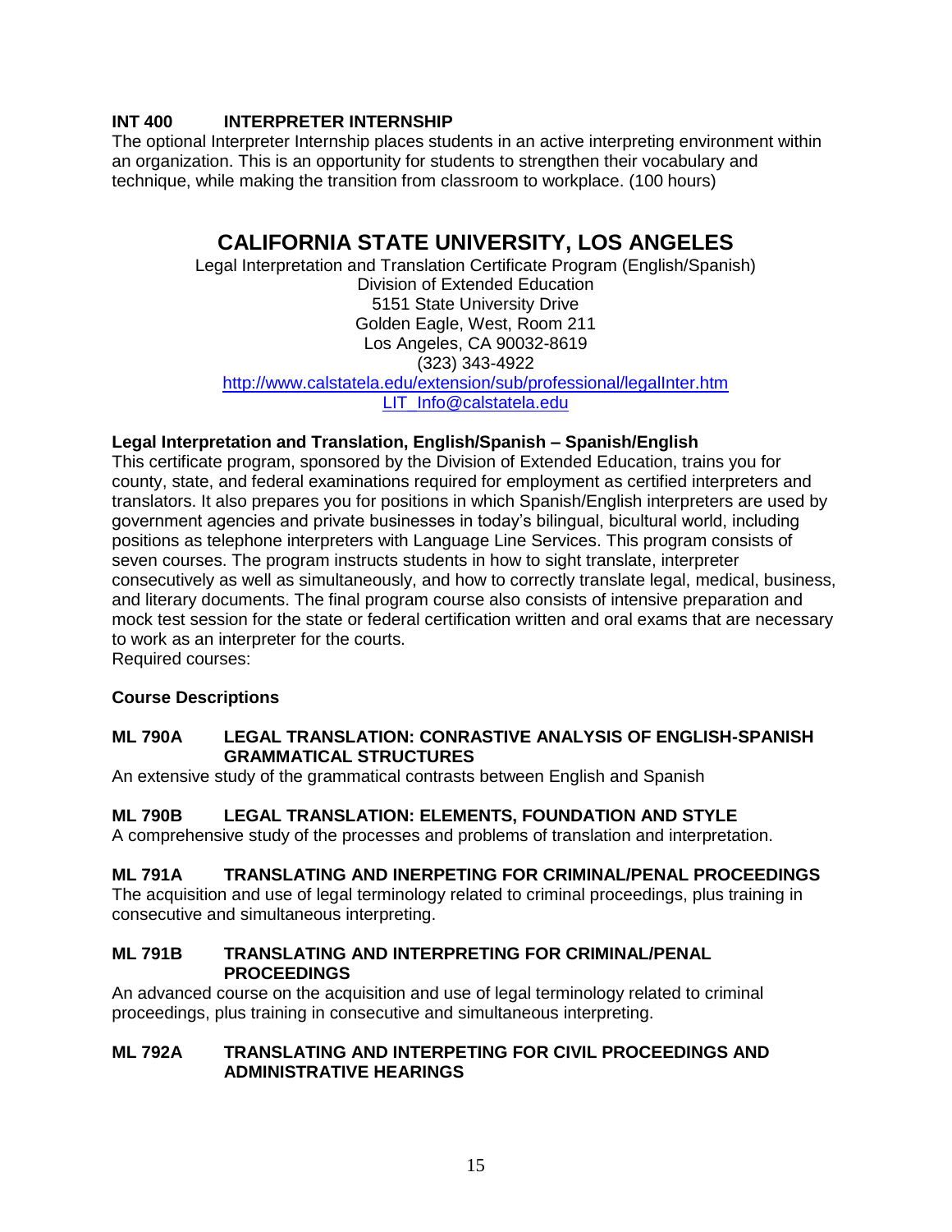**INT 400 INTERPRETER INTERNSHIP**

The optional Interpreter Internship places students in an active interpreting environment within an organization. This is an opportunity for students to strengthen their vocabulary and technique, while making the transition from classroom to workplace. (100 hours)

# CALIFORNIA STATE UNIVERSITY, LOS ANGELES

Legal Interpretation and Translation Certificate Program (English/Spanish)
Division of Extended Education
5151 State University Drive
Golden Eagle, West, Room 211
Los Angeles, CA 90032-8619
(323) 343-4922
http://www.calstatela.edu/extension/sub/professional/legalInter.htm
LIT_Info@calstatela.edu

**Legal Interpretation and Translation, English/Spanish – Spanish/English**

This certificate program, sponsored by the Division of Extended Education, trains you for county, state, and federal examinations required for employment as certified interpreters and translators. It also prepares you for positions in which Spanish/English interpreters are used by government agencies and private businesses in today's bilingual, bicultural world, including positions as telephone interpreters with Language Line Services. This program consists of seven courses. The program instructs students in how to sight translate, interpreter consecutively as well as simultaneously, and how to correctly translate legal, medical, business, and literary documents. The final program course also consists of intensive preparation and mock test session for the state or federal certification written and oral exams that are necessary to work as an interpreter for the courts.

Required courses:

**Course Descriptions**

**ML 790A LEGAL TRANSLATION: CONRASTIVE ANALYSIS OF ENGLISH-SPANISH GRAMMATICAL STRUCTURES**

An extensive study of the grammatical contrasts between English and Spanish

**ML 790B LEGAL TRANSLATION: ELEMENTS, FOUNDATION AND STYLE**

A comprehensive study of the processes and problems of translation and interpretation.

**ML 791A TRANSLATING AND INERPETING FOR CRIMINAL/PENAL PROCEEDINGS**

The acquisition and use of legal terminology related to criminal proceedings, plus training in consecutive and simultaneous interpreting.

**ML 791B TRANSLATING AND INTERPRETING FOR CRIMINAL/PENAL PROCEEDINGS**

An advanced course on the acquisition and use of legal terminology related to criminal proceedings, plus training in consecutive and simultaneous interpreting.

**ML 792A TRANSLATING AND INTERPETING FOR CIVIL PROCEEDINGS AND ADMINISTRATIVE HEARINGS**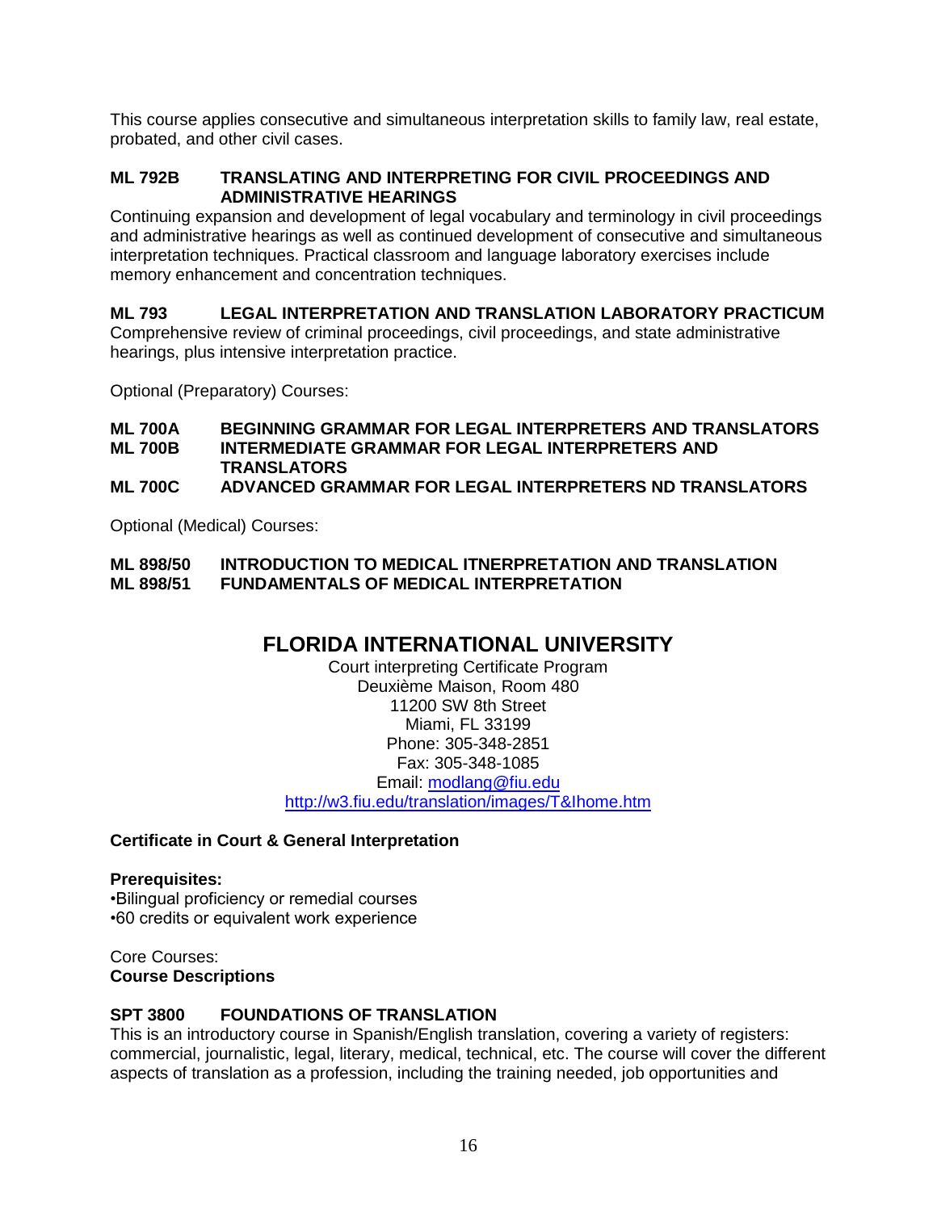This course applies consecutive and simultaneous interpretation skills to family law, real estate, probated, and other civil cases.

**ML 792B TRANSLATING AND INTERPRETING FOR CIVIL PROCEEDINGS AND ADMINISTRATIVE HEARINGS**

Continuing expansion and development of legal vocabulary and terminology in civil proceedings and administrative hearings as well as continued development of consecutive and simultaneous interpretation techniques. Practical classroom and language laboratory exercises include memory enhancement and concentration techniques.

**ML 793 LEGAL INTERPRETATION AND TRANSLATION LABORATORY PRACTICUM**

Comprehensive review of criminal proceedings, civil proceedings, and state administrative hearings, plus intensive interpretation practice.

Optional (Preparatory) Courses:

**ML 700A BEGINNING GRAMMAR FOR LEGAL INTERPRETERS AND TRANSLATORS**
**ML 700B INTERMEDIATE GRAMMAR FOR LEGAL INTERPRETERS AND TRANSLATORS**
**ML 700C ADVANCED GRAMMAR FOR LEGAL INTERPRETERS ND TRANSLATORS**

Optional (Medical) Courses:

**ML 898/50 INTRODUCTION TO MEDICAL ITNERPRETATION AND TRANSLATION**
**ML 898/51 FUNDAMENTALS OF MEDICAL INTERPRETATION**

## FLORIDA INTERNATIONAL UNIVERSITY

Court interpreting Certificate Program
Deuxième Maison, Room 480
11200 SW 8th Street
Miami, FL 33199
Phone: 305-348-2851
Fax: 305-348-1085
Email: modlang@fiu.edu
http://w3.fiu.edu/translation/images/T&Ihome.htm

**Certificate in Court & General Interpretation**

**Prerequisites:**

- Bilingual proficiency or remedial courses
- 60 credits or equivalent work experience

Core Courses:
**Course Descriptions**

**SPT 3800 FOUNDATIONS OF TRANSLATION**

This is an introductory course in Spanish/English translation, covering a variety of registers: commercial, journalistic, legal, literary, medical, technical, etc. The course will cover the different aspects of translation as a profession, including the training needed, job opportunities and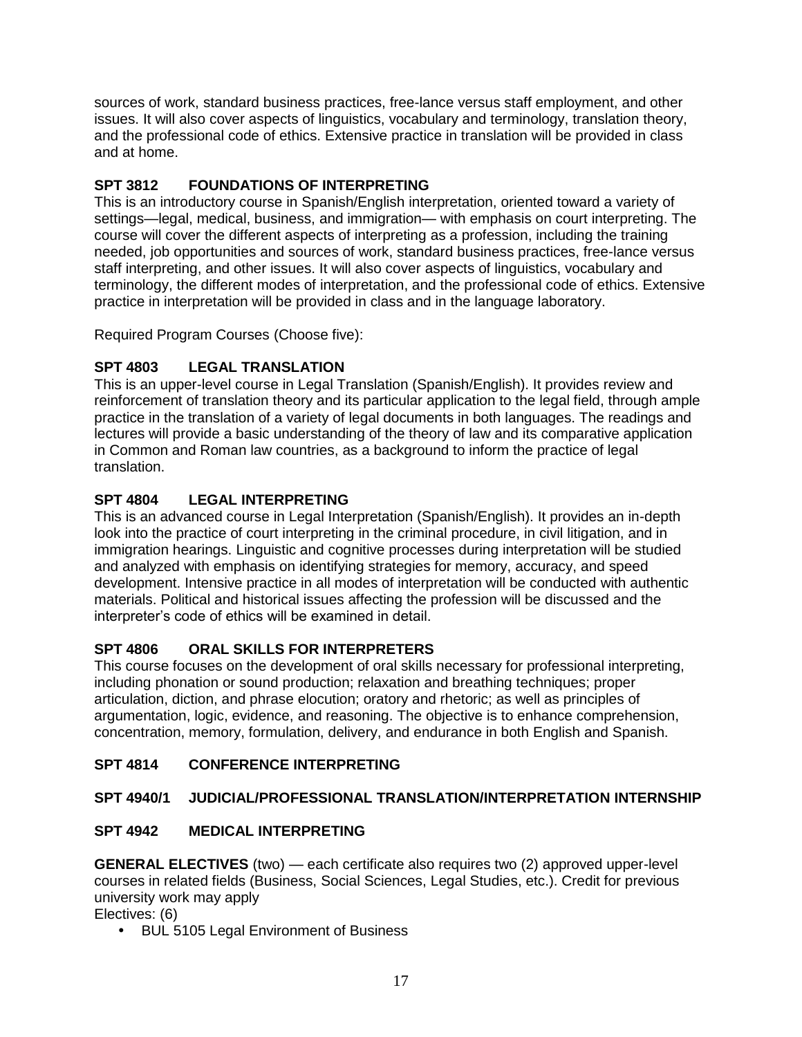sources of work, standard business practices, free-lance versus staff employment, and other issues. It will also cover aspects of linguistics, vocabulary and terminology, translation theory, and the professional code of ethics. Extensive practice in translation will be provided in class and at home.

**SPT 3812 FOUNDATIONS OF INTERPRETING**

This is an introductory course in Spanish/English interpretation, oriented toward a variety of settings—legal, medical, business, and immigration— with emphasis on court interpreting. The course will cover the different aspects of interpreting as a profession, including the training needed, job opportunities and sources of work, standard business practices, free-lance versus staff interpreting, and other issues. It will also cover aspects of linguistics, vocabulary and terminology, the different modes of interpretation, and the professional code of ethics. Extensive practice in interpretation will be provided in class and in the language laboratory.

Required Program Courses (Choose five):

**SPT 4803 LEGAL TRANSLATION**

This is an upper-level course in Legal Translation (Spanish/English). It provides review and reinforcement of translation theory and its particular application to the legal field, through ample practice in the translation of a variety of legal documents in both languages. The readings and lectures will provide a basic understanding of the theory of law and its comparative application in Common and Roman law countries, as a background to inform the practice of legal translation.

**SPT 4804 LEGAL INTERPRETING**

This is an advanced course in Legal Interpretation (Spanish/English). It provides an in-depth look into the practice of court interpreting in the criminal procedure, in civil litigation, and in immigration hearings. Linguistic and cognitive processes during interpretation will be studied and analyzed with emphasis on identifying strategies for memory, accuracy, and speed development. Intensive practice in all modes of interpretation will be conducted with authentic materials. Political and historical issues affecting the profession will be discussed and the interpreter's code of ethics will be examined in detail.

**SPT 4806 ORAL SKILLS FOR INTERPRETERS**

This course focuses on the development of oral skills necessary for professional interpreting, including phonation or sound production; relaxation and breathing techniques; proper articulation, diction, and phrase elocution; oratory and rhetoric; as well as principles of argumentation, logic, evidence, and reasoning. The objective is to enhance comprehension, concentration, memory, formulation, delivery, and endurance in both English and Spanish.

**SPT 4814 CONFERENCE INTERPRETING**

**SPT 4940/1 JUDICIAL/PROFESSIONAL TRANSLATION/INTERPRETATION INTERNSHIP**

**SPT 4942 MEDICAL INTERPRETING**

**GENERAL ELECTIVES** (two) — each certificate also requires two (2) approved upper-level courses in related fields (Business, Social Sciences, Legal Studies, etc.). Credit for previous university work may apply

Electives: (6)

- BUL 5105 Legal Environment of Business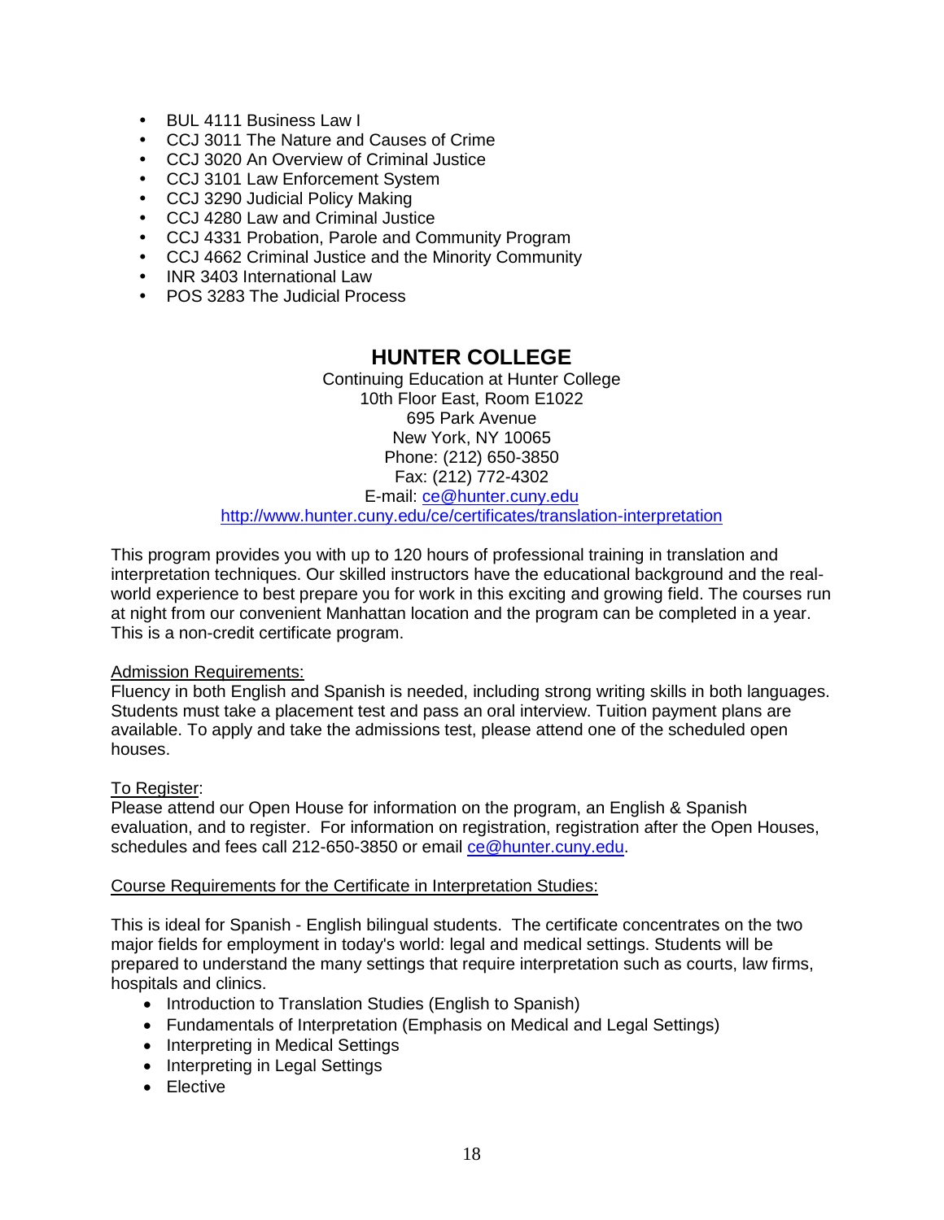- BUL 4111 Business Law I
- CCJ 3011 The Nature and Causes of Crime
- CCJ 3020 An Overview of Criminal Justice
- CCJ 3101 Law Enforcement System
- CCJ 3290 Judicial Policy Making
- CCJ 4280 Law and Criminal Justice
- CCJ 4331 Probation, Parole and Community Program
- CCJ 4662 Criminal Justice and the Minority Community
- INR 3403 International Law
- POS 3283 The Judicial Process

## HUNTER COLLEGE

Continuing Education at Hunter College
10th Floor East, Room E1022
695 Park Avenue
New York, NY 10065
Phone: (212) 650-3850
Fax: (212) 772-4302
E-mail: ce@hunter.cuny.edu
http://www.hunter.cuny.edu/ce/certificates/translation-interpretation

This program provides you with up to 120 hours of professional training in translation and interpretation techniques. Our skilled instructors have the educational background and the real-world experience to best prepare you for work in this exciting and growing field. The courses run at night from our convenient Manhattan location and the program can be completed in a year. This is a non-credit certificate program.

Admission Requirements:
Fluency in both English and Spanish is needed, including strong writing skills in both languages. Students must take a placement test and pass an oral interview. Tuition payment plans are available. To apply and take the admissions test, please attend one of the scheduled open houses.

To Register:
Please attend our Open House for information on the program, an English & Spanish evaluation, and to register. For information on registration, registration after the Open Houses, schedules and fees call 212-650-3850 or email ce@hunter.cuny.edu.

Course Requirements for the Certificate in Interpretation Studies:

This is ideal for Spanish - English bilingual students. The certificate concentrates on the two major fields for employment in today's world: legal and medical settings. Students will be prepared to understand the many settings that require interpretation such as courts, law firms, hospitals and clinics.

- Introduction to Translation Studies (English to Spanish)
- Fundamentals of Interpretation (Emphasis on Medical and Legal Settings)
- Interpreting in Medical Settings
- Interpreting in Legal Settings
- Elective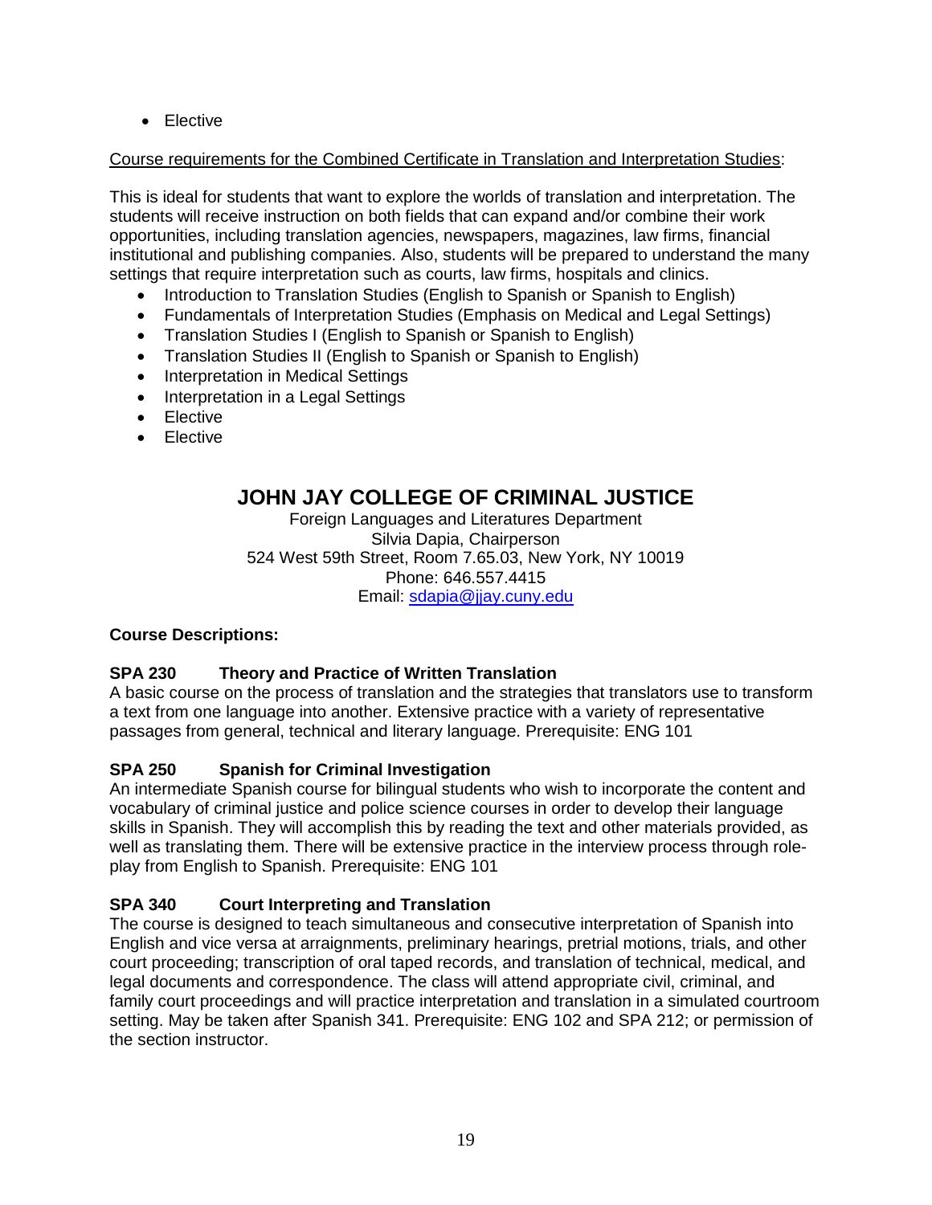- Elective

Course requirements for the Combined Certificate in Translation and Interpretation Studies:

This is ideal for students that want to explore the worlds of translation and interpretation. The students will receive instruction on both fields that can expand and/or combine their work opportunities, including translation agencies, newspapers, magazines, law firms, financial institutional and publishing companies. Also, students will be prepared to understand the many settings that require interpretation such as courts, law firms, hospitals and clinics.

- Introduction to Translation Studies (English to Spanish or Spanish to English)
- Fundamentals of Interpretation Studies (Emphasis on Medical and Legal Settings)
- Translation Studies I (English to Spanish or Spanish to English)
- Translation Studies II (English to Spanish or Spanish to English)
- Interpretation in Medical Settings
- Interpretation in a Legal Settings
- Elective
- Elective

## JOHN JAY COLLEGE OF CRIMINAL JUSTICE

Foreign Languages and Literatures Department
Silvia Dapia, Chairperson
524 West 59th Street, Room 7.65.03, New York, NY 10019
Phone: 646.557.4415
Email: sdapia@jjay.cuny.edu

**Course Descriptions:**

**SPA 230 Theory and Practice of Written Translation**
A basic course on the process of translation and the strategies that translators use to transform a text from one language into another. Extensive practice with a variety of representative passages from general, technical and literary language. Prerequisite: ENG 101

**SPA 250 Spanish for Criminal Investigation**
An intermediate Spanish course for bilingual students who wish to incorporate the content and vocabulary of criminal justice and police science courses in order to develop their language skills in Spanish. They will accomplish this by reading the text and other materials provided, as well as translating them. There will be extensive practice in the interview process through role-play from English to Spanish. Prerequisite: ENG 101

**SPA 340 Court Interpreting and Translation**
The course is designed to teach simultaneous and consecutive interpretation of Spanish into English and vice versa at arraignments, preliminary hearings, pretrial motions, trials, and other court proceeding; transcription of oral taped records, and translation of technical, medical, and legal documents and correspondence. The class will attend appropriate civil, criminal, and family court proceedings and will practice interpretation and translation in a simulated courtroom setting. May be taken after Spanish 341. Prerequisite: ENG 102 and SPA 212; or permission of the section instructor.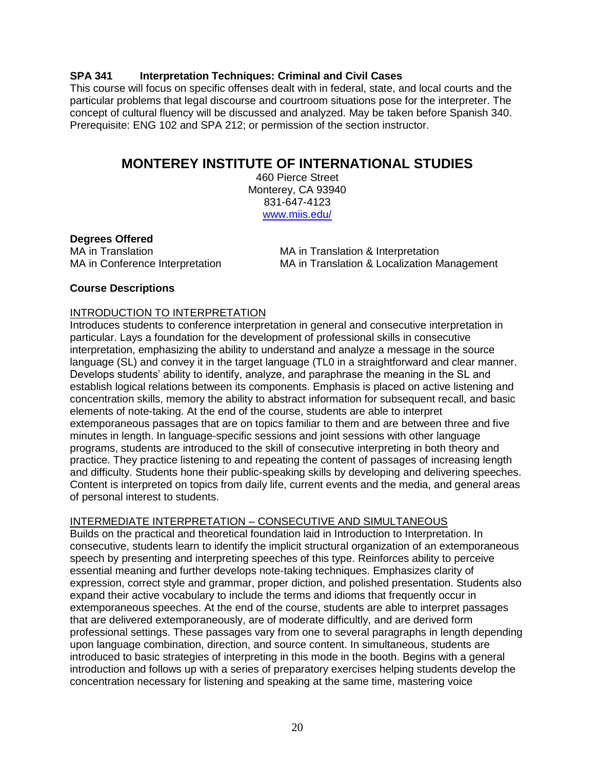**SPA 341 Interpretation Techniques: Criminal and Civil Cases**
This course will focus on specific offenses dealt with in federal, state, and local courts and the particular problems that legal discourse and courtroom situations pose for the interpreter. The concept of cultural fluency will be discussed and analyzed. May be taken before Spanish 340. Prerequisite: ENG 102 and SPA 212; or permission of the section instructor.

# MONTEREY INSTITUTE OF INTERNATIONAL STUDIES

460 Pierce Street
Monterey, CA 93940
831-647-4123
www.miis.edu/

**Degrees Offered**

MA in Translation
MA in Conference Interpretation
MA in Translation & Interpretation
MA in Translation & Localization Management

**Course Descriptions**

INTRODUCTION TO INTERPRETATION

Introduces students to conference interpretation in general and consecutive interpretation in particular. Lays a foundation for the development of professional skills in consecutive interpretation, emphasizing the ability to understand and analyze a message in the source language (SL) and convey it in the target language (TL0 in a straightforward and clear manner. Develops students' ability to identify, analyze, and paraphrase the meaning in the SL and establish logical relations between its components. Emphasis is placed on active listening and concentration skills, memory the ability to abstract information for subsequent recall, and basic elements of note-taking. At the end of the course, students are able to interpret extemporaneous passages that are on topics familiar to them and are between three and five minutes in length. In language-specific sessions and joint sessions with other language programs, students are introduced to the skill of consecutive interpreting in both theory and practice. They practice listening to and repeating the content of passages of increasing length and difficulty. Students hone their public-speaking skills by developing and delivering speeches. Content is interpreted on topics from daily life, current events and the media, and general areas of personal interest to students.

INTERMEDIATE INTERPRETATION – CONSECUTIVE AND SIMULTANEOUS

Builds on the practical and theoretical foundation laid in Introduction to Interpretation. In consecutive, students learn to identify the implicit structural organization of an extemporaneous speech by presenting and interpreting speeches of this type. Reinforces ability to perceive essential meaning and further develops note-taking techniques. Emphasizes clarity of expression, correct style and grammar, proper diction, and polished presentation. Students also expand their active vocabulary to include the terms and idioms that frequently occur in extemporaneous speeches. At the end of the course, students are able to interpret passages that are delivered extemporaneously, are of moderate difficultly, and are derived form professional settings. These passages vary from one to several paragraphs in length depending upon language combination, direction, and source content. In simultaneous, students are introduced to basic strategies of interpreting in this mode in the booth. Begins with a general introduction and follows up with a series of preparatory exercises helping students develop the concentration necessary for listening and speaking at the same time, mastering voice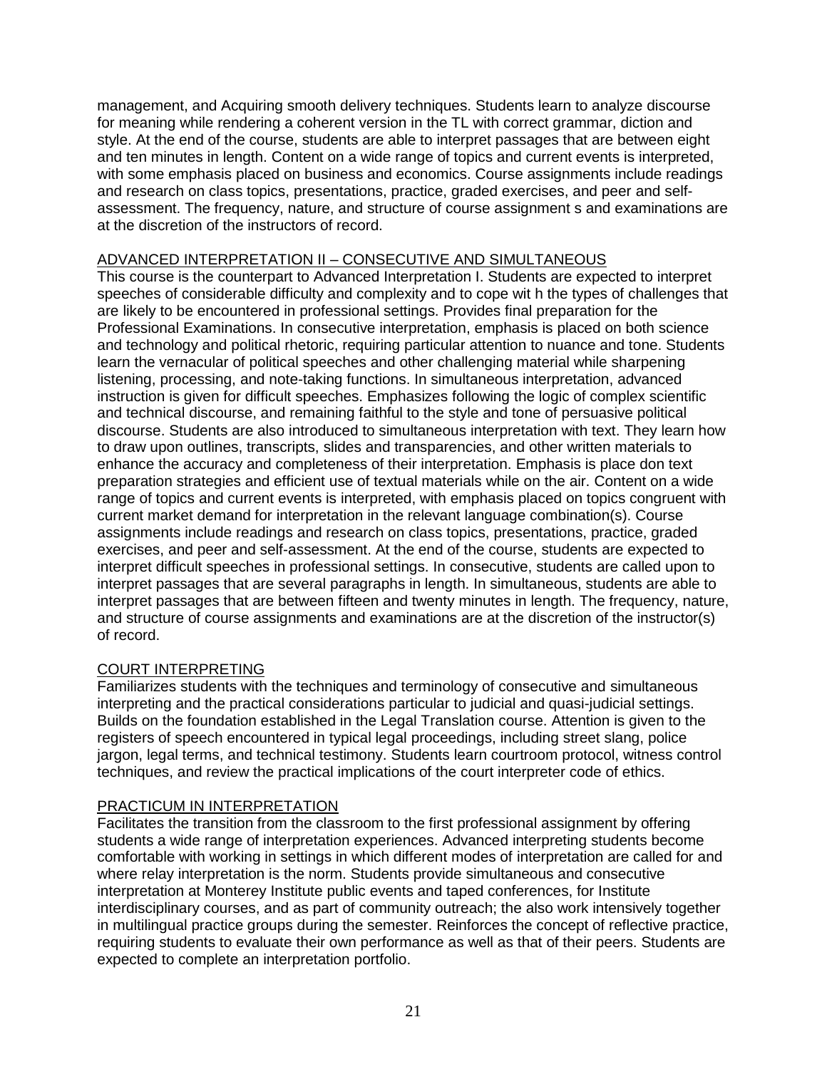management, and Acquiring smooth delivery techniques. Students learn to analyze discourse for meaning while rendering a coherent version in the TL with correct grammar, diction and style. At the end of the course, students are able to interpret passages that are between eight and ten minutes in length. Content on a wide range of topics and current events is interpreted, with some emphasis placed on business and economics. Course assignments include readings and research on class topics, presentations, practice, graded exercises, and peer and self-assessment. The frequency, nature, and structure of course assignment s and examinations are at the discretion of the instructors of record.

## ADVANCED INTERPRETATION II – CONSECUTIVE AND SIMULTANEOUS

This course is the counterpart to Advanced Interpretation I. Students are expected to interpret speeches of considerable difficulty and complexity and to cope wit h the types of challenges that are likely to be encountered in professional settings. Provides final preparation for the Professional Examinations. In consecutive interpretation, emphasis is placed on both science and technology and political rhetoric, requiring particular attention to nuance and tone. Students learn the vernacular of political speeches and other challenging material while sharpening listening, processing, and note-taking functions. In simultaneous interpretation, advanced instruction is given for difficult speeches. Emphasizes following the logic of complex scientific and technical discourse, and remaining faithful to the style and tone of persuasive political discourse. Students are also introduced to simultaneous interpretation with text. They learn how to draw upon outlines, transcripts, slides and transparencies, and other written materials to enhance the accuracy and completeness of their interpretation. Emphasis is place don text preparation strategies and efficient use of textual materials while on the air. Content on a wide range of topics and current events is interpreted, with emphasis placed on topics congruent with current market demand for interpretation in the relevant language combination(s). Course assignments include readings and research on class topics, presentations, practice, graded exercises, and peer and self-assessment. At the end of the course, students are expected to interpret difficult speeches in professional settings. In consecutive, students are called upon to interpret passages that are several paragraphs in length. In simultaneous, students are able to interpret passages that are between fifteen and twenty minutes in length. The frequency, nature, and structure of course assignments and examinations are at the discretion of the instructor(s) of record.

## COURT INTERPRETING

Familiarizes students with the techniques and terminology of consecutive and simultaneous interpreting and the practical considerations particular to judicial and quasi-judicial settings. Builds on the foundation established in the Legal Translation course. Attention is given to the registers of speech encountered in typical legal proceedings, including street slang, police jargon, legal terms, and technical testimony. Students learn courtroom protocol, witness control techniques, and review the practical implications of the court interpreter code of ethics.

## PRACTICUM IN INTERPRETATION

Facilitates the transition from the classroom to the first professional assignment by offering students a wide range of interpretation experiences. Advanced interpreting students become comfortable with working in settings in which different modes of interpretation are called for and where relay interpretation is the norm. Students provide simultaneous and consecutive interpretation at Monterey Institute public events and taped conferences, for Institute interdisciplinary courses, and as part of community outreach; the also work intensively together in multilingual practice groups during the semester. Reinforces the concept of reflective practice, requiring students to evaluate their own performance as well as that of their peers. Students are expected to complete an interpretation portfolio.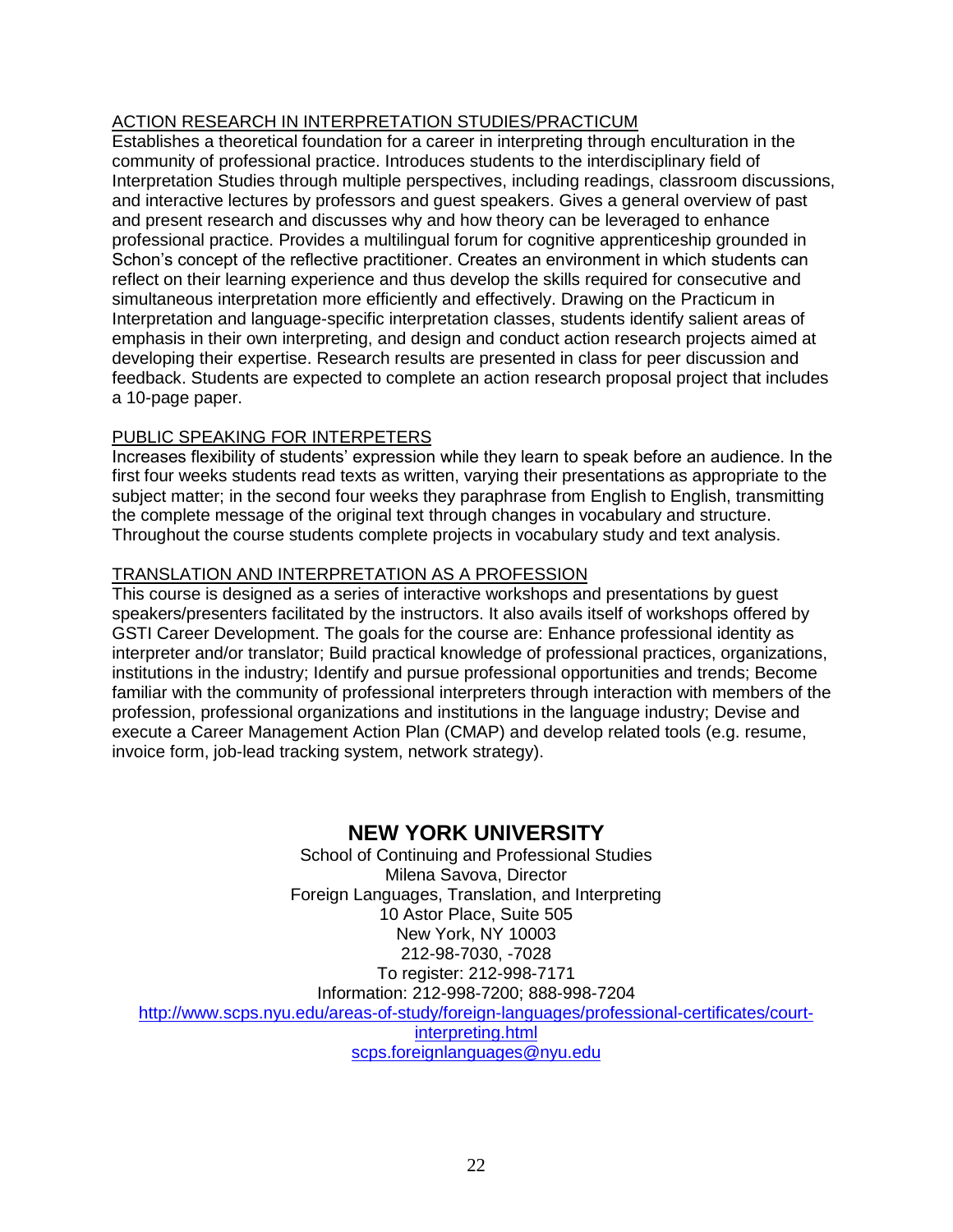### ACTION RESEARCH IN INTERPRETATION STUDIES/PRACTICUM

Establishes a theoretical foundation for a career in interpreting through enculturation in the community of professional practice. Introduces students to the interdisciplinary field of Interpretation Studies through multiple perspectives, including readings, classroom discussions, and interactive lectures by professors and guest speakers. Gives a general overview of past and present research and discusses why and how theory can be leveraged to enhance professional practice. Provides a multilingual forum for cognitive apprenticeship grounded in Schon's concept of the reflective practitioner. Creates an environment in which students can reflect on their learning experience and thus develop the skills required for consecutive and simultaneous interpretation more efficiently and effectively. Drawing on the Practicum in Interpretation and language-specific interpretation classes, students identify salient areas of emphasis in their own interpreting, and design and conduct action research projects aimed at developing their expertise. Research results are presented in class for peer discussion and feedback. Students are expected to complete an action research proposal project that includes a 10-page paper.

### PUBLIC SPEAKING FOR INTERPETERS

Increases flexibility of students' expression while they learn to speak before an audience. In the first four weeks students read texts as written, varying their presentations as appropriate to the subject matter; in the second four weeks they paraphrase from English to English, transmitting the complete message of the original text through changes in vocabulary and structure. Throughout the course students complete projects in vocabulary study and text analysis.

### TRANSLATION AND INTERPRETATION AS A PROFESSION

This course is designed as a series of interactive workshops and presentations by guest speakers/presenters facilitated by the instructors. It also avails itself of workshops offered by GSTI Career Development. The goals for the course are: Enhance professional identity as interpreter and/or translator; Build practical knowledge of professional practices, organizations, institutions in the industry; Identify and pursue professional opportunities and trends; Become familiar with the community of professional interpreters through interaction with members of the profession, professional organizations and institutions in the language industry; Devise and execute a Career Management Action Plan (CMAP) and develop related tools (e.g. resume, invoice form, job-lead tracking system, network strategy).

## NEW YORK UNIVERSITY

School of Continuing and Professional Studies
Milena Savova, Director
Foreign Languages, Translation, and Interpreting
10 Astor Place, Suite 505
New York, NY 10003
212-98-7030, -7028
To register: 212-998-7171
Information: 212-998-7200; 888-998-7204
http://www.scps.nyu.edu/areas-of-study/foreign-languages/professional-certificates/court-interpreting.html
scps.foreignlanguages@nyu.edu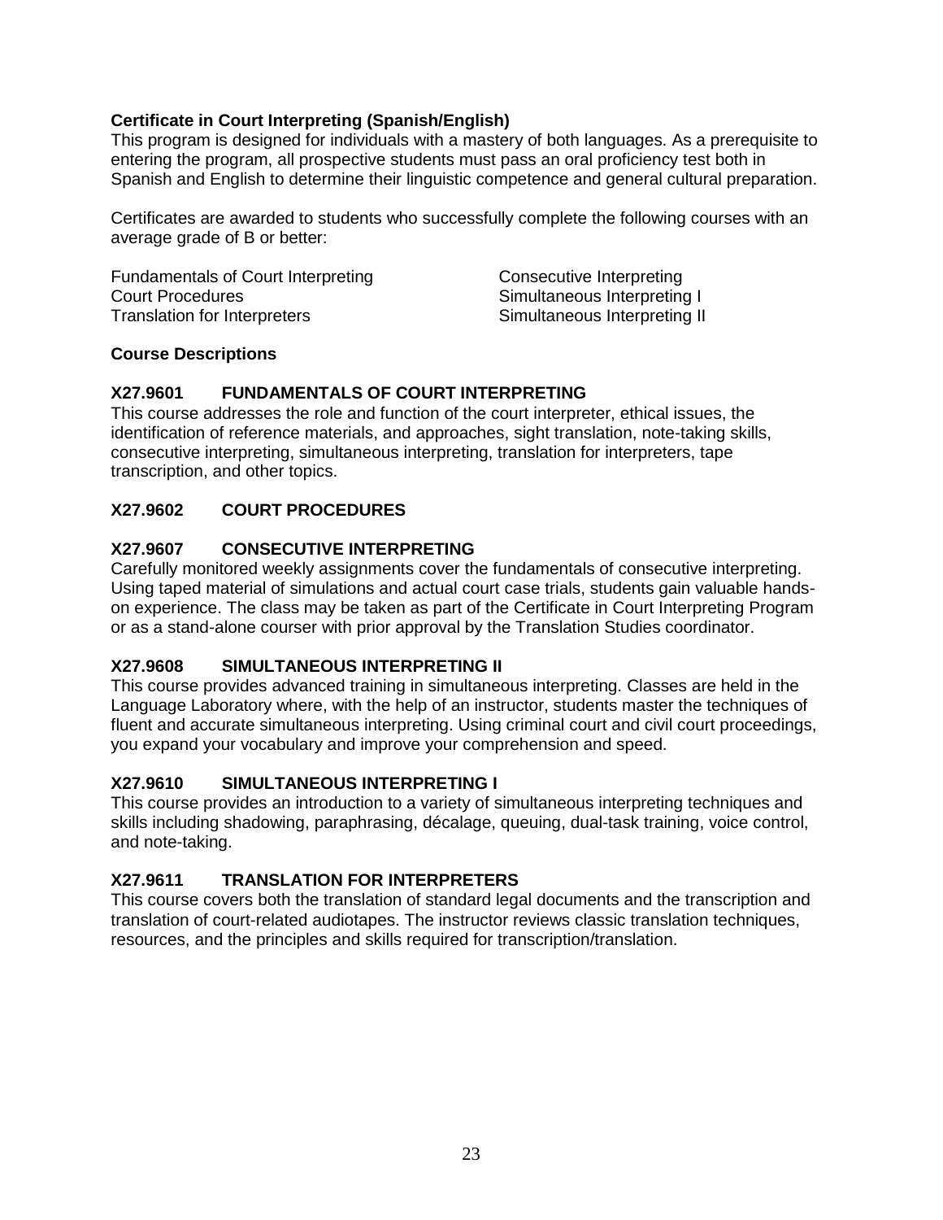**Certificate in Court Interpreting (Spanish/English)**

This program is designed for individuals with a mastery of both languages. As a prerequisite to entering the program, all prospective students must pass an oral proficiency test both in Spanish and English to determine their linguistic competence and general cultural preparation.

Certificates are awarded to students who successfully complete the following courses with an average grade of B or better:

- Fundamentals of Court Interpreting
- Court Procedures
- Translation for Interpreters
- Consecutive Interpreting
- Simultaneous Interpreting I
- Simultaneous Interpreting II

**Course Descriptions**

**X27.9601 FUNDAMENTALS OF COURT INTERPRETING**

This course addresses the role and function of the court interpreter, ethical issues, the identification of reference materials, and approaches, sight translation, note-taking skills, consecutive interpreting, simultaneous interpreting, translation for interpreters, tape transcription, and other topics.

**X27.9602 COURT PROCEDURES**

**X27.9607 CONSECUTIVE INTERPRETING**

Carefully monitored weekly assignments cover the fundamentals of consecutive interpreting. Using taped material of simulations and actual court case trials, students gain valuable hands-on experience. The class may be taken as part of the Certificate in Court Interpreting Program or as a stand-alone courser with prior approval by the Translation Studies coordinator.

**X27.9608 SIMULTANEOUS INTERPRETING II**

This course provides advanced training in simultaneous interpreting. Classes are held in the Language Laboratory where, with the help of an instructor, students master the techniques of fluent and accurate simultaneous interpreting. Using criminal court and civil court proceedings, you expand your vocabulary and improve your comprehension and speed.

**X27.9610 SIMULTANEOUS INTERPRETING I**

This course provides an introduction to a variety of simultaneous interpreting techniques and skills including shadowing, paraphrasing, décalage, queuing, dual-task training, voice control, and note-taking.

**X27.9611 TRANSLATION FOR INTERPRETERS**

This course covers both the translation of standard legal documents and the transcription and translation of court-related audiotapes. The instructor reviews classic translation techniques, resources, and the principles and skills required for transcription/translation.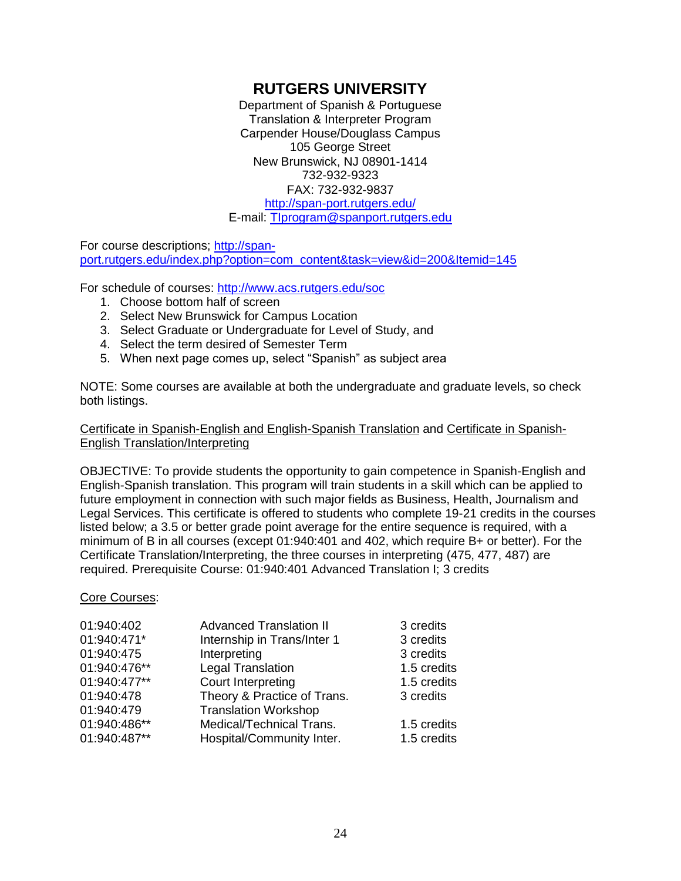# RUTGERS UNIVERSITY

Department of Spanish & Portuguese
Translation & Interpreter Program
Carpender House/Douglass Campus
105 George Street
New Brunswick, NJ 08901-1414
732-932-9323
FAX: 732-932-9837
http://span-port.rutgers.edu/
E-mail: TIprogram@spanport.rutgers.edu

For course descriptions; http://span-port.rutgers.edu/index.php?option=com_content&task=view&id=200&Itemid=145

For schedule of courses: http://www.acs.rutgers.edu/soc

1. Choose bottom half of screen
2. Select New Brunswick for Campus Location
3. Select Graduate or Undergraduate for Level of Study, and
4. Select the term desired of Semester Term
5. When next page comes up, select "Spanish" as subject area

NOTE: Some courses are available at both the undergraduate and graduate levels, so check both listings.

Certificate in Spanish-English and English-Spanish Translation and Certificate in Spanish-English Translation/Interpreting

OBJECTIVE: To provide students the opportunity to gain competence in Spanish-English and English-Spanish translation. This program will train students in a skill which can be applied to future employment in connection with such major fields as Business, Health, Journalism and Legal Services. This certificate is offered to students who complete 19-21 credits in the courses listed below; a 3.5 or better grade point average for the entire sequence is required, with a minimum of B in all courses (except 01:940:401 and 402, which require B+ or better). For the Certificate Translation/Interpreting, the three courses in interpreting (475, 477, 487) are required. Prerequisite Course: 01:940:401 Advanced Translation I; 3 credits

Core Courses:

| | | |
|---|---|---|
| 01:940:402 | Advanced Translation II | 3 credits |
| 01:940:471* | Internship in Trans/Inter 1 | 3 credits |
| 01:940:475 | Interpreting | 3 credits |
| 01:940:476** | Legal Translation | 1.5 credits |
| 01:940:477** | Court Interpreting | 1.5 credits |
| 01:940:478 | Theory & Practice of Trans. | 3 credits |
| 01:940:479 | Translation Workshop | |
| 01:940:486** | Medical/Technical Trans. | 1.5 credits |
| 01:940:487** | Hospital/Community Inter. | 1.5 credits |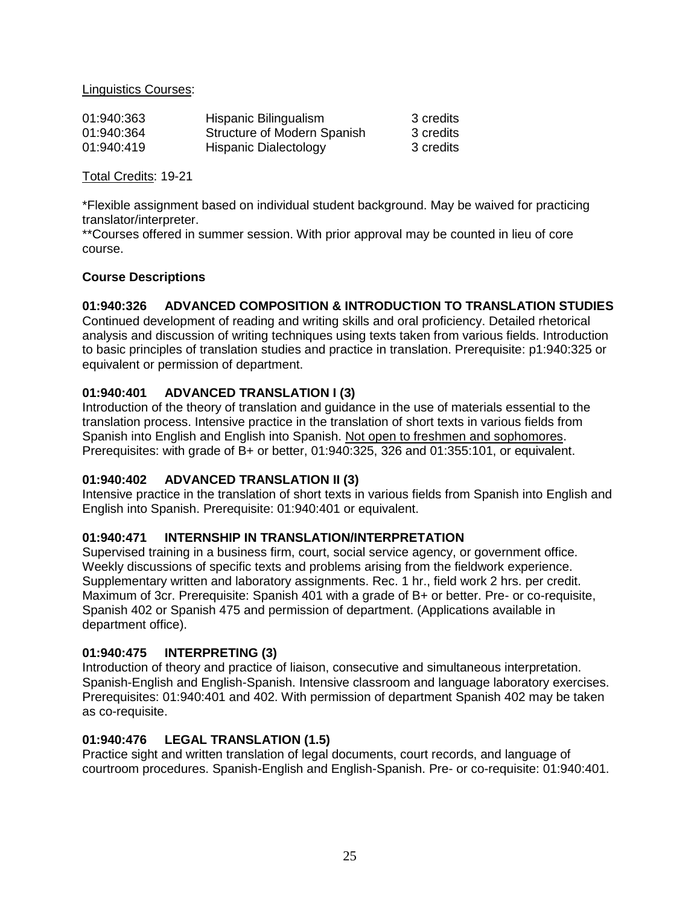Linguistics Courses:

| | | |
|---|---|---|
| 01:940:363 | Hispanic Bilingualism | 3 credits |
| 01:940:364 | Structure of Modern Spanish | 3 credits |
| 01:940:419 | Hispanic Dialectology | 3 credits |

Total Credits: 19-21

*Flexible assignment based on individual student background. May be waived for practicing translator/interpreter.

**Courses offered in summer session. With prior approval may be counted in lieu of core course.

**Course Descriptions**

**01:940:326 ADVANCED COMPOSITION & INTRODUCTION TO TRANSLATION STUDIES**
Continued development of reading and writing skills and oral proficiency. Detailed rhetorical analysis and discussion of writing techniques using texts taken from various fields. Introduction to basic principles of translation studies and practice in translation. Prerequisite: p1:940:325 or equivalent or permission of department.

**01:940:401 ADVANCED TRANSLATION I (3)**
Introduction of the theory of translation and guidance in the use of materials essential to the translation process. Intensive practice in the translation of short texts in various fields from Spanish into English and English into Spanish. Not open to freshmen and sophomores. Prerequisites: with grade of B+ or better, 01:940:325, 326 and 01:355:101, or equivalent.

**01:940:402 ADVANCED TRANSLATION II (3)**
Intensive practice in the translation of short texts in various fields from Spanish into English and English into Spanish. Prerequisite: 01:940:401 or equivalent.

**01:940:471 INTERNSHIP IN TRANSLATION/INTERPRETATION**
Supervised training in a business firm, court, social service agency, or government office. Weekly discussions of specific texts and problems arising from the fieldwork experience. Supplementary written and laboratory assignments. Rec. 1 hr., field work 2 hrs. per credit. Maximum of 3cr. Prerequisite: Spanish 401 with a grade of B+ or better. Pre- or co-requisite, Spanish 402 or Spanish 475 and permission of department. (Applications available in department office).

**01:940:475 INTERPRETING (3)**
Introduction of theory and practice of liaison, consecutive and simultaneous interpretation. Spanish-English and English-Spanish. Intensive classroom and language laboratory exercises. Prerequisites: 01:940:401 and 402. With permission of department Spanish 402 may be taken as co-requisite.

**01:940:476 LEGAL TRANSLATION (1.5)**
Practice sight and written translation of legal documents, court records, and language of courtroom procedures. Spanish-English and English-Spanish. Pre- or co-requisite: 01:940:401.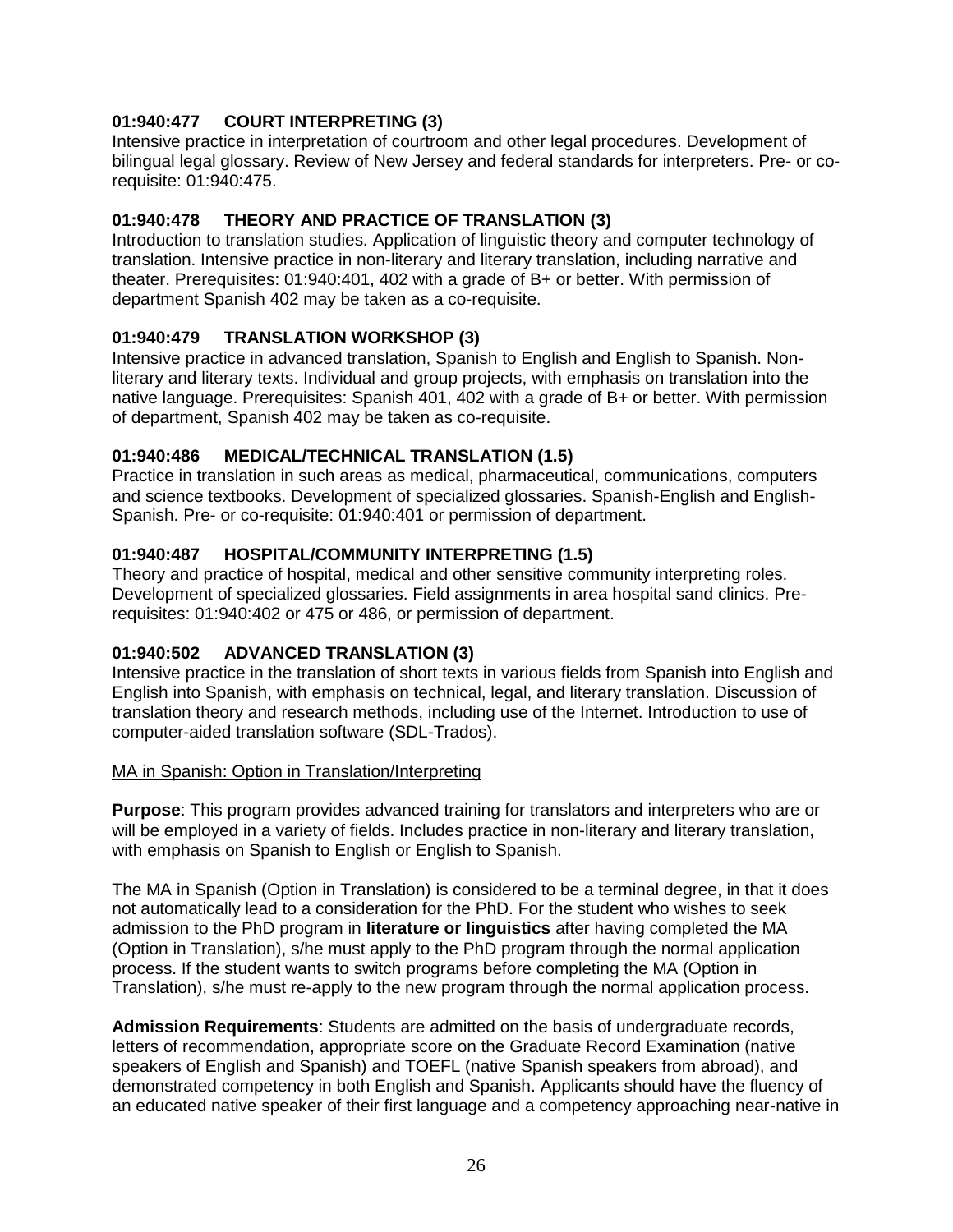**01:940:477 COURT INTERPRETING (3)**
Intensive practice in interpretation of courtroom and other legal procedures. Development of bilingual legal glossary. Review of New Jersey and federal standards for interpreters. Pre- or co-requisite: 01:940:475.

**01:940:478 THEORY AND PRACTICE OF TRANSLATION (3)**
Introduction to translation studies. Application of linguistic theory and computer technology of translation. Intensive practice in non-literary and literary translation, including narrative and theater. Prerequisites: 01:940:401, 402 with a grade of B+ or better. With permission of department Spanish 402 may be taken as a co-requisite.

**01:940:479 TRANSLATION WORKSHOP (3)**
Intensive practice in advanced translation, Spanish to English and English to Spanish. Non-literary and literary texts. Individual and group projects, with emphasis on translation into the native language. Prerequisites: Spanish 401, 402 with a grade of B+ or better. With permission of department, Spanish 402 may be taken as co-requisite.

**01:940:486 MEDICAL/TECHNICAL TRANSLATION (1.5)**
Practice in translation in such areas as medical, pharmaceutical, communications, computers and science textbooks. Development of specialized glossaries. Spanish-English and English-Spanish. Pre- or co-requisite: 01:940:401 or permission of department.

**01:940:487 HOSPITAL/COMMUNITY INTERPRETING (1.5)**
Theory and practice of hospital, medical and other sensitive community interpreting roles. Development of specialized glossaries. Field assignments in area hospital sand clinics. Pre-requisites: 01:940:402 or 475 or 486, or permission of department.

**01:940:502 ADVANCED TRANSLATION (3)**
Intensive practice in the translation of short texts in various fields from Spanish into English and English into Spanish, with emphasis on technical, legal, and literary translation. Discussion of translation theory and research methods, including use of the Internet. Introduction to use of computer-aided translation software (SDL-Trados).

<u>MA in Spanish: Option in Translation/Interpreting</u>

**Purpose**: This program provides advanced training for translators and interpreters who are or will be employed in a variety of fields. Includes practice in non-literary and literary translation, with emphasis on Spanish to English or English to Spanish.

The MA in Spanish (Option in Translation) is considered to be a terminal degree, in that it does not automatically lead to a consideration for the PhD. For the student who wishes to seek admission to the PhD program in **literature or linguistics** after having completed the MA (Option in Translation), s/he must apply to the PhD program through the normal application process. If the student wants to switch programs before completing the MA (Option in Translation), s/he must re-apply to the new program through the normal application process.

**Admission Requirements**: Students are admitted on the basis of undergraduate records, letters of recommendation, appropriate score on the Graduate Record Examination (native speakers of English and Spanish) and TOEFL (native Spanish speakers from abroad), and demonstrated competency in both English and Spanish. Applicants should have the fluency of an educated native speaker of their first language and a competency approaching near-native in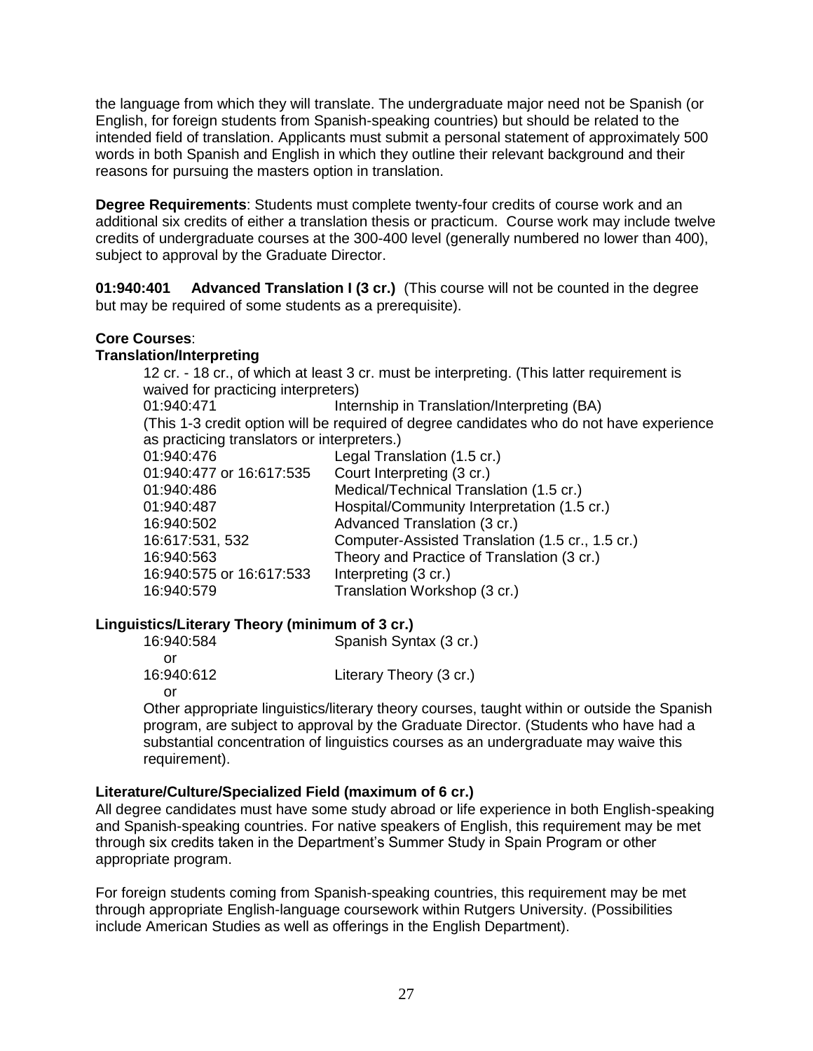the language from which they will translate. The undergraduate major need not be Spanish (or English, for foreign students from Spanish-speaking countries) but should be related to the intended field of translation. Applicants must submit a personal statement of approximately 500 words in both Spanish and English in which they outline their relevant background and their reasons for pursuing the masters option in translation.

**Degree Requirements**: Students must complete twenty-four credits of course work and an additional six credits of either a translation thesis or practicum. Course work may include twelve credits of undergraduate courses at the 300-400 level (generally numbered no lower than 400), subject to approval by the Graduate Director.

**01:940:401 Advanced Translation I (3 cr.)** (This course will not be counted in the degree but may be required of some students as a prerequisite).

**Core Courses**:

**Translation/Interpreting**

12 cr. - 18 cr., of which at least 3 cr. must be interpreting. (This latter requirement is waived for practicing interpreters)

01:940:471 Internship in Translation/Interpreting (BA)

(This 1-3 credit option will be required of degree candidates who do not have experience as practicing translators or interpreters.)

| | |
|---|---|
| 01:940:476 | Legal Translation (1.5 cr.) |
| 01:940:477 or 16:617:535 | Court Interpreting (3 cr.) |
| 01:940:486 | Medical/Technical Translation (1.5 cr.) |
| 01:940:487 | Hospital/Community Interpretation (1.5 cr.) |
| 16:940:502 | Advanced Translation (3 cr.) |
| 16:617:531, 532 | Computer-Assisted Translation (1.5 cr., 1.5 cr.) |
| 16:940:563 | Theory and Practice of Translation (3 cr.) |
| 16:940:575 or 16:617:533 | Interpreting (3 cr.) |
| 16:940:579 | Translation Workshop (3 cr.) |

**Linguistics/Literary Theory (minimum of 3 cr.)**

16:940:584 Spanish Syntax (3 cr.)

or

16:940:612 Literary Theory (3 cr.)

or

Other appropriate linguistics/literary theory courses, taught within or outside the Spanish program, are subject to approval by the Graduate Director. (Students who have had a substantial concentration of linguistics courses as an undergraduate may waive this requirement).

**Literature/Culture/Specialized Field (maximum of 6 cr.)**

All degree candidates must have some study abroad or life experience in both English-speaking and Spanish-speaking countries. For native speakers of English, this requirement may be met through six credits taken in the Department's Summer Study in Spain Program or other appropriate program.

For foreign students coming from Spanish-speaking countries, this requirement may be met through appropriate English-language coursework within Rutgers University. (Possibilities include American Studies as well as offerings in the English Department).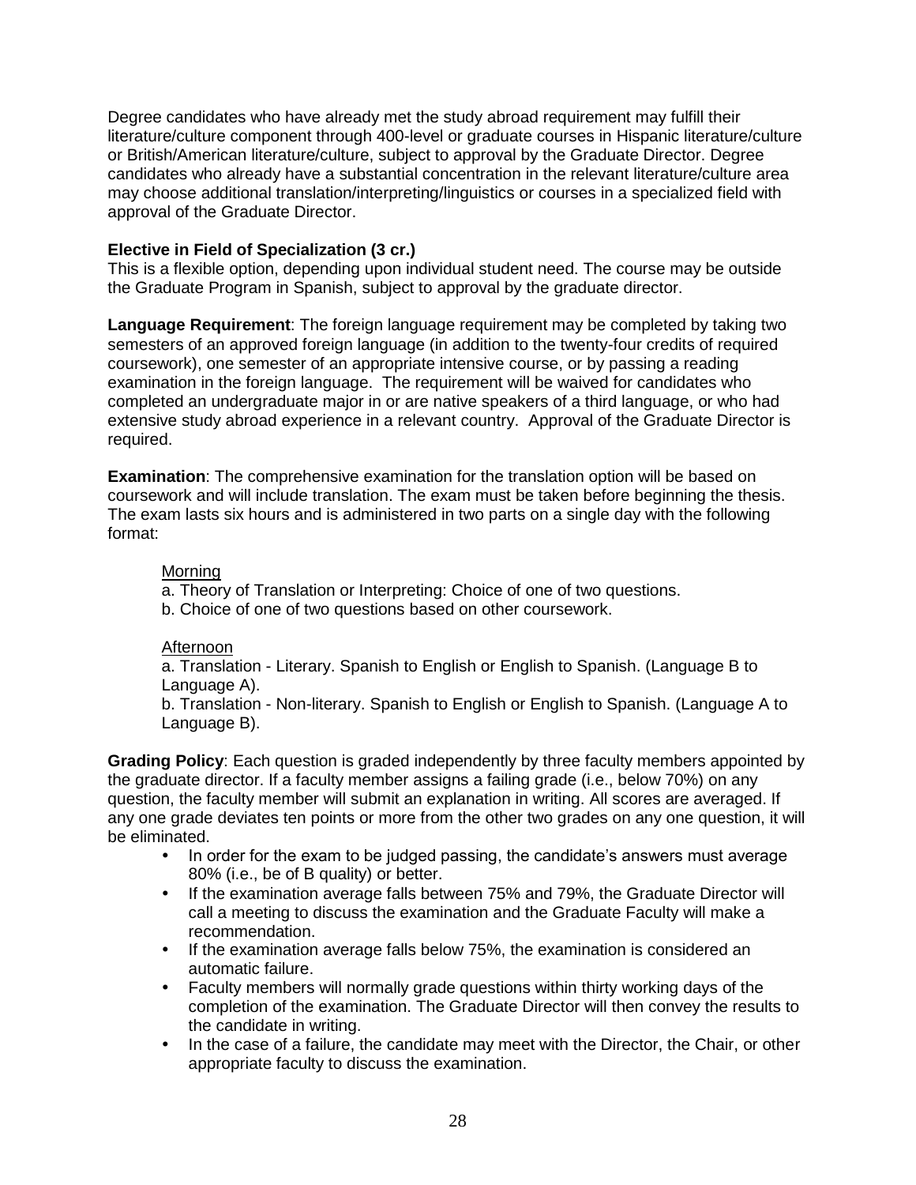Degree candidates who have already met the study abroad requirement may fulfill their literature/culture component through 400-level or graduate courses in Hispanic literature/culture or British/American literature/culture, subject to approval by the Graduate Director. Degree candidates who already have a substantial concentration in the relevant literature/culture area may choose additional translation/interpreting/linguistics or courses in a specialized field with approval of the Graduate Director.

**Elective in Field of Specialization (3 cr.)**
This is a flexible option, depending upon individual student need. The course may be outside the Graduate Program in Spanish, subject to approval by the graduate director.

**Language Requirement**: The foreign language requirement may be completed by taking two semesters of an approved foreign language (in addition to the twenty-four credits of required coursework), one semester of an appropriate intensive course, or by passing a reading examination in the foreign language. The requirement will be waived for candidates who completed an undergraduate major in or are native speakers of a third language, or who had extensive study abroad experience in a relevant country. Approval of the Graduate Director is required.

**Examination**: The comprehensive examination for the translation option will be based on coursework and will include translation. The exam must be taken before beginning the thesis. The exam lasts six hours and is administered in two parts on a single day with the following format:

Morning
a. Theory of Translation or Interpreting: Choice of one of two questions.
b. Choice of one of two questions based on other coursework.

Afternoon
a. Translation - Literary. Spanish to English or English to Spanish. (Language B to Language A).
b. Translation - Non-literary. Spanish to English or English to Spanish. (Language A to Language B).

**Grading Policy**: Each question is graded independently by three faculty members appointed by the graduate director. If a faculty member assigns a failing grade (i.e., below 70%) on any question, the faculty member will submit an explanation in writing. All scores are averaged. If any one grade deviates ten points or more from the other two grades on any one question, it will be eliminated.

- In order for the exam to be judged passing, the candidate's answers must average 80% (i.e., be of B quality) or better.
- If the examination average falls between 75% and 79%, the Graduate Director will call a meeting to discuss the examination and the Graduate Faculty will make a recommendation.
- If the examination average falls below 75%, the examination is considered an automatic failure.
- Faculty members will normally grade questions within thirty working days of the completion of the examination. The Graduate Director will then convey the results to the candidate in writing.
- In the case of a failure, the candidate may meet with the Director, the Chair, or other appropriate faculty to discuss the examination.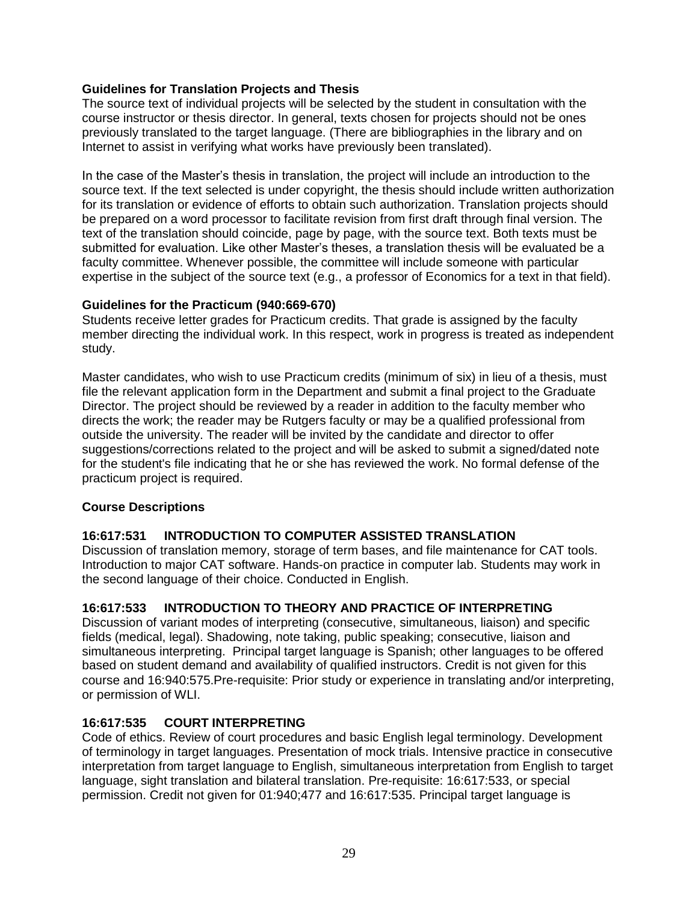### Guidelines for Translation Projects and Thesis

The source text of individual projects will be selected by the student in consultation with the course instructor or thesis director. In general, texts chosen for projects should not be ones previously translated to the target language. (There are bibliographies in the library and on Internet to assist in verifying what works have previously been translated).

In the case of the Master's thesis in translation, the project will include an introduction to the source text. If the text selected is under copyright, the thesis should include written authorization for its translation or evidence of efforts to obtain such authorization. Translation projects should be prepared on a word processor to facilitate revision from first draft through final version. The text of the translation should coincide, page by page, with the source text. Both texts must be submitted for evaluation. Like other Master's theses, a translation thesis will be evaluated be a faculty committee. Whenever possible, the committee will include someone with particular expertise in the subject of the source text (e.g., a professor of Economics for a text in that field).

### Guidelines for the Practicum (940:669-670)

Students receive letter grades for Practicum credits. That grade is assigned by the faculty member directing the individual work. In this respect, work in progress is treated as independent study.

Master candidates, who wish to use Practicum credits (minimum of six) in lieu of a thesis, must file the relevant application form in the Department and submit a final project to the Graduate Director. The project should be reviewed by a reader in addition to the faculty member who directs the work; the reader may be Rutgers faculty or may be a qualified professional from outside the university. The reader will be invited by the candidate and director to offer suggestions/corrections related to the project and will be asked to submit a signed/dated note for the student's file indicating that he or she has reviewed the work. No formal defense of the practicum project is required.

### Course Descriptions

#### 16:617:531 INTRODUCTION TO COMPUTER ASSISTED TRANSLATION

Discussion of translation memory, storage of term bases, and file maintenance for CAT tools. Introduction to major CAT software. Hands-on practice in computer lab. Students may work in the second language of their choice. Conducted in English.

#### 16:617:533 INTRODUCTION TO THEORY AND PRACTICE OF INTERPRETING

Discussion of variant modes of interpreting (consecutive, simultaneous, liaison) and specific fields (medical, legal). Shadowing, note taking, public speaking; consecutive, liaison and simultaneous interpreting. Principal target language is Spanish; other languages to be offered based on student demand and availability of qualified instructors. Credit is not given for this course and 16:940:575.Pre-requisite: Prior study or experience in translating and/or interpreting, or permission of WLI.

#### 16:617:535 COURT INTERPRETING

Code of ethics. Review of court procedures and basic English legal terminology. Development of terminology in target languages. Presentation of mock trials. Intensive practice in consecutive interpretation from target language to English, simultaneous interpretation from English to target language, sight translation and bilateral translation. Pre-requisite: 16:617:533, or special permission. Credit not given for 01:940;477 and 16:617:535. Principal target language is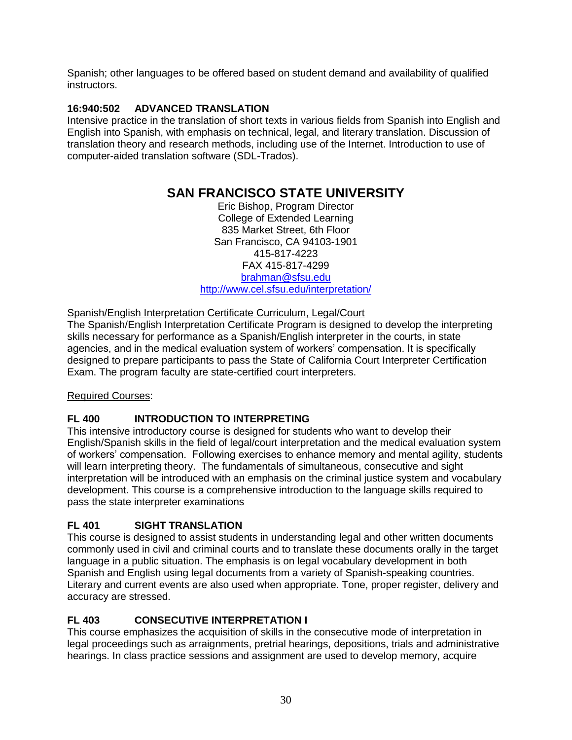Spanish; other languages to be offered based on student demand and availability of qualified instructors.

**16:940:502 ADVANCED TRANSLATION**

Intensive practice in the translation of short texts in various fields from Spanish into English and English into Spanish, with emphasis on technical, legal, and literary translation. Discussion of translation theory and research methods, including use of the Internet. Introduction to use of computer-aided translation software (SDL-Trados).

## SAN FRANCISCO STATE UNIVERSITY

Eric Bishop, Program Director
College of Extended Learning
835 Market Street, 6th Floor
San Francisco, CA 94103-1901
415-817-4223
FAX 415-817-4299
brahman@sfsu.edu
http://www.cel.sfsu.edu/interpretation/

Spanish/English Interpretation Certificate Curriculum, Legal/Court

The Spanish/English Interpretation Certificate Program is designed to develop the interpreting skills necessary for performance as a Spanish/English interpreter in the courts, in state agencies, and in the medical evaluation system of workers' compensation. It is specifically designed to prepare participants to pass the State of California Court Interpreter Certification Exam. The program faculty are state-certified court interpreters.

Required Courses:

**FL 400 INTRODUCTION TO INTERPRETING**

This intensive introductory course is designed for students who want to develop their English/Spanish skills in the field of legal/court interpretation and the medical evaluation system of workers' compensation. Following exercises to enhance memory and mental agility, students will learn interpreting theory. The fundamentals of simultaneous, consecutive and sight interpretation will be introduced with an emphasis on the criminal justice system and vocabulary development. This course is a comprehensive introduction to the language skills required to pass the state interpreter examinations

**FL 401 SIGHT TRANSLATION**

This course is designed to assist students in understanding legal and other written documents commonly used in civil and criminal courts and to translate these documents orally in the target language in a public situation. The emphasis is on legal vocabulary development in both Spanish and English using legal documents from a variety of Spanish-speaking countries. Literary and current events are also used when appropriate. Tone, proper register, delivery and accuracy are stressed.

**FL 403 CONSECUTIVE INTERPRETATION I**

This course emphasizes the acquisition of skills in the consecutive mode of interpretation in legal proceedings such as arraignments, pretrial hearings, depositions, trials and administrative hearings. In class practice sessions and assignment are used to develop memory, acquire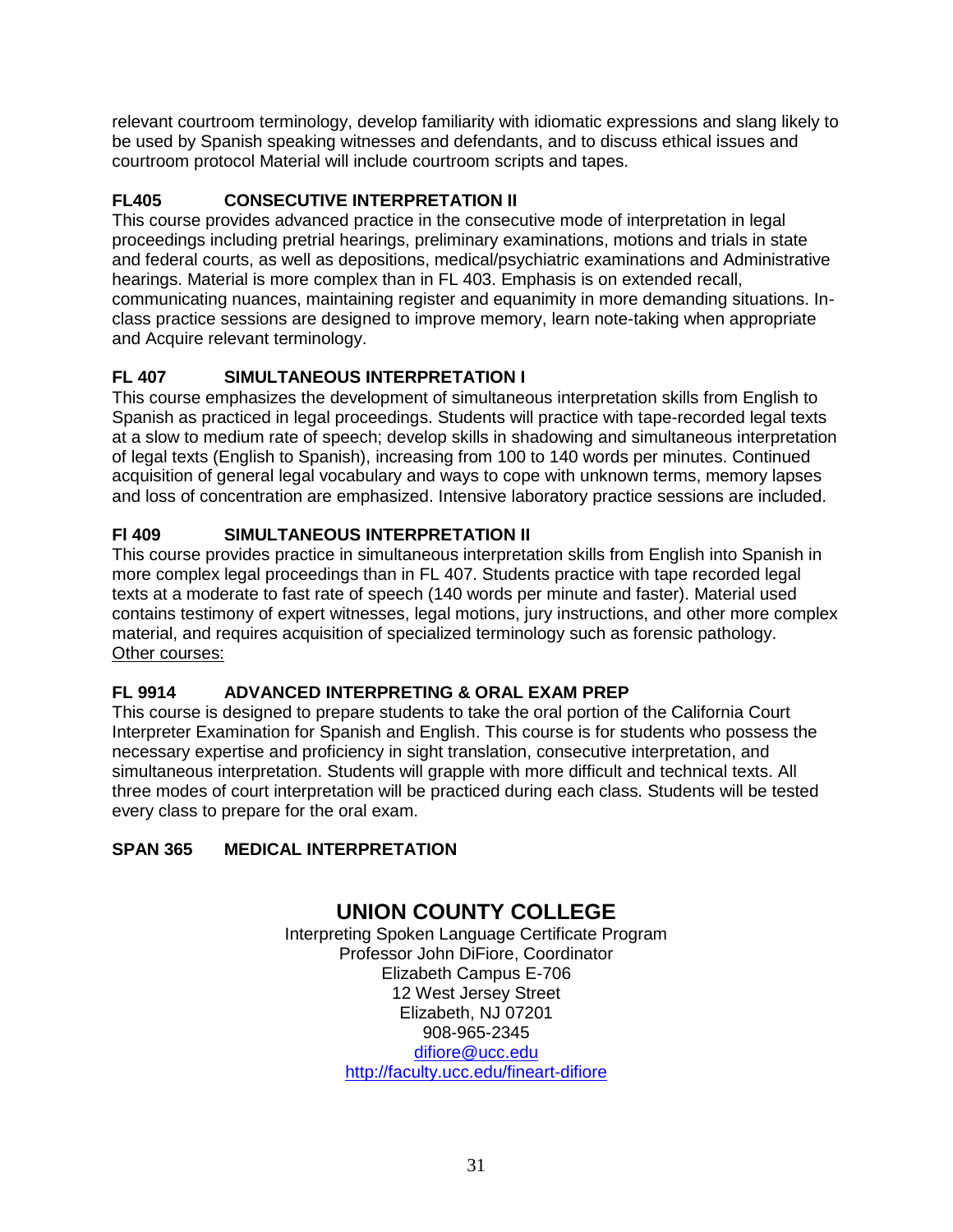relevant courtroom terminology, develop familiarity with idiomatic expressions and slang likely to be used by Spanish speaking witnesses and defendants, and to discuss ethical issues and courtroom protocol Material will include courtroom scripts and tapes.

**FL405 CONSECUTIVE INTERPRETATION II**
This course provides advanced practice in the consecutive mode of interpretation in legal proceedings including pretrial hearings, preliminary examinations, motions and trials in state and federal courts, as well as depositions, medical/psychiatric examinations and Administrative hearings. Material is more complex than in FL 403. Emphasis is on extended recall, communicating nuances, maintaining register and equanimity in more demanding situations. In-class practice sessions are designed to improve memory, learn note-taking when appropriate and Acquire relevant terminology.

**FL 407 SIMULTANEOUS INTERPRETATION I**
This course emphasizes the development of simultaneous interpretation skills from English to Spanish as practiced in legal proceedings. Students will practice with tape-recorded legal texts at a slow to medium rate of speech; develop skills in shadowing and simultaneous interpretation of legal texts (English to Spanish), increasing from 100 to 140 words per minutes. Continued acquisition of general legal vocabulary and ways to cope with unknown terms, memory lapses and loss of concentration are emphasized. Intensive laboratory practice sessions are included.

**Fl 409 SIMULTANEOUS INTERPRETATION II**
This course provides practice in simultaneous interpretation skills from English into Spanish in more complex legal proceedings than in FL 407. Students practice with tape recorded legal texts at a moderate to fast rate of speech (140 words per minute and faster). Material used contains testimony of expert witnesses, legal motions, jury instructions, and other more complex material, and requires acquisition of specialized terminology such as forensic pathology.
Other courses:

**FL 9914 ADVANCED INTERPRETING & ORAL EXAM PREP**
This course is designed to prepare students to take the oral portion of the California Court Interpreter Examination for Spanish and English. This course is for students who possess the necessary expertise and proficiency in sight translation, consecutive interpretation, and simultaneous interpretation. Students will grapple with more difficult and technical texts. All three modes of court interpretation will be practiced during each class. Students will be tested every class to prepare for the oral exam.

**SPAN 365 MEDICAL INTERPRETATION**

## UNION COUNTY COLLEGE

Interpreting Spoken Language Certificate Program
Professor John DiFiore, Coordinator
Elizabeth Campus E-706
12 West Jersey Street
Elizabeth, NJ 07201
908-965-2345
difiore@ucc.edu
http://faculty.ucc.edu/fineart-difiore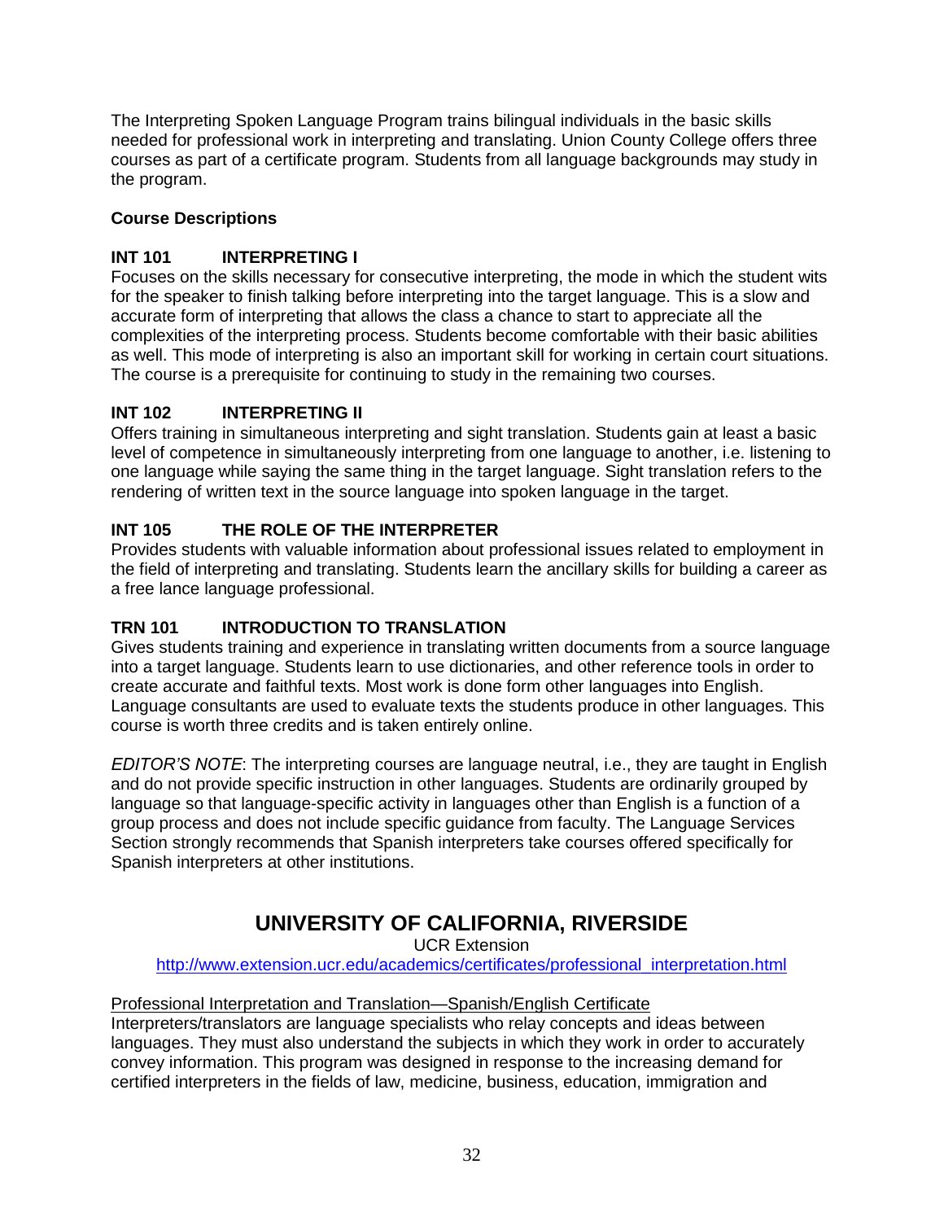The Interpreting Spoken Language Program trains bilingual individuals in the basic skills needed for professional work in interpreting and translating. Union County College offers three courses as part of a certificate program. Students from all language backgrounds may study in the program.

**Course Descriptions**

**INT 101 INTERPRETING I**

Focuses on the skills necessary for consecutive interpreting, the mode in which the student wits for the speaker to finish talking before interpreting into the target language. This is a slow and accurate form of interpreting that allows the class a chance to start to appreciate all the complexities of the interpreting process. Students become comfortable with their basic abilities as well. This mode of interpreting is also an important skill for working in certain court situations. The course is a prerequisite for continuing to study in the remaining two courses.

**INT 102 INTERPRETING II**

Offers training in simultaneous interpreting and sight translation. Students gain at least a basic level of competence in simultaneously interpreting from one language to another, i.e. listening to one language while saying the same thing in the target language. Sight translation refers to the rendering of written text in the source language into spoken language in the target.

**INT 105 THE ROLE OF THE INTERPRETER**

Provides students with valuable information about professional issues related to employment in the field of interpreting and translating. Students learn the ancillary skills for building a career as a free lance language professional.

**TRN 101 INTRODUCTION TO TRANSLATION**

Gives students training and experience in translating written documents from a source language into a target language. Students learn to use dictionaries, and other reference tools in order to create accurate and faithful texts. Most work is done form other languages into English. Language consultants are used to evaluate texts the students produce in other languages. This course is worth three credits and is taken entirely online.

*EDITOR'S NOTE*: The interpreting courses are language neutral, i.e., they are taught in English and do not provide specific instruction in other languages. Students are ordinarily grouped by language so that language-specific activity in languages other than English is a function of a group process and does not include specific guidance from faculty. The Language Services Section strongly recommends that Spanish interpreters take courses offered specifically for Spanish interpreters at other institutions.

## UNIVERSITY OF CALIFORNIA, RIVERSIDE

UCR Extension

http://www.extension.ucr.edu/academics/certificates/professional_interpretation.html

Professional Interpretation and Translation—Spanish/English Certificate

Interpreters/translators are language specialists who relay concepts and ideas between languages. They must also understand the subjects in which they work in order to accurately convey information. This program was designed in response to the increasing demand for certified interpreters in the fields of law, medicine, business, education, immigration and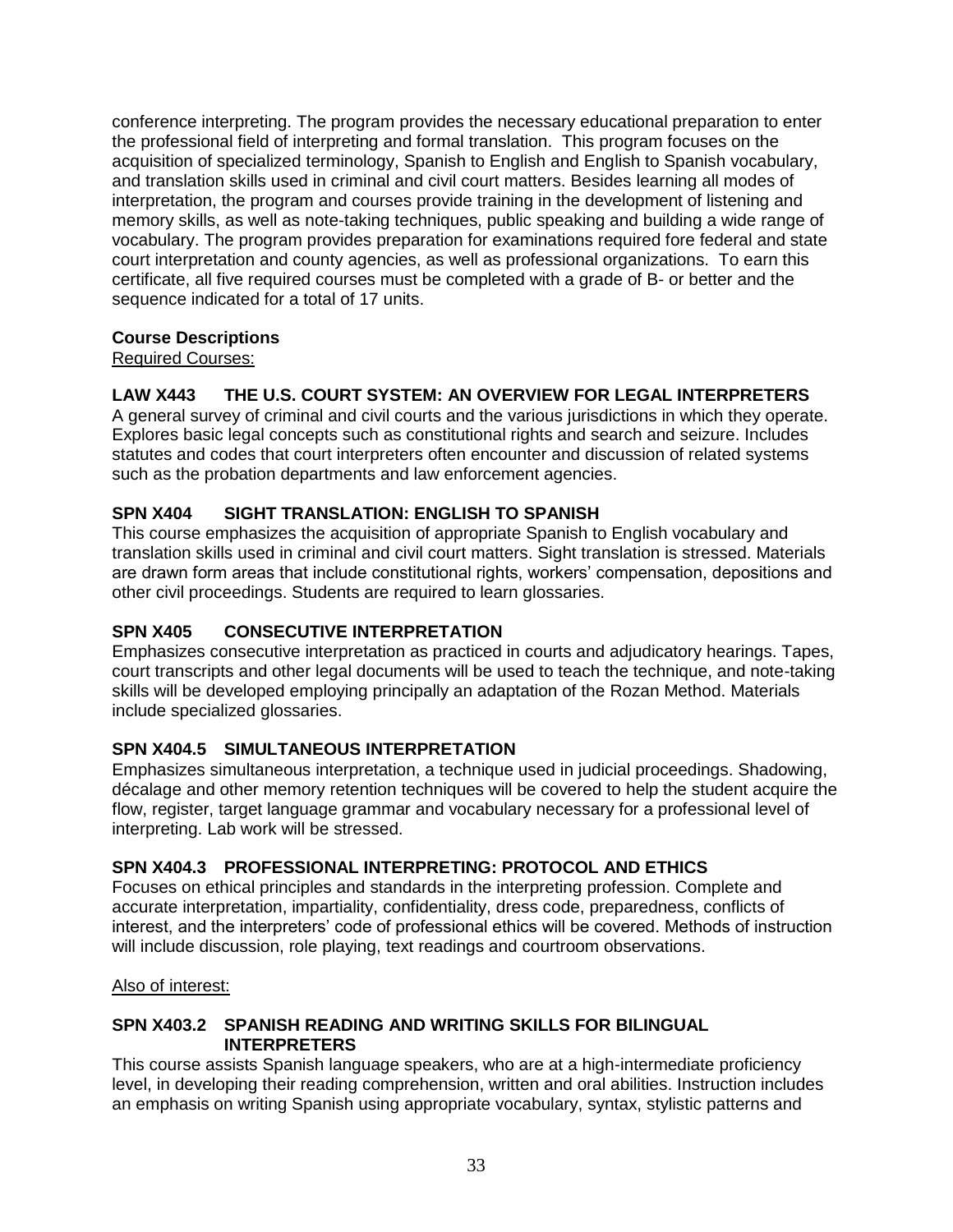conference interpreting. The program provides the necessary educational preparation to enter the professional field of interpreting and formal translation. This program focuses on the acquisition of specialized terminology, Spanish to English and English to Spanish vocabulary, and translation skills used in criminal and civil court matters. Besides learning all modes of interpretation, the program and courses provide training in the development of listening and memory skills, as well as note-taking techniques, public speaking and building a wide range of vocabulary. The program provides preparation for examinations required fore federal and state court interpretation and county agencies, as well as professional organizations. To earn this certificate, all five required courses must be completed with a grade of B- or better and the sequence indicated for a total of 17 units.

**Course Descriptions**

Required Courses:

**LAW X443 THE U.S. COURT SYSTEM: AN OVERVIEW FOR LEGAL INTERPRETERS**

A general survey of criminal and civil courts and the various jurisdictions in which they operate. Explores basic legal concepts such as constitutional rights and search and seizure. Includes statutes and codes that court interpreters often encounter and discussion of related systems such as the probation departments and law enforcement agencies.

**SPN X404 SIGHT TRANSLATION: ENGLISH TO SPANISH**

This course emphasizes the acquisition of appropriate Spanish to English vocabulary and translation skills used in criminal and civil court matters. Sight translation is stressed. Materials are drawn form areas that include constitutional rights, workers' compensation, depositions and other civil proceedings. Students are required to learn glossaries.

**SPN X405 CONSECUTIVE INTERPRETATION**

Emphasizes consecutive interpretation as practiced in courts and adjudicatory hearings. Tapes, court transcripts and other legal documents will be used to teach the technique, and note-taking skills will be developed employing principally an adaptation of the Rozan Method. Materials include specialized glossaries.

**SPN X404.5 SIMULTANEOUS INTERPRETATION**

Emphasizes simultaneous interpretation, a technique used in judicial proceedings. Shadowing, décalage and other memory retention techniques will be covered to help the student acquire the flow, register, target language grammar and vocabulary necessary for a professional level of interpreting. Lab work will be stressed.

**SPN X404.3 PROFESSIONAL INTERPRETING: PROTOCOL AND ETHICS**

Focuses on ethical principles and standards in the interpreting profession. Complete and accurate interpretation, impartiality, confidentiality, dress code, preparedness, conflicts of interest, and the interpreters' code of professional ethics will be covered. Methods of instruction will include discussion, role playing, text readings and courtroom observations.

Also of interest:

**SPN X403.2 SPANISH READING AND WRITING SKILLS FOR BILINGUAL INTERPRETERS**

This course assists Spanish language speakers, who are at a high-intermediate proficiency level, in developing their reading comprehension, written and oral abilities. Instruction includes an emphasis on writing Spanish using appropriate vocabulary, syntax, stylistic patterns and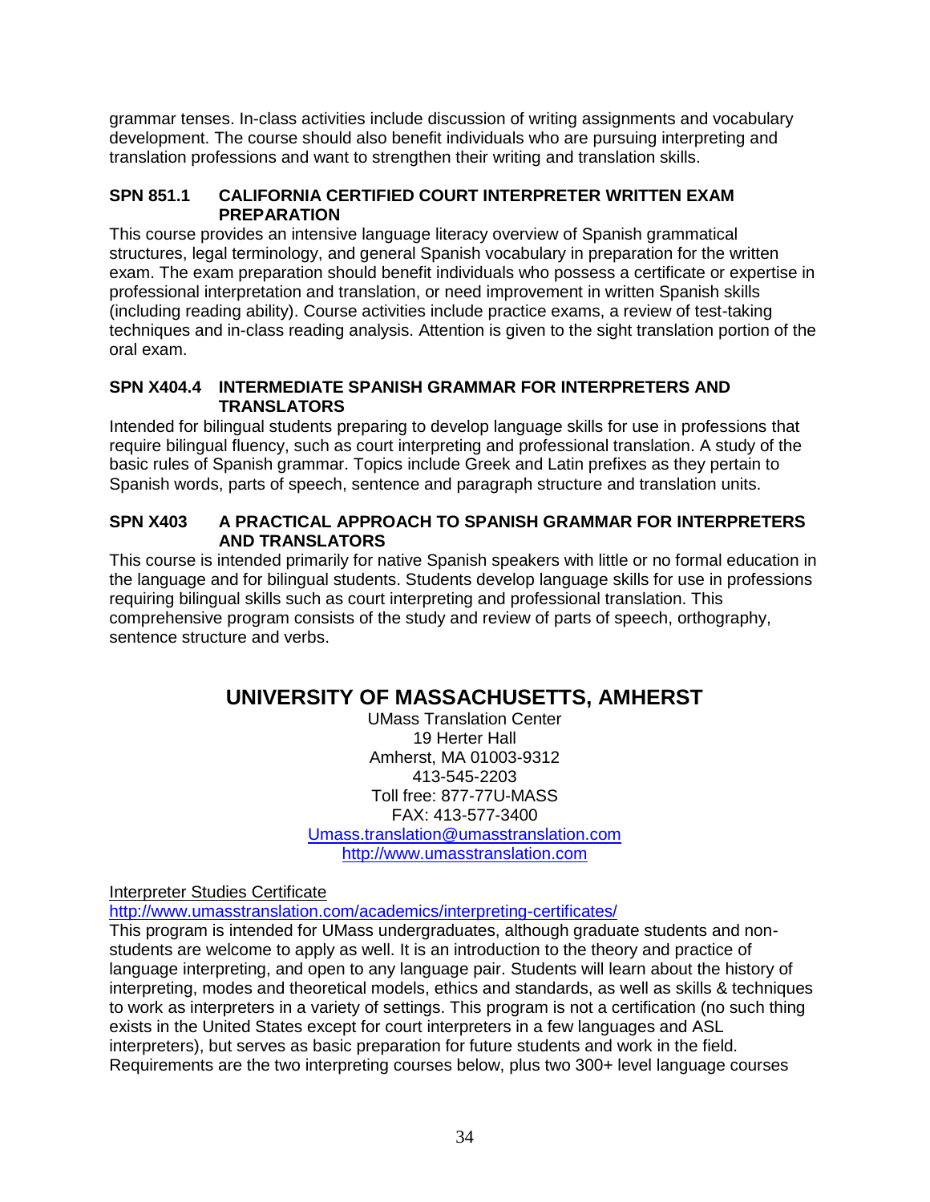grammar tenses. In-class activities include discussion of writing assignments and vocabulary development. The course should also benefit individuals who are pursuing interpreting and translation professions and want to strengthen their writing and translation skills.

### SPN 851.1 CALIFORNIA CERTIFIED COURT INTERPRETER WRITTEN EXAM PREPARATION

This course provides an intensive language literacy overview of Spanish grammatical structures, legal terminology, and general Spanish vocabulary in preparation for the written exam. The exam preparation should benefit individuals who possess a certificate or expertise in professional interpretation and translation, or need improvement in written Spanish skills (including reading ability). Course activities include practice exams, a review of test-taking techniques and in-class reading analysis. Attention is given to the sight translation portion of the oral exam.

### SPN X404.4 INTERMEDIATE SPANISH GRAMMAR FOR INTERPRETERS AND TRANSLATORS

Intended for bilingual students preparing to develop language skills for use in professions that require bilingual fluency, such as court interpreting and professional translation. A study of the basic rules of Spanish grammar. Topics include Greek and Latin prefixes as they pertain to Spanish words, parts of speech, sentence and paragraph structure and translation units.

### SPN X403 A PRACTICAL APPROACH TO SPANISH GRAMMAR FOR INTERPRETERS AND TRANSLATORS

This course is intended primarily for native Spanish speakers with little or no formal education in the language and for bilingual students. Students develop language skills for use in professions requiring bilingual skills such as court interpreting and professional translation. This comprehensive program consists of the study and review of parts of speech, orthography, sentence structure and verbs.

## UNIVERSITY OF MASSACHUSETTS, AMHERST

UMass Translation Center  
19 Herter Hall  
Amherst, MA 01003-9312  
413-545-2203  
Toll free: 877-77U-MASS  
FAX: 413-577-3400  
Umass.translation@umasstranslation.com  
http://www.umasstranslation.com

Interpreter Studies Certificate  
http://www.umasstranslation.com/academics/interpreting-certificates/  
This program is intended for UMass undergraduates, although graduate students and non-students are welcome to apply as well. It is an introduction to the theory and practice of language interpreting, and open to any language pair. Students will learn about the history of interpreting, modes and theoretical models, ethics and standards, as well as skills & techniques to work as interpreters in a variety of settings. This program is not a certification (no such thing exists in the United States except for court interpreters in a few languages and ASL interpreters), but serves as basic preparation for future students and work in the field. Requirements are the two interpreting courses below, plus two 300+ level language courses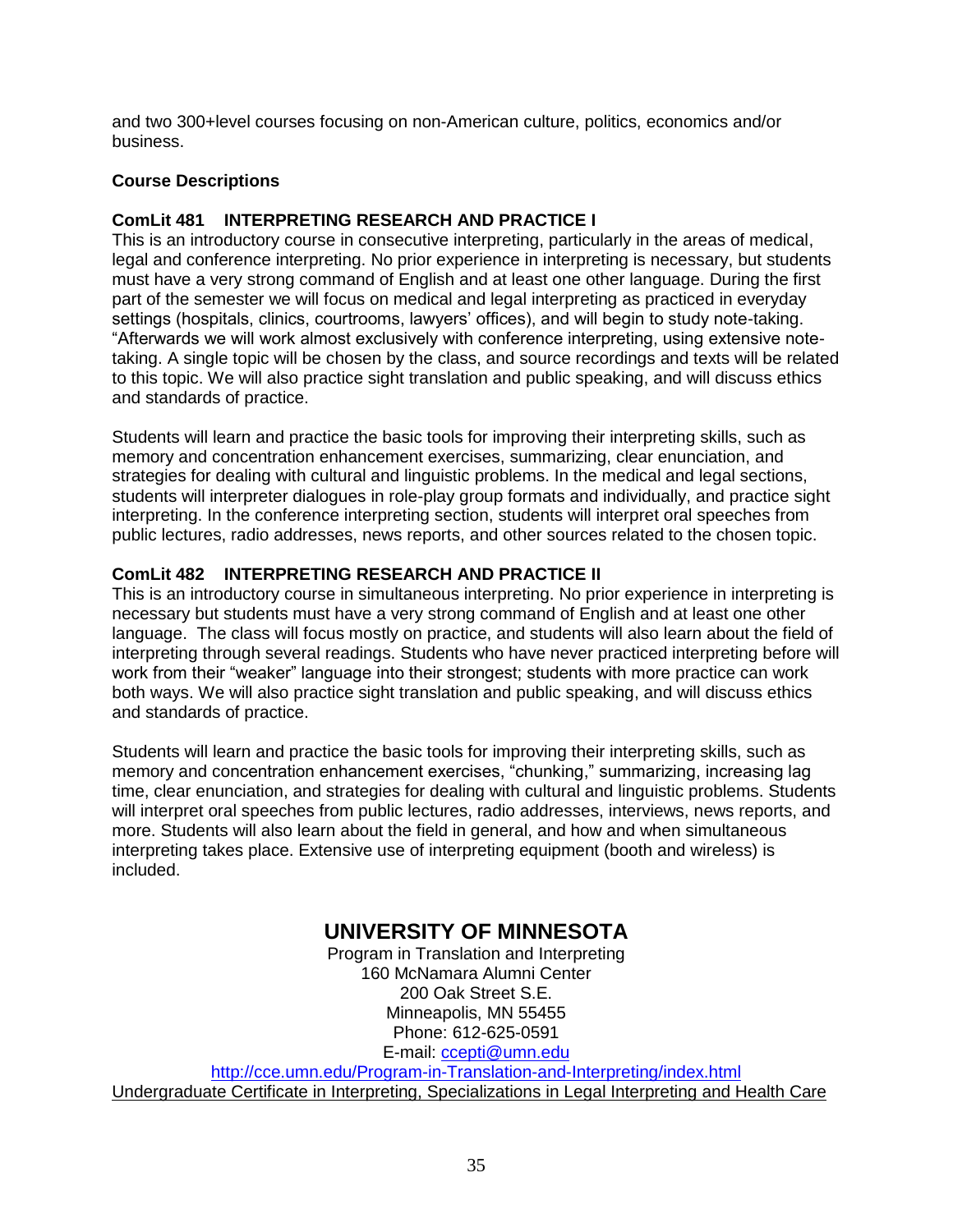and two 300+level courses focusing on non-American culture, politics, economics and/or business.

**Course Descriptions**

**ComLit 481 INTERPRETING RESEARCH AND PRACTICE I**

This is an introductory course in consecutive interpreting, particularly in the areas of medical, legal and conference interpreting. No prior experience in interpreting is necessary, but students must have a very strong command of English and at least one other language. During the first part of the semester we will focus on medical and legal interpreting as practiced in everyday settings (hospitals, clinics, courtrooms, lawyers' offices), and will begin to study note-taking. "Afterwards we will work almost exclusively with conference interpreting, using extensive note-taking. A single topic will be chosen by the class, and source recordings and texts will be related to this topic. We will also practice sight translation and public speaking, and will discuss ethics and standards of practice.

Students will learn and practice the basic tools for improving their interpreting skills, such as memory and concentration enhancement exercises, summarizing, clear enunciation, and strategies for dealing with cultural and linguistic problems. In the medical and legal sections, students will interpreter dialogues in role-play group formats and individually, and practice sight interpreting. In the conference interpreting section, students will interpret oral speeches from public lectures, radio addresses, news reports, and other sources related to the chosen topic.

**ComLit 482 INTERPRETING RESEARCH AND PRACTICE II**

This is an introductory course in simultaneous interpreting. No prior experience in interpreting is necessary but students must have a very strong command of English and at least one other language. The class will focus mostly on practice, and students will also learn about the field of interpreting through several readings. Students who have never practiced interpreting before will work from their "weaker" language into their strongest; students with more practice can work both ways. We will also practice sight translation and public speaking, and will discuss ethics and standards of practice.

Students will learn and practice the basic tools for improving their interpreting skills, such as memory and concentration enhancement exercises, "chunking," summarizing, increasing lag time, clear enunciation, and strategies for dealing with cultural and linguistic problems. Students will interpret oral speeches from public lectures, radio addresses, interviews, news reports, and more. Students will also learn about the field in general, and how and when simultaneous interpreting takes place. Extensive use of interpreting equipment (booth and wireless) is included.

## UNIVERSITY OF MINNESOTA

Program in Translation and Interpreting
160 McNamara Alumni Center
200 Oak Street S.E.
Minneapolis, MN 55455
Phone: 612-625-0591
E-mail: ccepti@umn.edu
http://cce.umn.edu/Program-in-Translation-and-Interpreting/index.html
Undergraduate Certificate in Interpreting, Specializations in Legal Interpreting and Health Care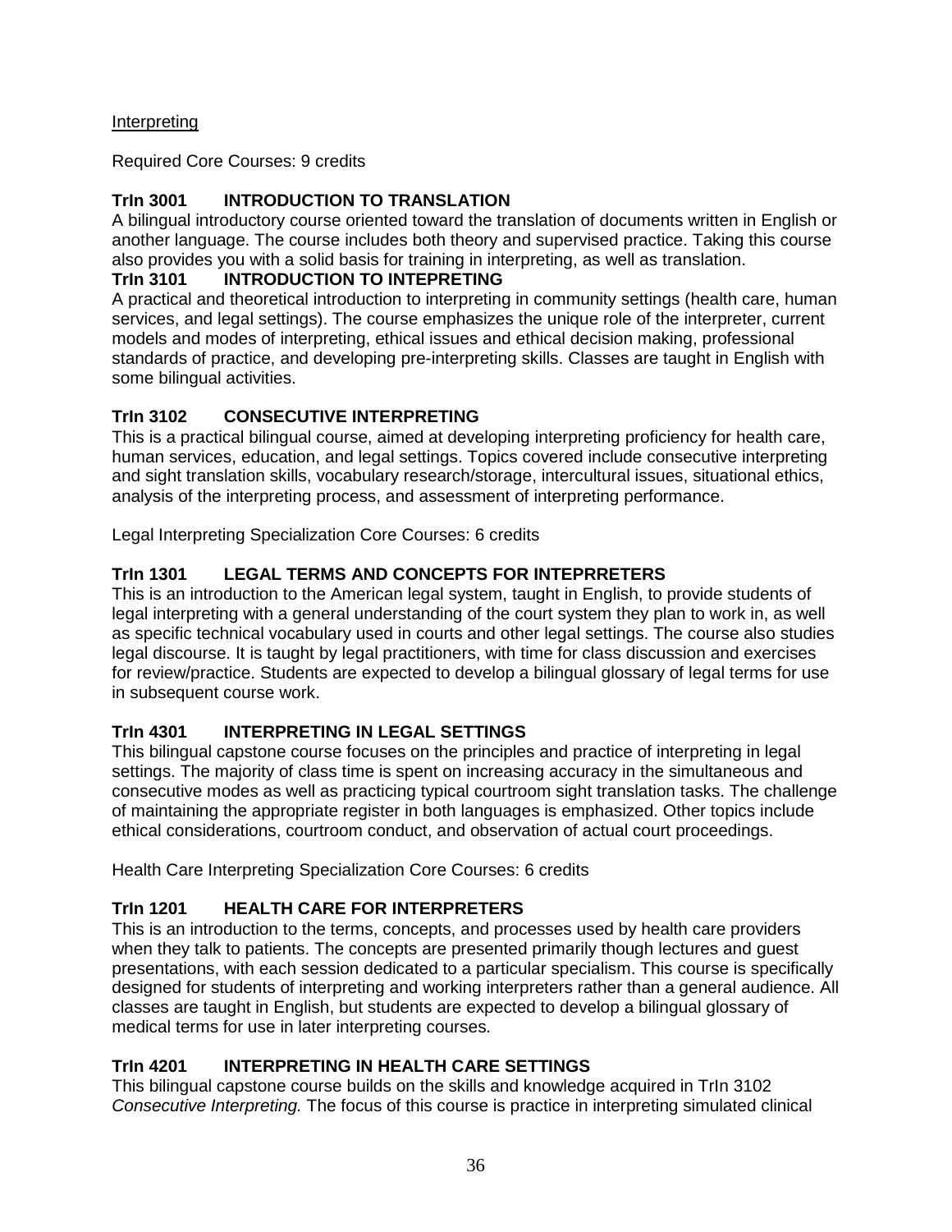Interpreting

Required Core Courses: 9 credits

**TrIn 3001 INTRODUCTION TO TRANSLATION**

A bilingual introductory course oriented toward the translation of documents written in English or another language. The course includes both theory and supervised practice. Taking this course also provides you with a solid basis for training in interpreting, as well as translation.

**TrIn 3101 INTRODUCTION TO INTEPRETING**

A practical and theoretical introduction to interpreting in community settings (health care, human services, and legal settings). The course emphasizes the unique role of the interpreter, current models and modes of interpreting, ethical issues and ethical decision making, professional standards of practice, and developing pre-interpreting skills. Classes are taught in English with some bilingual activities.

**TrIn 3102 CONSECUTIVE INTERPRETING**

This is a practical bilingual course, aimed at developing interpreting proficiency for health care, human services, education, and legal settings. Topics covered include consecutive interpreting and sight translation skills, vocabulary research/storage, intercultural issues, situational ethics, analysis of the interpreting process, and assessment of interpreting performance.

Legal Interpreting Specialization Core Courses: 6 credits

**TrIn 1301 LEGAL TERMS AND CONCEPTS FOR INTEPRRETERS**

This is an introduction to the American legal system, taught in English, to provide students of legal interpreting with a general understanding of the court system they plan to work in, as well as specific technical vocabulary used in courts and other legal settings. The course also studies legal discourse. It is taught by legal practitioners, with time for class discussion and exercises for review/practice. Students are expected to develop a bilingual glossary of legal terms for use in subsequent course work.

**TrIn 4301 INTERPRETING IN LEGAL SETTINGS**

This bilingual capstone course focuses on the principles and practice of interpreting in legal settings. The majority of class time is spent on increasing accuracy in the simultaneous and consecutive modes as well as practicing typical courtroom sight translation tasks. The challenge of maintaining the appropriate register in both languages is emphasized. Other topics include ethical considerations, courtroom conduct, and observation of actual court proceedings.

Health Care Interpreting Specialization Core Courses: 6 credits

**TrIn 1201 HEALTH CARE FOR INTERPRETERS**

This is an introduction to the terms, concepts, and processes used by health care providers when they talk to patients. The concepts are presented primarily though lectures and guest presentations, with each session dedicated to a particular specialism. This course is specifically designed for students of interpreting and working interpreters rather than a general audience. All classes are taught in English, but students are expected to develop a bilingual glossary of medical terms for use in later interpreting courses.

**TrIn 4201 INTERPRETING IN HEALTH CARE SETTINGS**

This bilingual capstone course builds on the skills and knowledge acquired in TrIn 3102 *Consecutive Interpreting.* The focus of this course is practice in interpreting simulated clinical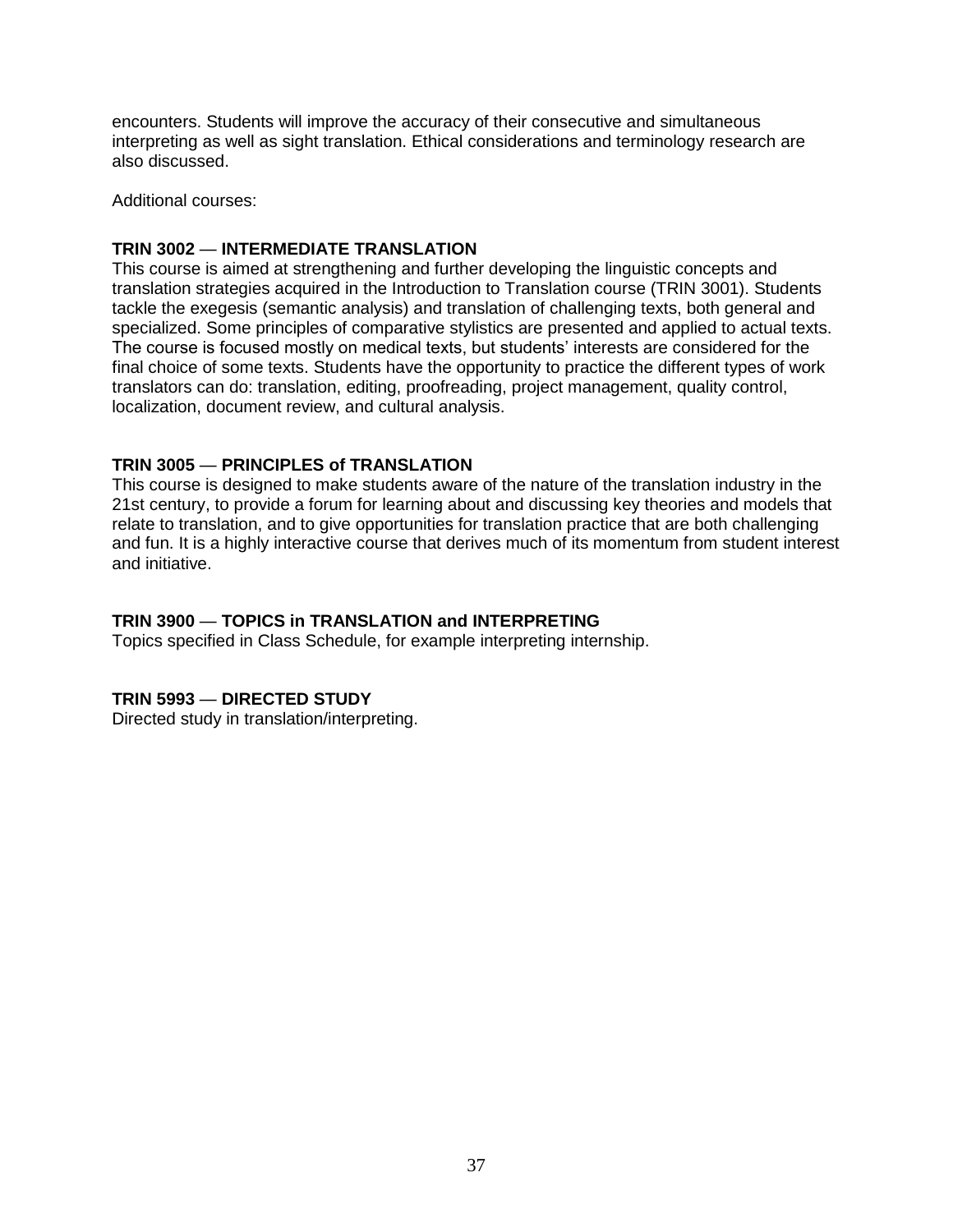encounters. Students will improve the accuracy of their consecutive and simultaneous interpreting as well as sight translation. Ethical considerations and terminology research are also discussed.

Additional courses:

**TRIN 3002** — **INTERMEDIATE TRANSLATION**

This course is aimed at strengthening and further developing the linguistic concepts and translation strategies acquired in the Introduction to Translation course (TRIN 3001). Students tackle the exegesis (semantic analysis) and translation of challenging texts, both general and specialized. Some principles of comparative stylistics are presented and applied to actual texts. The course is focused mostly on medical texts, but students' interests are considered for the final choice of some texts. Students have the opportunity to practice the different types of work translators can do: translation, editing, proofreading, project management, quality control, localization, document review, and cultural analysis.

**TRIN 3005** — **PRINCIPLES of TRANSLATION**

This course is designed to make students aware of the nature of the translation industry in the 21st century, to provide a forum for learning about and discussing key theories and models that relate to translation, and to give opportunities for translation practice that are both challenging and fun. It is a highly interactive course that derives much of its momentum from student interest and initiative.

**TRIN 3900** — **TOPICS in TRANSLATION and INTERPRETING**

Topics specified in Class Schedule, for example interpreting internship.

**TRIN 5993** — **DIRECTED STUDY**

Directed study in translation/interpreting.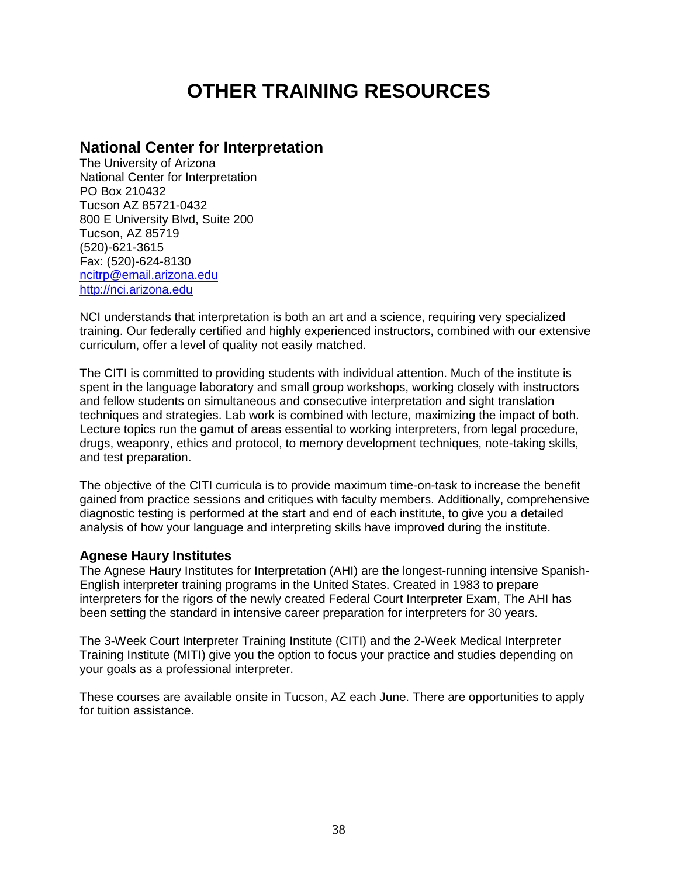# OTHER TRAINING RESOURCES

## National Center for Interpretation

The University of Arizona
National Center for Interpretation
PO Box 210432
Tucson AZ 85721-0432
800 E University Blvd, Suite 200
Tucson, AZ 85719
(520)-621-3615
Fax: (520)-624-8130
ncitrp@email.arizona.edu
http://nci.arizona.edu

NCI understands that interpretation is both an art and a science, requiring very specialized training. Our federally certified and highly experienced instructors, combined with our extensive curriculum, offer a level of quality not easily matched.

The CITI is committed to providing students with individual attention. Much of the institute is spent in the language laboratory and small group workshops, working closely with instructors and fellow students on simultaneous and consecutive interpretation and sight translation techniques and strategies. Lab work is combined with lecture, maximizing the impact of both. Lecture topics run the gamut of areas essential to working interpreters, from legal procedure, drugs, weaponry, ethics and protocol, to memory development techniques, note-taking skills, and test preparation.

The objective of the CITI curricula is to provide maximum time-on-task to increase the benefit gained from practice sessions and critiques with faculty members. Additionally, comprehensive diagnostic testing is performed at the start and end of each institute, to give you a detailed analysis of how your language and interpreting skills have improved during the institute.

### Agnese Haury Institutes

The Agnese Haury Institutes for Interpretation (AHI) are the longest-running intensive Spanish-English interpreter training programs in the United States. Created in 1983 to prepare interpreters for the rigors of the newly created Federal Court Interpreter Exam, The AHI has been setting the standard in intensive career preparation for interpreters for 30 years.

The 3-Week Court Interpreter Training Institute (CITI) and the 2-Week Medical Interpreter Training Institute (MITI) give you the option to focus your practice and studies depending on your goals as a professional interpreter.

These courses are available onsite in Tucson, AZ each June. There are opportunities to apply for tuition assistance.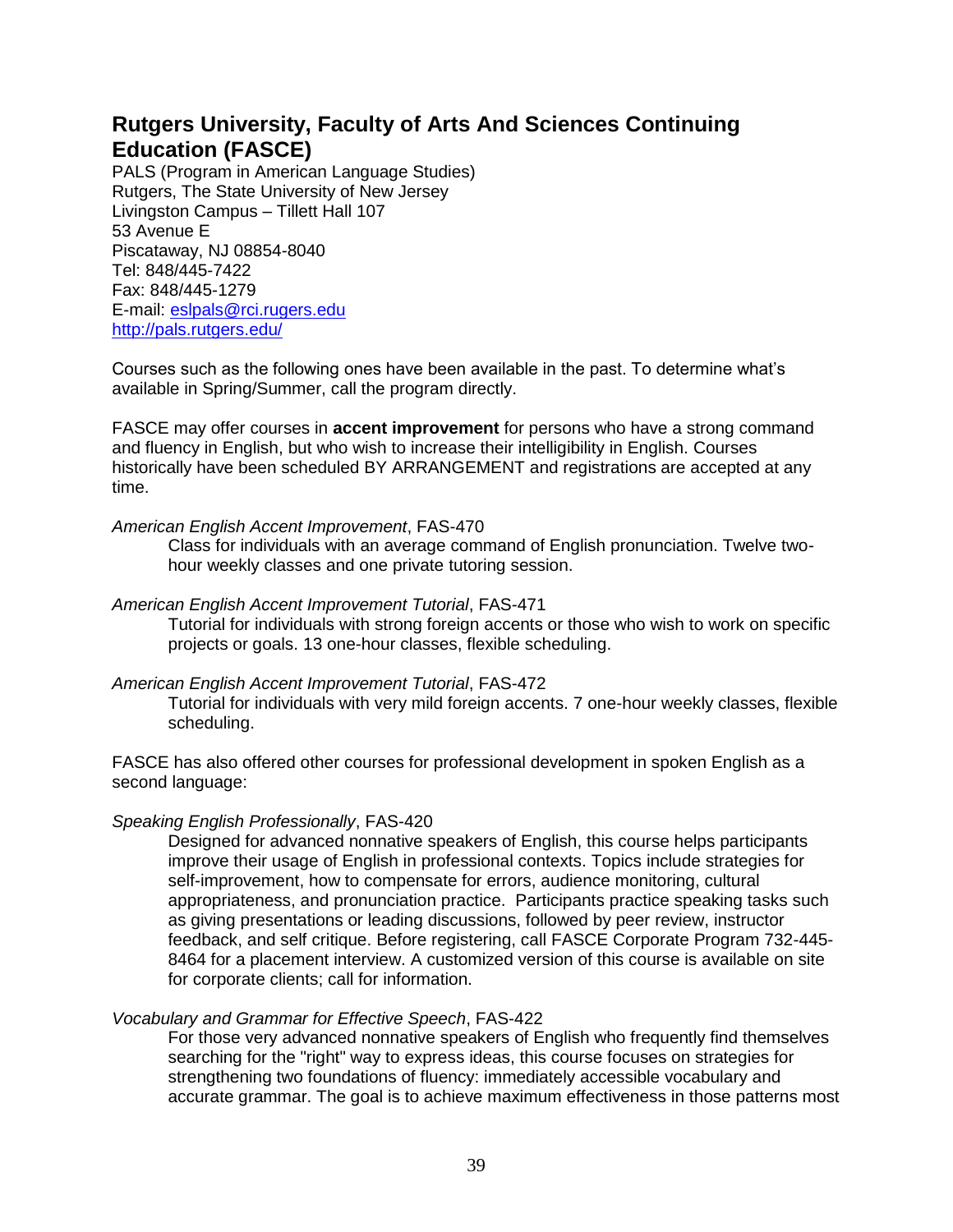## Rutgers University, Faculty of Arts And Sciences Continuing Education (FASCE)

PALS (Program in American Language Studies)
Rutgers, The State University of New Jersey
Livingston Campus – Tillett Hall 107
53 Avenue E
Piscataway, NJ 08854-8040
Tel: 848/445-7422
Fax: 848/445-1279
E-mail: eslpals@rci.rugers.edu
http://pals.rutgers.edu/

Courses such as the following ones have been available in the past. To determine what's available in Spring/Summer, call the program directly.

FASCE may offer courses in **accent improvement** for persons who have a strong command and fluency in English, but who wish to increase their intelligibility in English. Courses historically have been scheduled BY ARRANGEMENT and registrations are accepted at any time.

*American English Accent Improvement*, FAS-470

Class for individuals with an average command of English pronunciation. Twelve two-hour weekly classes and one private tutoring session.

*American English Accent Improvement Tutorial*, FAS-471

Tutorial for individuals with strong foreign accents or those who wish to work on specific projects or goals. 13 one-hour classes, flexible scheduling.

*American English Accent Improvement Tutorial*, FAS-472

Tutorial for individuals with very mild foreign accents. 7 one-hour weekly classes, flexible scheduling.

FASCE has also offered other courses for professional development in spoken English as a second language:

*Speaking English Professionally*, FAS-420

Designed for advanced nonnative speakers of English, this course helps participants improve their usage of English in professional contexts. Topics include strategies for self-improvement, how to compensate for errors, audience monitoring, cultural appropriateness, and pronunciation practice. Participants practice speaking tasks such as giving presentations or leading discussions, followed by peer review, instructor feedback, and self critique. Before registering, call FASCE Corporate Program 732-445-8464 for a placement interview. A customized version of this course is available on site for corporate clients; call for information.

*Vocabulary and Grammar for Effective Speech*, FAS-422

For those very advanced nonnative speakers of English who frequently find themselves searching for the "right" way to express ideas, this course focuses on strategies for strengthening two foundations of fluency: immediately accessible vocabulary and accurate grammar. The goal is to achieve maximum effectiveness in those patterns most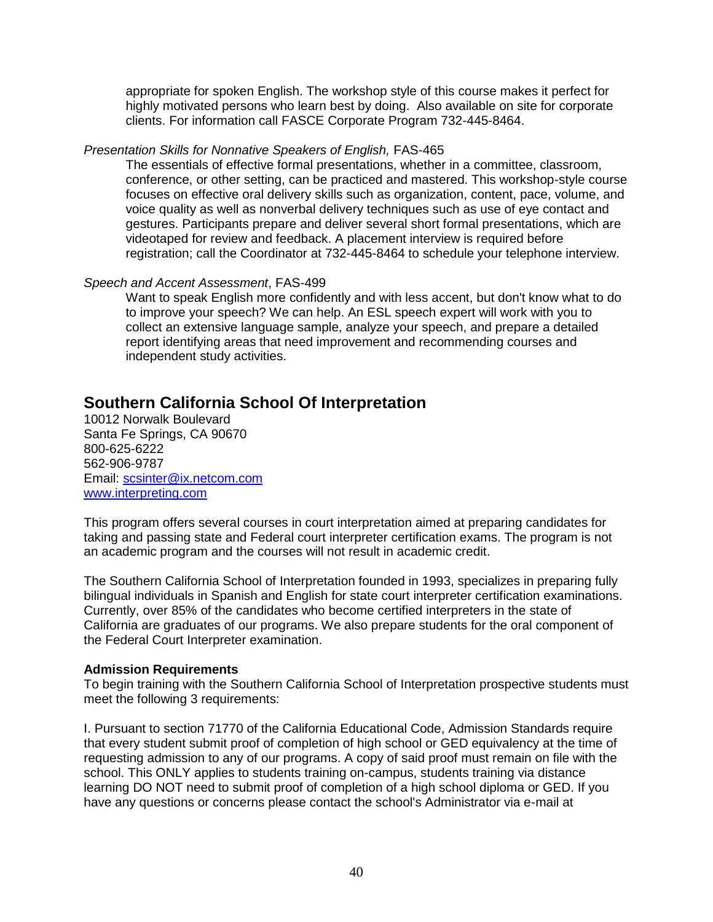appropriate for spoken English. The workshop style of this course makes it perfect for highly motivated persons who learn best by doing. Also available on site for corporate clients. For information call FASCE Corporate Program 732-445-8464.

*Presentation Skills for Nonnative Speakers of English,* FAS-465

The essentials of effective formal presentations, whether in a committee, classroom, conference, or other setting, can be practiced and mastered. This workshop-style course focuses on effective oral delivery skills such as organization, content, pace, volume, and voice quality as well as nonverbal delivery techniques such as use of eye contact and gestures. Participants prepare and deliver several short formal presentations, which are videotaped for review and feedback. A placement interview is required before registration; call the Coordinator at 732-445-8464 to schedule your telephone interview.

*Speech and Accent Assessment*, FAS-499

Want to speak English more confidently and with less accent, but don't know what to do to improve your speech? We can help. An ESL speech expert will work with you to collect an extensive language sample, analyze your speech, and prepare a detailed report identifying areas that need improvement and recommending courses and independent study activities.

## Southern California School Of Interpretation

10012 Norwalk Boulevard
Santa Fe Springs, CA 90670
800-625-6222
562-906-9787
Email: scsinter@ix.netcom.com
www.interpreting.com

This program offers several courses in court interpretation aimed at preparing candidates for taking and passing state and Federal court interpreter certification exams. The program is not an academic program and the courses will not result in academic credit.

The Southern California School of Interpretation founded in 1993, specializes in preparing fully bilingual individuals in Spanish and English for state court interpreter certification examinations. Currently, over 85% of the candidates who become certified interpreters in the state of California are graduates of our programs. We also prepare students for the oral component of the Federal Court Interpreter examination.

**Admission Requirements**

To begin training with the Southern California School of Interpretation prospective students must meet the following 3 requirements:

I. Pursuant to section 71770 of the California Educational Code, Admission Standards require that every student submit proof of completion of high school or GED equivalency at the time of requesting admission to any of our programs. A copy of said proof must remain on file with the school. This ONLY applies to students training on-campus, students training via distance learning DO NOT need to submit proof of completion of a high school diploma or GED. If you have any questions or concerns please contact the school's Administrator via e-mail at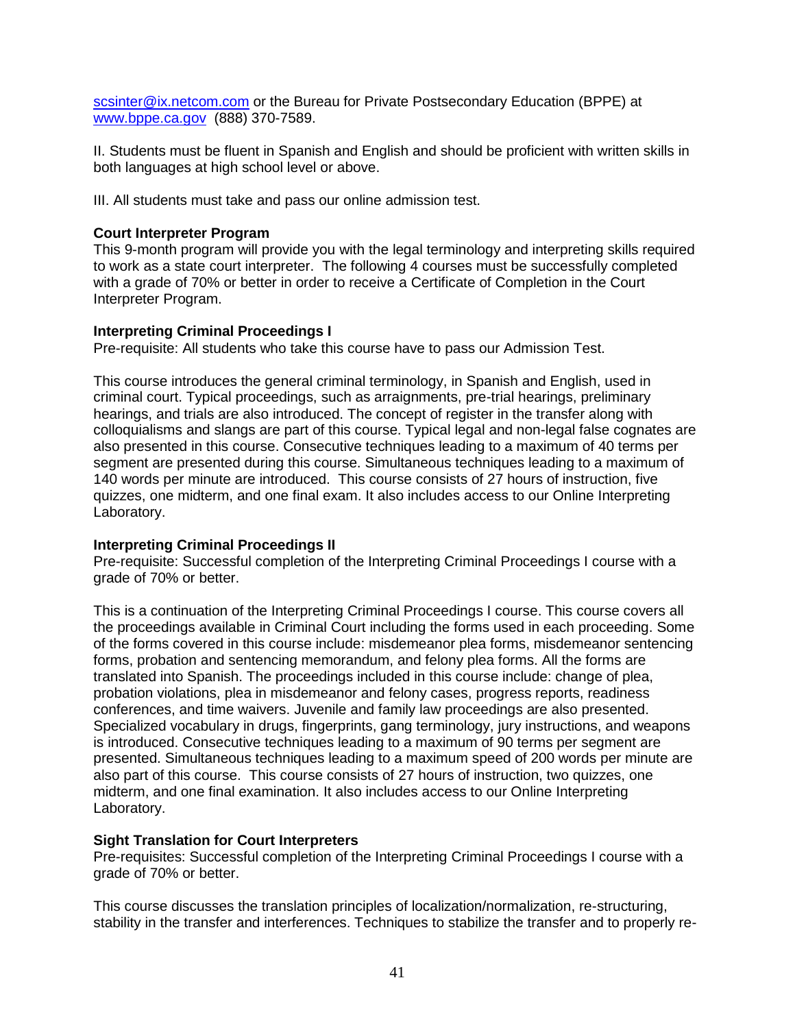scsinter@ix.netcom.com or the Bureau for Private Postsecondary Education (BPPE) at www.bppe.ca.gov (888) 370-7589.

II. Students must be fluent in Spanish and English and should be proficient with written skills in both languages at high school level or above.

III. All students must take and pass our online admission test.

**Court Interpreter Program**

This 9-month program will provide you with the legal terminology and interpreting skills required to work as a state court interpreter. The following 4 courses must be successfully completed with a grade of 70% or better in order to receive a Certificate of Completion in the Court Interpreter Program.

**Interpreting Criminal Proceedings I**

Pre-requisite: All students who take this course have to pass our Admission Test.

This course introduces the general criminal terminology, in Spanish and English, used in criminal court. Typical proceedings, such as arraignments, pre-trial hearings, preliminary hearings, and trials are also introduced. The concept of register in the transfer along with colloquialisms and slangs are part of this course. Typical legal and non-legal false cognates are also presented in this course. Consecutive techniques leading to a maximum of 40 terms per segment are presented during this course. Simultaneous techniques leading to a maximum of 140 words per minute are introduced. This course consists of 27 hours of instruction, five quizzes, one midterm, and one final exam. It also includes access to our Online Interpreting Laboratory.

**Interpreting Criminal Proceedings II**

Pre-requisite: Successful completion of the Interpreting Criminal Proceedings I course with a grade of 70% or better.

This is a continuation of the Interpreting Criminal Proceedings I course. This course covers all the proceedings available in Criminal Court including the forms used in each proceeding. Some of the forms covered in this course include: misdemeanor plea forms, misdemeanor sentencing forms, probation and sentencing memorandum, and felony plea forms. All the forms are translated into Spanish. The proceedings included in this course include: change of plea, probation violations, plea in misdemeanor and felony cases, progress reports, readiness conferences, and time waivers. Juvenile and family law proceedings are also presented. Specialized vocabulary in drugs, fingerprints, gang terminology, jury instructions, and weapons is introduced. Consecutive techniques leading to a maximum of 90 terms per segment are presented. Simultaneous techniques leading to a maximum speed of 200 words per minute are also part of this course. This course consists of 27 hours of instruction, two quizzes, one midterm, and one final examination. It also includes access to our Online Interpreting Laboratory.

**Sight Translation for Court Interpreters**

Pre-requisites: Successful completion of the Interpreting Criminal Proceedings I course with a grade of 70% or better.

This course discusses the translation principles of localization/normalization, re-structuring, stability in the transfer and interferences. Techniques to stabilize the transfer and to properly re-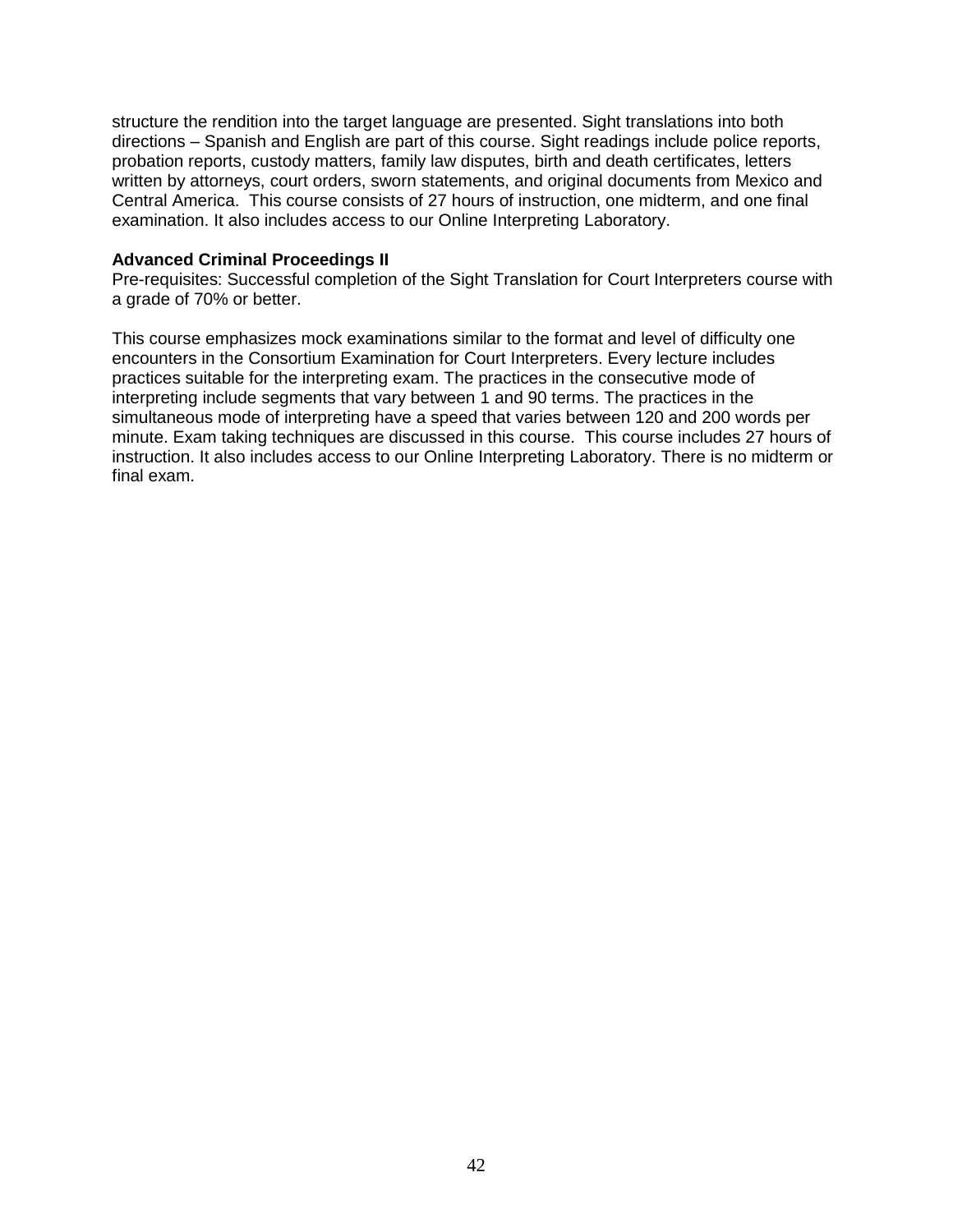structure the rendition into the target language are presented. Sight translations into both directions – Spanish and English are part of this course. Sight readings include police reports, probation reports, custody matters, family law disputes, birth and death certificates, letters written by attorneys, court orders, sworn statements, and original documents from Mexico and Central America. This course consists of 27 hours of instruction, one midterm, and one final examination. It also includes access to our Online Interpreting Laboratory.

**Advanced Criminal Proceedings II**
Pre-requisites: Successful completion of the Sight Translation for Court Interpreters course with a grade of 70% or better.

This course emphasizes mock examinations similar to the format and level of difficulty one encounters in the Consortium Examination for Court Interpreters. Every lecture includes practices suitable for the interpreting exam. The practices in the consecutive mode of interpreting include segments that vary between 1 and 90 terms. The practices in the simultaneous mode of interpreting have a speed that varies between 120 and 200 words per minute. Exam taking techniques are discussed in this course. This course includes 27 hours of instruction. It also includes access to our Online Interpreting Laboratory. There is no midterm or final exam.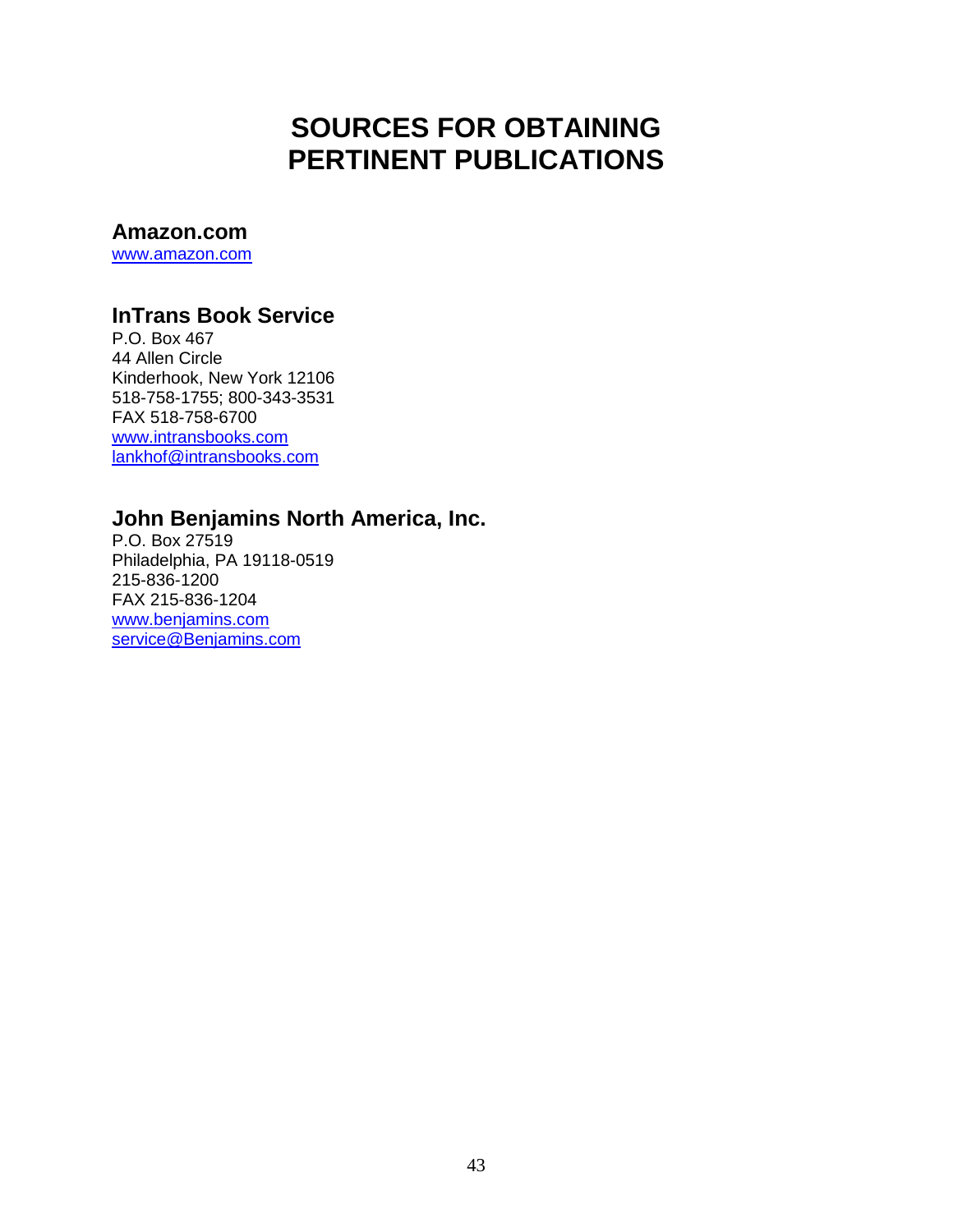# SOURCES FOR OBTAINING PERTINENT PUBLICATIONS

## Amazon.com

www.amazon.com

## InTrans Book Service

P.O. Box 467
44 Allen Circle
Kinderhook, New York 12106
518-758-1755; 800-343-3531
FAX 518-758-6700
www.intransbooks.com
lankhof@intransbooks.com

## John Benjamins North America, Inc.

P.O. Box 27519
Philadelphia, PA 19118-0519
215-836-1200
FAX 215-836-1204
www.benjamins.com
service@Benjamins.com